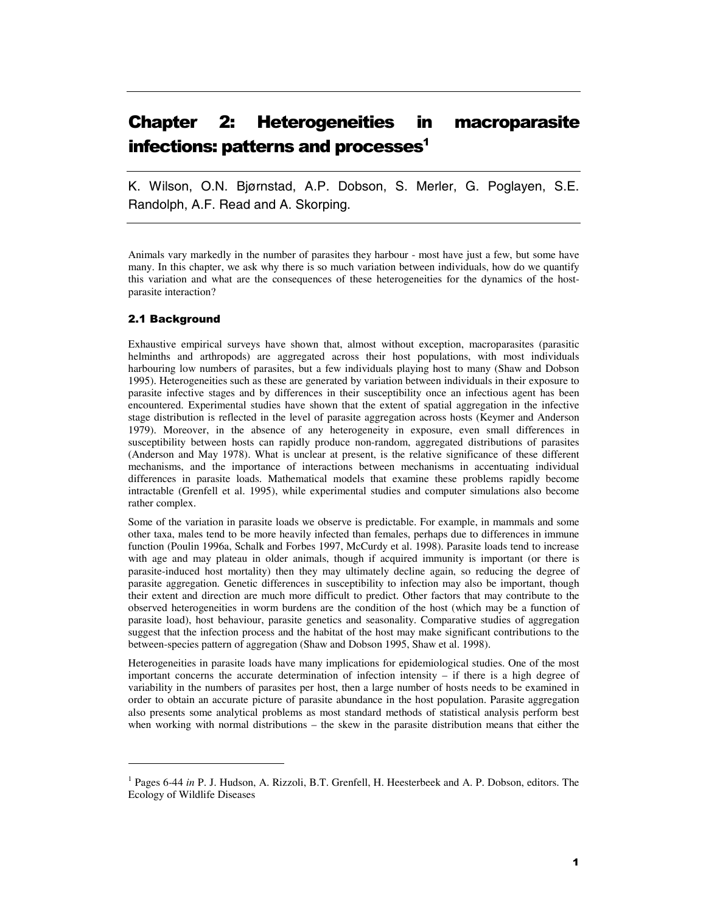# Chapter 2: Heterogeneities in macroparasite infections: patterns and processes[1]

K. Wilson, O.N. Bjørnstad, A.P. Dobson, S. Merler, G. Poglayen, S.E. Randolph, A.F. Read and A. Skorping.

Animals vary markedly in the number of parasites they harbour - most have just a few, but some have many. In this chapter, we ask why there is so much variation between individuals, how do we quantify this variation and what are the consequences of these heterogeneities for the dynamics of the host-parasite interaction?

## 2.1 Background

Exhaustive empirical surveys have shown that, almost without exception, macroparasites (parasitic helminths and arthropods) are aggregated across their host populations, with most individuals harbouring low numbers of parasites, but a few individuals playing host to many (Shaw and Dobson 1995). Heterogeneities such as these are generated by variation between individuals in their exposure to parasite infective stages and by differences in their susceptibility once an infectious agent has been encountered. Experimental studies have shown that the extent of spatial aggregation in the infective stage distribution is reflected in the level of parasite aggregation across hosts (Keymer and Anderson 1979). Moreover, in the absence of any heterogeneity in exposure, even small differences in susceptibility between hosts can rapidly produce non-random, aggregated distributions of parasites (Anderson and May 1978). What is unclear at present, is the relative significance of these different mechanisms, and the importance of interactions between mechanisms in accentuating individual differences in parasite loads. Mathematical models that examine these problems rapidly become intractable (Grenfell et al. 1995), while experimental studies and computer simulations also become rather complex.

Some of the variation in parasite loads we observe is predictable. For example, in mammals and some other taxa, males tend to be more heavily infected than females, perhaps due to differences in immune function (Poulin 1996a, Schalk and Forbes 1997, McCurdy et al. 1998). Parasite loads tend to increase with age and may plateau in older animals, though if acquired immunity is important (or there is parasite-induced host mortality) then they may ultimately decline again, so reducing the degree of parasite aggregation. Genetic differences in susceptibility to infection may also be important, though their extent and direction are much more difficult to predict. Other factors that may contribute to the observed heterogeneities in worm burdens are the condition of the host (which may be a function of parasite load), host behaviour, parasite genetics and seasonality. Comparative studies of aggregation suggest that the infection process and the habitat of the host may make significant contributions to the between-species pattern of aggregation (Shaw and Dobson 1995, Shaw et al. 1998).

Heterogeneities in parasite loads have many implications for epidemiological studies. One of the most important concerns the accurate determination of infection intensity – if there is a high degree of variability in the numbers of parasites per host, then a large number of hosts needs to be examined in order to obtain an accurate picture of parasite abundance in the host population. Parasite aggregation also presents some analytical problems as most standard methods of statistical analysis perform best when working with normal distributions – the skew in the parasite distribution means that either the

---

[1] Pages 6-44 *in* P. J. Hudson, A. Rizzoli, B.T. Grenfell, H. Heesterbeek and A. P. Dobson, editors. The Ecology of Wildlife Diseases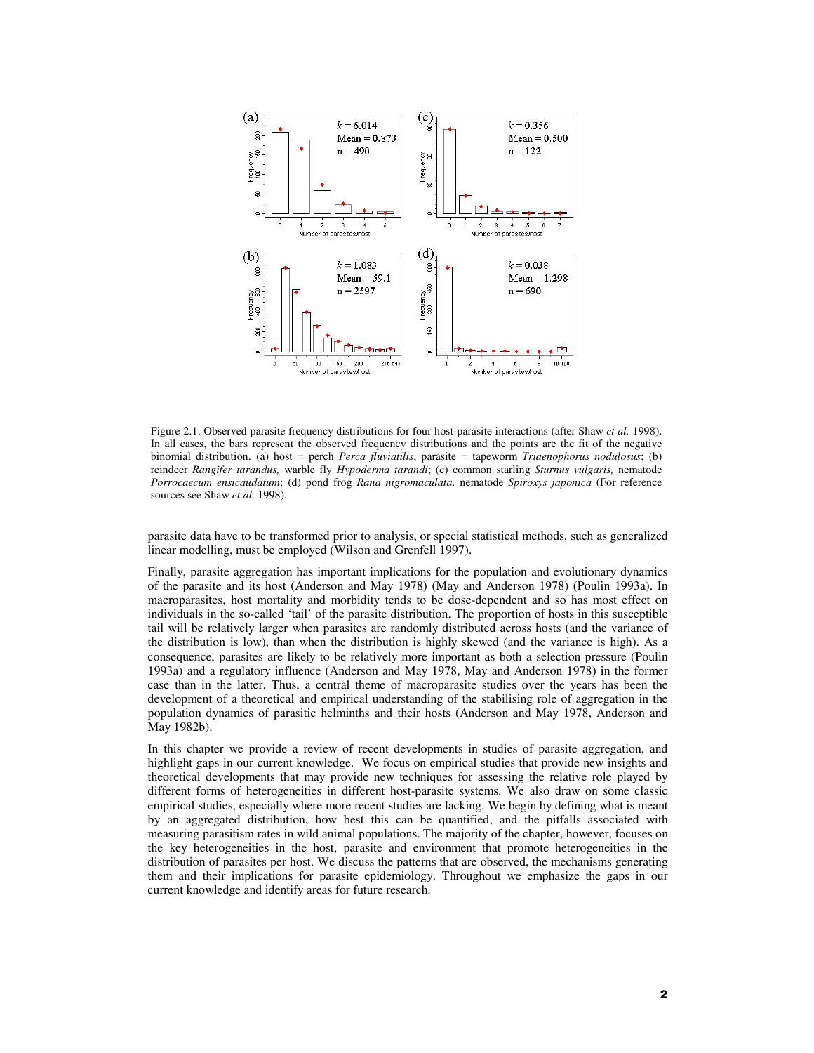Figure 2.1. Observed parasite frequency distributions for four host-parasite interactions (after Shaw *et al.* 1998). In all cases, the bars represent the observed frequency distributions and the points are the fit of the negative binomial distribution. (a) host = perch *Perca fluviatilis*, parasite = tapeworm *Triaenophorus nodulosus*; (b) reindeer *Rangifer tarandus,* warble fly *Hypoderma tarandi*; (c) common starling *Sturnus vulgaris,* nematode *Porrocaecum ensicaudatum*; (d) pond frog *Rana nigromaculata,* nematode *Spiroxys japonica* (For reference sources see Shaw *et al.* 1998).

parasite data have to be transformed prior to analysis, or special statistical methods, such as generalized linear modelling, must be employed (Wilson and Grenfell 1997).

Finally, parasite aggregation has important implications for the population and evolutionary dynamics of the parasite and its host (Anderson and May 1978) (May and Anderson 1978) (Poulin 1993a). In macroparasites, host mortality and morbidity tends to be dose-dependent and so has most effect on individuals in the so-called 'tail' of the parasite distribution. The proportion of hosts in this susceptible tail will be relatively larger when parasites are randomly distributed across hosts (and the variance of the distribution is low), than when the distribution is highly skewed (and the variance is high). As a consequence, parasites are likely to be relatively more important as both a selection pressure (Poulin 1993a) and a regulatory influence (Anderson and May 1978, May and Anderson 1978) in the former case than in the latter. Thus, a central theme of macroparasite studies over the years has been the development of a theoretical and empirical understanding of the stabilising role of aggregation in the population dynamics of parasitic helminths and their hosts (Anderson and May 1978, Anderson and May 1982b).

In this chapter we provide a review of recent developments in studies of parasite aggregation, and highlight gaps in our current knowledge. We focus on empirical studies that provide new insights and theoretical developments that may provide new techniques for assessing the relative role played by different forms of heterogeneities in different host-parasite systems. We also draw on some classic empirical studies, especially where more recent studies are lacking. We begin by defining what is meant by an aggregated distribution, how best this can be quantified, and the pitfalls associated with measuring parasitism rates in wild animal populations. The majority of the chapter, however, focuses on the key heterogeneities in the host, parasite and environment that promote heterogeneities in the distribution of parasites per host. We discuss the patterns that are observed, the mechanisms generating them and their implications for parasite epidemiology. Throughout we emphasize the gaps in our current knowledge and identify areas for future research.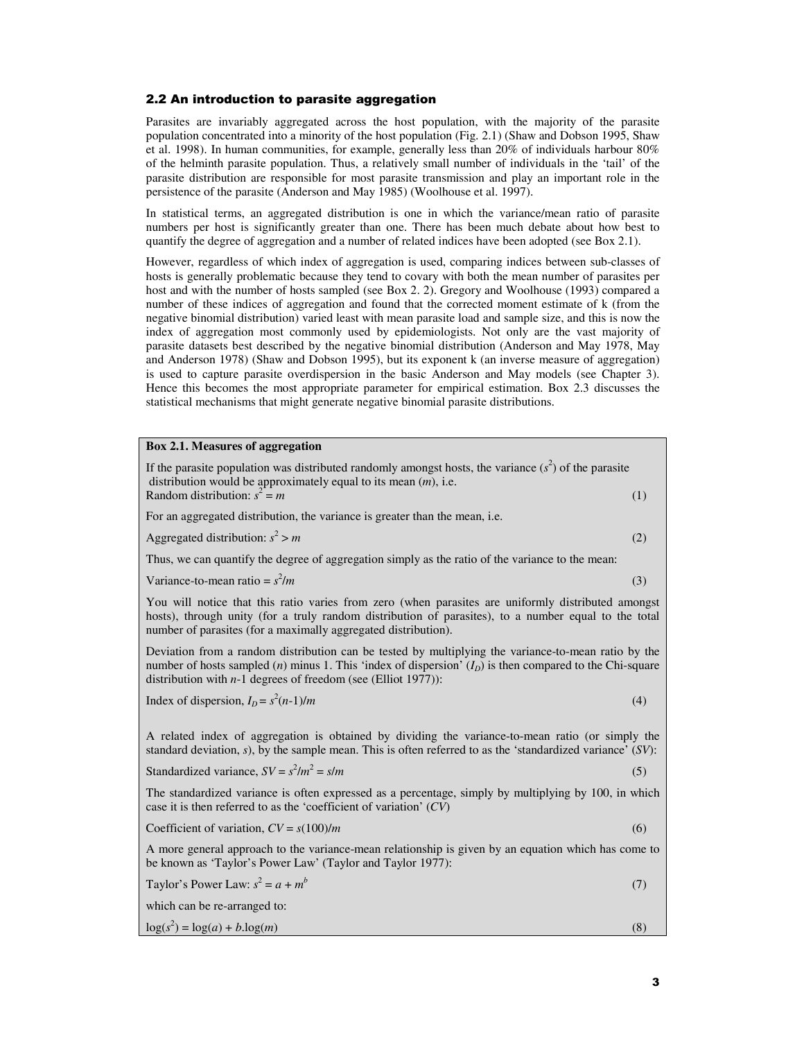## 2.2 An introduction to parasite aggregation

Parasites are invariably aggregated across the host population, with the majority of the parasite population concentrated into a minority of the host population (Fig. 2.1) (Shaw and Dobson 1995, Shaw et al. 1998). In human communities, for example, generally less than 20% of individuals harbour 80% of the helminth parasite population. Thus, a relatively small number of individuals in the 'tail' of the parasite distribution are responsible for most parasite transmission and play an important role in the persistence of the parasite (Anderson and May 1985) (Woolhouse et al. 1997).

In statistical terms, an aggregated distribution is one in which the variance/mean ratio of parasite numbers per host is significantly greater than one. There has been much debate about how best to quantify the degree of aggregation and a number of related indices have been adopted (see Box 2.1).

However, regardless of which index of aggregation is used, comparing indices between sub-classes of hosts is generally problematic because they tend to covary with both the mean number of parasites per host and with the number of hosts sampled (see Box 2. 2). Gregory and Woolhouse (1993) compared a number of these indices of aggregation and found that the corrected moment estimate of k (from the negative binomial distribution) varied least with mean parasite load and sample size, and this is now the index of aggregation most commonly used by epidemiologists. Not only are the vast majority of parasite datasets best described by the negative binomial distribution (Anderson and May 1978, May and Anderson 1978) (Shaw and Dobson 1995), but its exponent k (an inverse measure of aggregation) is used to capture parasite overdispersion in the basic Anderson and May models (see Chapter 3). Hence this becomes the most appropriate parameter for empirical estimation. Box 2.3 discusses the statistical mechanisms that might generate negative binomial parasite distributions.

---

**Box 2.1. Measures of aggregation**

If the parasite population was distributed randomly amongst hosts, the variance ($s^2$) of the parasite distribution would be approximately equal to its mean ($m$), i.e.

Random distribution: $s^2 = m$ (1)

For an aggregated distribution, the variance is greater than the mean, i.e.

Aggregated distribution: $s^2 > m$ (2)

Thus, we can quantify the degree of aggregation simply as the ratio of the variance to the mean:

Variance-to-mean ratio = $s^2/m$ (3)

You will notice that this ratio varies from zero (when parasites are uniformly distributed amongst hosts), through unity (for a truly random distribution of parasites), to a number equal to the total number of parasites (for a maximally aggregated distribution).

Deviation from a random distribution can be tested by multiplying the variance-to-mean ratio by the number of hosts sampled ($n$) minus 1. This 'index of dispersion' ($I_D$) is then compared to the Chi-square distribution with $n$-1 degrees of freedom (see (Elliot 1977)):

Index of dispersion, $I_D = s^2(n-1)/m$ (4)

A related index of aggregation is obtained by dividing the variance-to-mean ratio (or simply the standard deviation, $s$), by the sample mean. This is often referred to as the 'standardized variance' ($SV$):

Standardized variance, $SV = s^2/m^2 = s/m$ (5)

The standardized variance is often expressed as a percentage, simply by multiplying by 100, in which case it is then referred to as the 'coefficient of variation' ($CV$)

Coefficient of variation, $CV = s(100)/m$ (6)

A more general approach to the variance-mean relationship is given by an equation which has come to be known as 'Taylor's Power Law' (Taylor and Taylor 1977):

Taylor's Power Law: $s^2 = a + m^b$ (7)

which can be re-arranged to:

$\log(s^2) = \log(a) + b.\log(m)$ (8)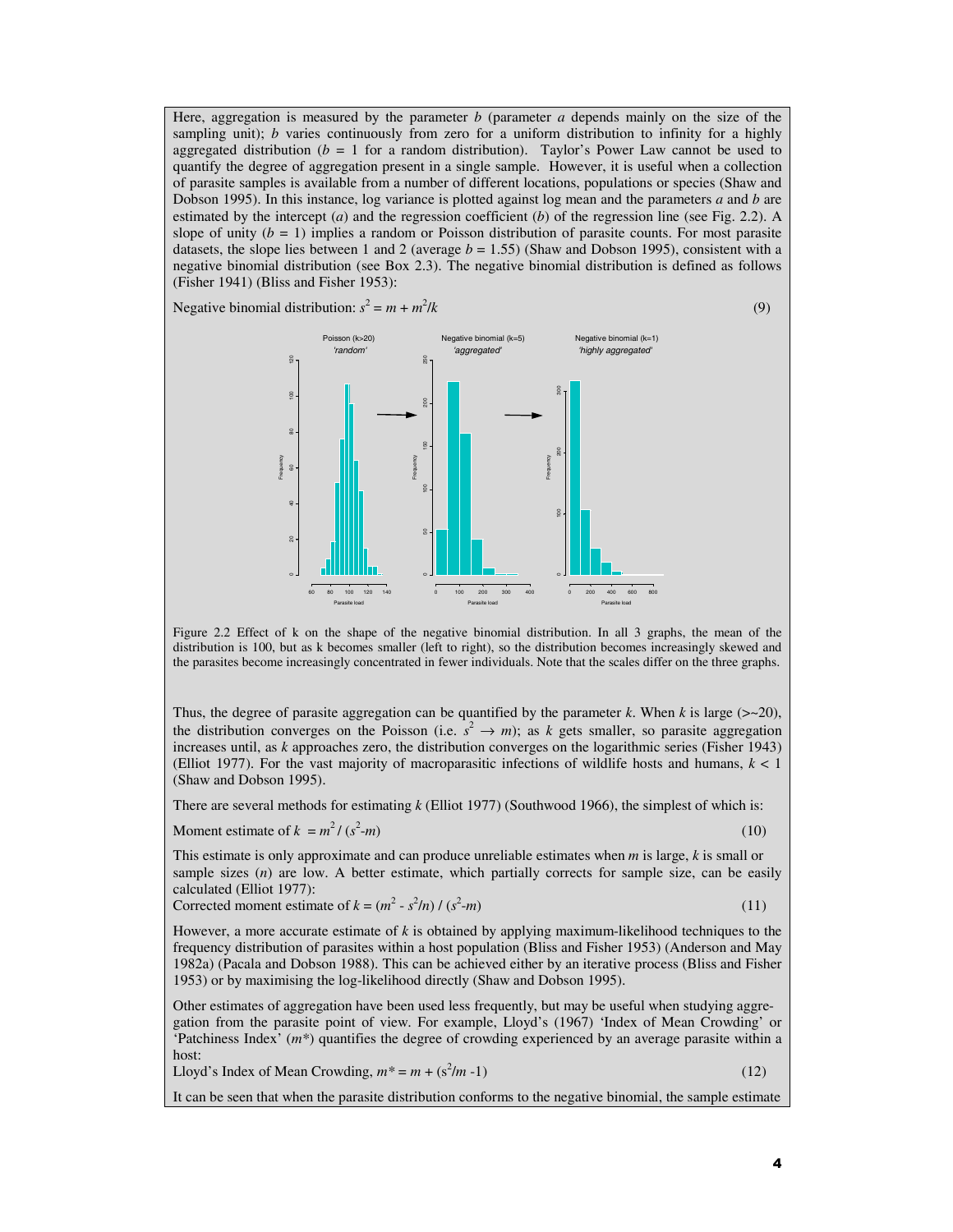Here, aggregation is measured by the parameter $b$ (parameter $a$ depends mainly on the size of the sampling unit); $b$ varies continuously from zero for a uniform distribution to infinity for a highly aggregated distribution ($b$ = 1 for a random distribution). Taylor's Power Law cannot be used to quantify the degree of aggregation present in a single sample. However, it is useful when a collection of parasite samples is available from a number of different locations, populations or species (Shaw and Dobson 1995). In this instance, log variance is plotted against log mean and the parameters $a$ and $b$ are estimated by the intercept ($a$) and the regression coefficient ($b$) of the regression line (see Fig. 2.2). A slope of unity ($b$ = 1) implies a random or Poisson distribution of parasite counts. For most parasite datasets, the slope lies between 1 and 2 (average $b$ = 1.55) (Shaw and Dobson 1995), consistent with a negative binomial distribution (see Box 2.3). The negative binomial distribution is defined as follows (Fisher 1941) (Bliss and Fisher 1953):

Negative binomial distribution: $s^2 = m + m^2/k$ (9)

Figure 2.2 Effect of k on the shape of the negative binomial distribution. In all 3 graphs, the mean of the distribution is 100, but as k becomes smaller (left to right), so the distribution becomes increasingly skewed and the parasites become increasingly concentrated in fewer individuals. Note that the scales differ on the three graphs.

Thus, the degree of parasite aggregation can be quantified by the parameter $k$. When $k$ is large (>~20), the distribution converges on the Poisson (i.e. $s^2 \rightarrow m$); as $k$ gets smaller, so parasite aggregation increases until, as $k$ approaches zero, the distribution converges on the logarithmic series (Fisher 1943) (Elliot 1977). For the vast majority of macroparasitic infections of wildlife hosts and humans, $k < 1$ (Shaw and Dobson 1995).

There are several methods for estimating $k$ (Elliot 1977) (Southwood 1966), the simplest of which is:

Moment estimate of $k = m^2 / (s^2 - m)$ (10)

This estimate is only approximate and can produce unreliable estimates when $m$ is large, $k$ is small or sample sizes ($n$) are low. A better estimate, which partially corrects for sample size, can be easily calculated (Elliot 1977):

Corrected moment estimate of $k = (m^2 - s^2/n) / (s^2 - m)$ (11)

However, a more accurate estimate of $k$ is obtained by applying maximum-likelihood techniques to the frequency distribution of parasites within a host population (Bliss and Fisher 1953) (Anderson and May 1982a) (Pacala and Dobson 1988). This can be achieved either by an iterative process (Bliss and Fisher 1953) or by maximising the log-likelihood directly (Shaw and Dobson 1995).

Other estimates of aggregation have been used less frequently, but may be useful when studying aggregation from the parasite point of view. For example, Lloyd's (1967) 'Index of Mean Crowding' or 'Patchiness Index' ($m^*$) quantifies the degree of crowding experienced by an average parasite within a host:

Lloyd's Index of Mean Crowding, $m^* = m + (s^2/m - 1)$ (12)

It can be seen that when the parasite distribution conforms to the negative binomial, the sample estimate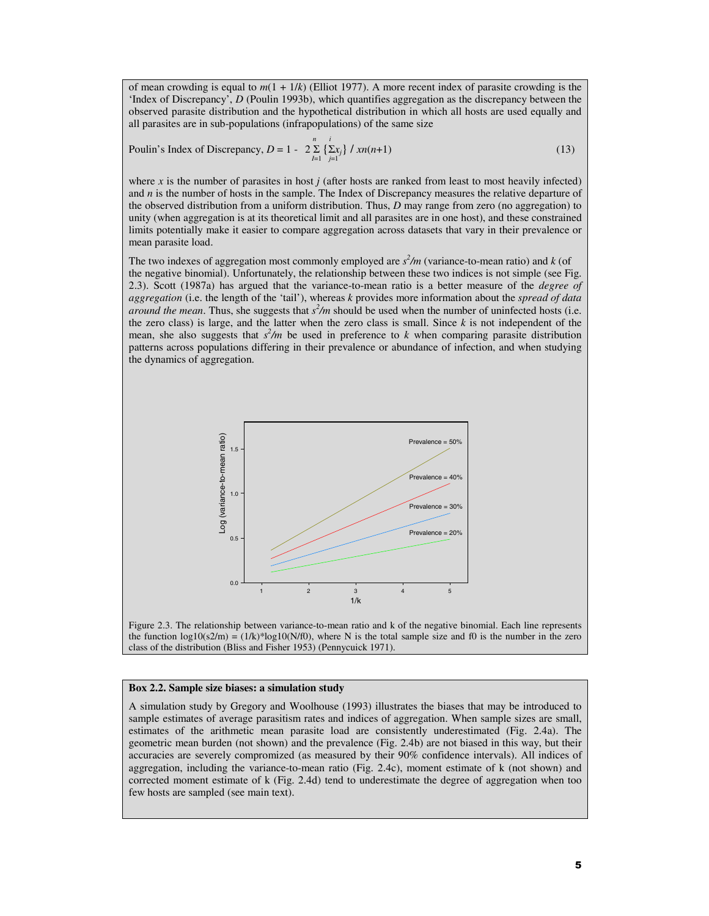of mean crowding is equal to $m(1 + 1/k)$ (Elliot 1977). A more recent index of parasite crowding is the 'Index of Discrepancy', $D$ (Poulin 1993b), which quantifies aggregation as the discrepancy between the observed parasite distribution and the hypothetical distribution in which all hosts are used equally and all parasites are in sub-populations (infrapopulations) of the same size

$$\text{Poulin's Index of Discrepancy, } D = 1 - \; 2\sum_{I=1}^{n}\{\sum_{j=1}^{i}x_j\} \,/\, xn(n+1) \qquad (13)$$

where $x$ is the number of parasites in host $j$ (after hosts are ranked from least to most heavily infected) and $n$ is the number of hosts in the sample. The Index of Discrepancy measures the relative departure of the observed distribution from a uniform distribution. Thus, $D$ may range from zero (no aggregation) to unity (when aggregation is at its theoretical limit and all parasites are in one host), and these constrained limits potentially make it easier to compare aggregation across datasets that vary in their prevalence or mean parasite load.

The two indexes of aggregation most commonly employed are $s^2/m$ (variance-to-mean ratio) and $k$ (of the negative binomial). Unfortunately, the relationship between these two indices is not simple (see Fig. 2.3). Scott (1987a) has argued that the variance-to-mean ratio is a better measure of the *degree of aggregation* (i.e. the length of the 'tail'), whereas $k$ provides more information about the *spread of data around the mean*. Thus, she suggests that $s^2/m$ should be used when the number of uninfected hosts (i.e. the zero class) is large, and the latter when the zero class is small. Since $k$ is not independent of the mean, she also suggests that $s^2/m$ be used in preference to $k$ when comparing parasite distribution patterns across populations differing in their prevalence or abundance of infection, and when studying the dynamics of aggregation.

Figure 2.3. The relationship between variance-to-mean ratio and k of the negative binomial. Each line represents the function $\log10(s2/m) = (1/k)*\log10(N/f0)$, where N is the total sample size and f0 is the number in the zero class of the distribution (Bliss and Fisher 1953) (Pennycuick 1971).

**Box 2.2. Sample size biases: a simulation study**

A simulation study by Gregory and Woolhouse (1993) illustrates the biases that may be introduced to sample estimates of average parasitism rates and indices of aggregation. When sample sizes are small, estimates of the arithmetic mean parasite load are consistently underestimated (Fig. 2.4a). The geometric mean burden (not shown) and the prevalence (Fig. 2.4b) are not biased in this way, but their accuracies are severely compromized (as measured by their 90% confidence intervals). All indices of aggregation, including the variance-to-mean ratio (Fig. 2.4c), moment estimate of k (not shown) and corrected moment estimate of k (Fig. 2.4d) tend to underestimate the degree of aggregation when too few hosts are sampled (see main text).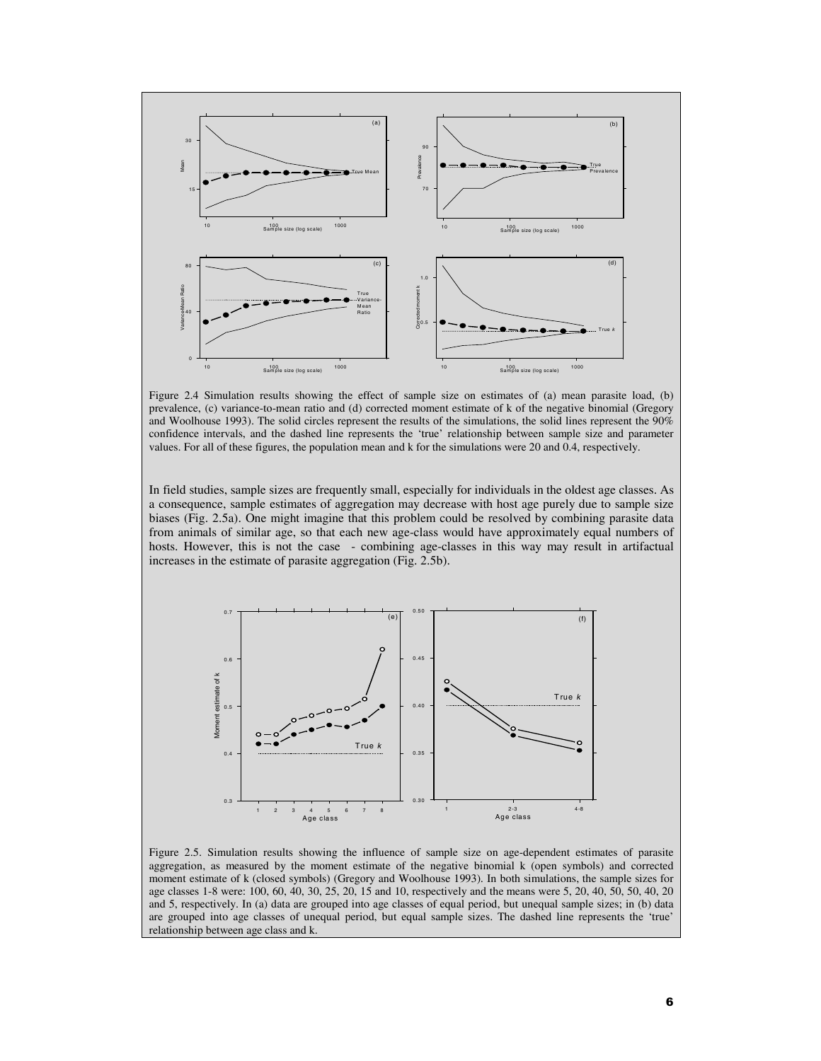Figure 2.4 Simulation results showing the effect of sample size on estimates of (a) mean parasite load, (b) prevalence, (c) variance-to-mean ratio and (d) corrected moment estimate of k of the negative binomial (Gregory and Woolhouse 1993). The solid circles represent the results of the simulations, the solid lines represent the 90% confidence intervals, and the dashed line represents the 'true' relationship between sample size and parameter values. For all of these figures, the population mean and k for the simulations were 20 and 0.4, respectively.

In field studies, sample sizes are frequently small, especially for individuals in the oldest age classes. As a consequence, sample estimates of aggregation may decrease with host age purely due to sample size biases (Fig. 2.5a). One might imagine that this problem could be resolved by combining parasite data from animals of similar age, so that each new age-class would have approximately equal numbers of hosts. However, this is not the case - combining age-classes in this way may result in artifactual increases in the estimate of parasite aggregation (Fig. 2.5b).

Figure 2.5. Simulation results showing the influence of sample size on age-dependent estimates of parasite aggregation, as measured by the moment estimate of the negative binomial k (open symbols) and corrected moment estimate of k (closed symbols) (Gregory and Woolhouse 1993). In both simulations, the sample sizes for age classes 1-8 were: 100, 60, 40, 30, 25, 20, 15 and 10, respectively and the means were 5, 20, 40, 50, 50, 40, 20 and 5, respectively. In (a) data are grouped into age classes of equal period, but unequal sample sizes; in (b) data are grouped into age classes of unequal period, but equal sample sizes. The dashed line represents the 'true' relationship between age class and k.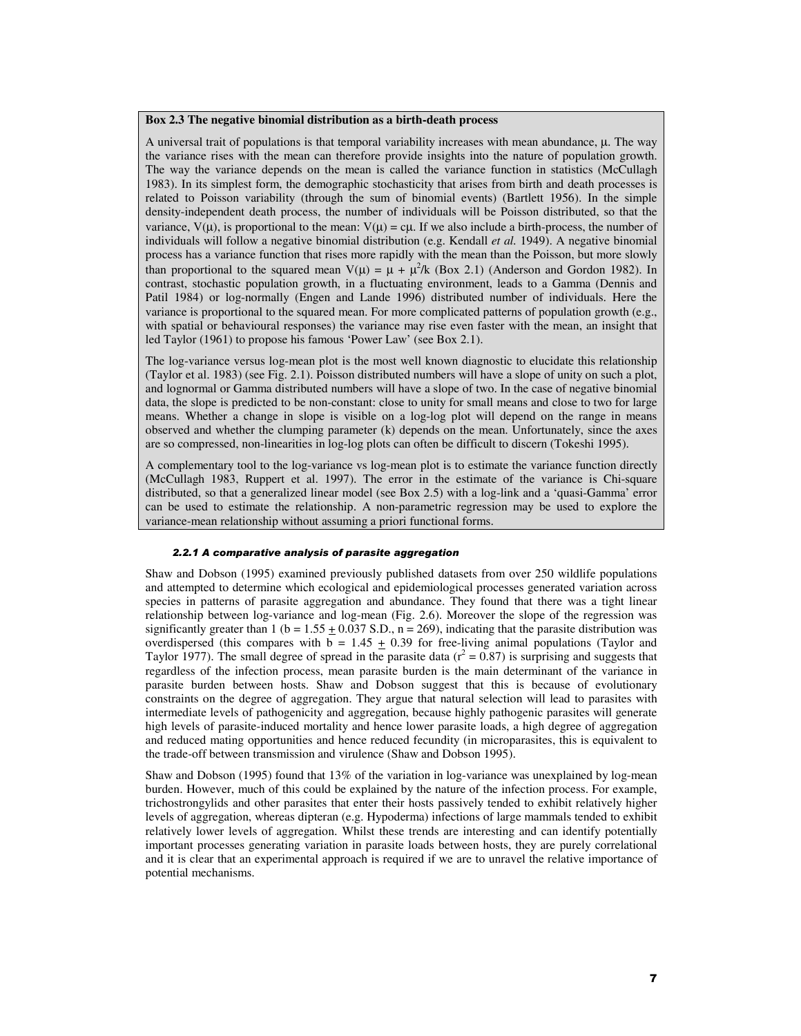**Box 2.3 The negative binomial distribution as a birth-death process**

A universal trait of populations is that temporal variability increases with mean abundance, $\mu$. The way the variance rises with the mean can therefore provide insights into the nature of population growth. The way the variance depends on the mean is called the variance function in statistics (McCullagh 1983). In its simplest form, the demographic stochasticity that arises from birth and death processes is related to Poisson variability (through the sum of binomial events) (Bartlett 1956). In the simple density-independent death process, the number of individuals will be Poisson distributed, so that the variance, $V(\mu)$, is proportional to the mean: $V(\mu) = c\mu$. If we also include a birth-process, the number of individuals will follow a negative binomial distribution (e.g. Kendall *et al.* 1949). A negative binomial process has a variance function that rises more rapidly with the mean than the Poisson, but more slowly than proportional to the squared mean $V(\mu) = \mu + \mu^2/k$ (Box 2.1) (Anderson and Gordon 1982). In contrast, stochastic population growth, in a fluctuating environment, leads to a Gamma (Dennis and Patil 1984) or log-normally (Engen and Lande 1996) distributed number of individuals. Here the variance is proportional to the squared mean. For more complicated patterns of population growth (e.g., with spatial or behavioural responses) the variance may rise even faster with the mean, an insight that led Taylor (1961) to propose his famous 'Power Law' (see Box 2.1).

The log-variance versus log-mean plot is the most well known diagnostic to elucidate this relationship (Taylor et al. 1983) (see Fig. 2.1). Poisson distributed numbers will have a slope of unity on such a plot, and lognormal or Gamma distributed numbers will have a slope of two. In the case of negative binomial data, the slope is predicted to be non-constant: close to unity for small means and close to two for large means. Whether a change in slope is visible on a log-log plot will depend on the range in means observed and whether the clumping parameter (k) depends on the mean. Unfortunately, since the axes are so compressed, non-linearities in log-log plots can often be difficult to discern (Tokeshi 1995).

A complementary tool to the log-variance vs log-mean plot is to estimate the variance function directly (McCullagh 1983, Ruppert et al. 1997). The error in the estimate of the variance is Chi-square distributed, so that a generalized linear model (see Box 2.5) with a log-link and a 'quasi-Gamma' error can be used to estimate the relationship. A non-parametric regression may be used to explore the variance-mean relationship without assuming a priori functional forms.

#### *2.2.1 A comparative analysis of parasite aggregation*

Shaw and Dobson (1995) examined previously published datasets from over 250 wildlife populations and attempted to determine which ecological and epidemiological processes generated variation across species in patterns of parasite aggregation and abundance. They found that there was a tight linear relationship between log-variance and log-mean (Fig. 2.6). Moreover the slope of the regression was significantly greater than 1 ($b = 1.55 \pm 0.037$ S.D., $n = 269$), indicating that the parasite distribution was overdispersed (this compares with $b = 1.45 \pm 0.39$ for free-living animal populations (Taylor and Taylor 1977). The small degree of spread in the parasite data ($r^2 = 0.87$) is surprising and suggests that regardless of the infection process, mean parasite burden is the main determinant of the variance in parasite burden between hosts. Shaw and Dobson suggest that this is because of evolutionary constraints on the degree of aggregation. They argue that natural selection will lead to parasites with intermediate levels of pathogenicity and aggregation, because highly pathogenic parasites will generate high levels of parasite-induced mortality and hence lower parasite loads, a high degree of aggregation and reduced mating opportunities and hence reduced fecundity (in microparasites, this is equivalent to the trade-off between transmission and virulence (Shaw and Dobson 1995).

Shaw and Dobson (1995) found that 13% of the variation in log-variance was unexplained by log-mean burden. However, much of this could be explained by the nature of the infection process. For example, trichostrongylids and other parasites that enter their hosts passively tended to exhibit relatively higher levels of aggregation, whereas dipteran (e.g. Hypoderma) infections of large mammals tended to exhibit relatively lower levels of aggregation. Whilst these trends are interesting and can identify potentially important processes generating variation in parasite loads between hosts, they are purely correlational and it is clear that an experimental approach is required if we are to unravel the relative importance of potential mechanisms.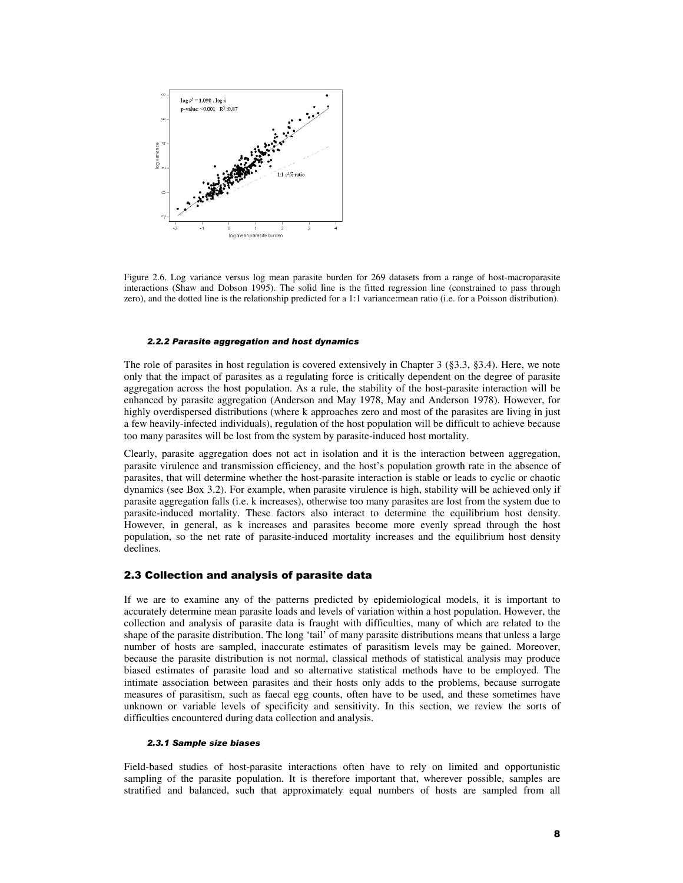Figure 2.6. Log variance versus log mean parasite burden for 269 datasets from a range of host-macroparasite interactions (Shaw and Dobson 1995). The solid line is the fitted regression line (constrained to pass through zero), and the dotted line is the relationship predicted for a 1:1 variance:mean ratio (i.e. for a Poisson distribution).

#### *2.2.2 Parasite aggregation and host dynamics*

The role of parasites in host regulation is covered extensively in Chapter 3 (§3.3, §3.4). Here, we note only that the impact of parasites as a regulating force is critically dependent on the degree of parasite aggregation across the host population. As a rule, the stability of the host-parasite interaction will be enhanced by parasite aggregation (Anderson and May 1978, May and Anderson 1978). However, for highly overdispersed distributions (where k approaches zero and most of the parasites are living in just a few heavily-infected individuals), regulation of the host population will be difficult to achieve because too many parasites will be lost from the system by parasite-induced host mortality.

Clearly, parasite aggregation does not act in isolation and it is the interaction between aggregation, parasite virulence and transmission efficiency, and the host's population growth rate in the absence of parasites, that will determine whether the host-parasite interaction is stable or leads to cyclic or chaotic dynamics (see Box 3.2). For example, when parasite virulence is high, stability will be achieved only if parasite aggregation falls (i.e. k increases), otherwise too many parasites are lost from the system due to parasite-induced mortality. These factors also interact to determine the equilibrium host density. However, in general, as k increases and parasites become more evenly spread through the host population, so the net rate of parasite-induced mortality increases and the equilibrium host density declines.

### 2.3 Collection and analysis of parasite data

If we are to examine any of the patterns predicted by epidemiological models, it is important to accurately determine mean parasite loads and levels of variation within a host population. However, the collection and analysis of parasite data is fraught with difficulties, many of which are related to the shape of the parasite distribution. The long 'tail' of many parasite distributions means that unless a large number of hosts are sampled, inaccurate estimates of parasitism levels may be gained. Moreover, because the parasite distribution is not normal, classical methods of statistical analysis may produce biased estimates of parasite load and so alternative statistical methods have to be employed. The intimate association between parasites and their hosts only adds to the problems, because surrogate measures of parasitism, such as faecal egg counts, often have to be used, and these sometimes have unknown or variable levels of specificity and sensitivity. In this section, we review the sorts of difficulties encountered during data collection and analysis.

#### *2.3.1 Sample size biases*

Field-based studies of host-parasite interactions often have to rely on limited and opportunistic sampling of the parasite population. It is therefore important that, wherever possible, samples are stratified and balanced, such that approximately equal numbers of hosts are sampled from all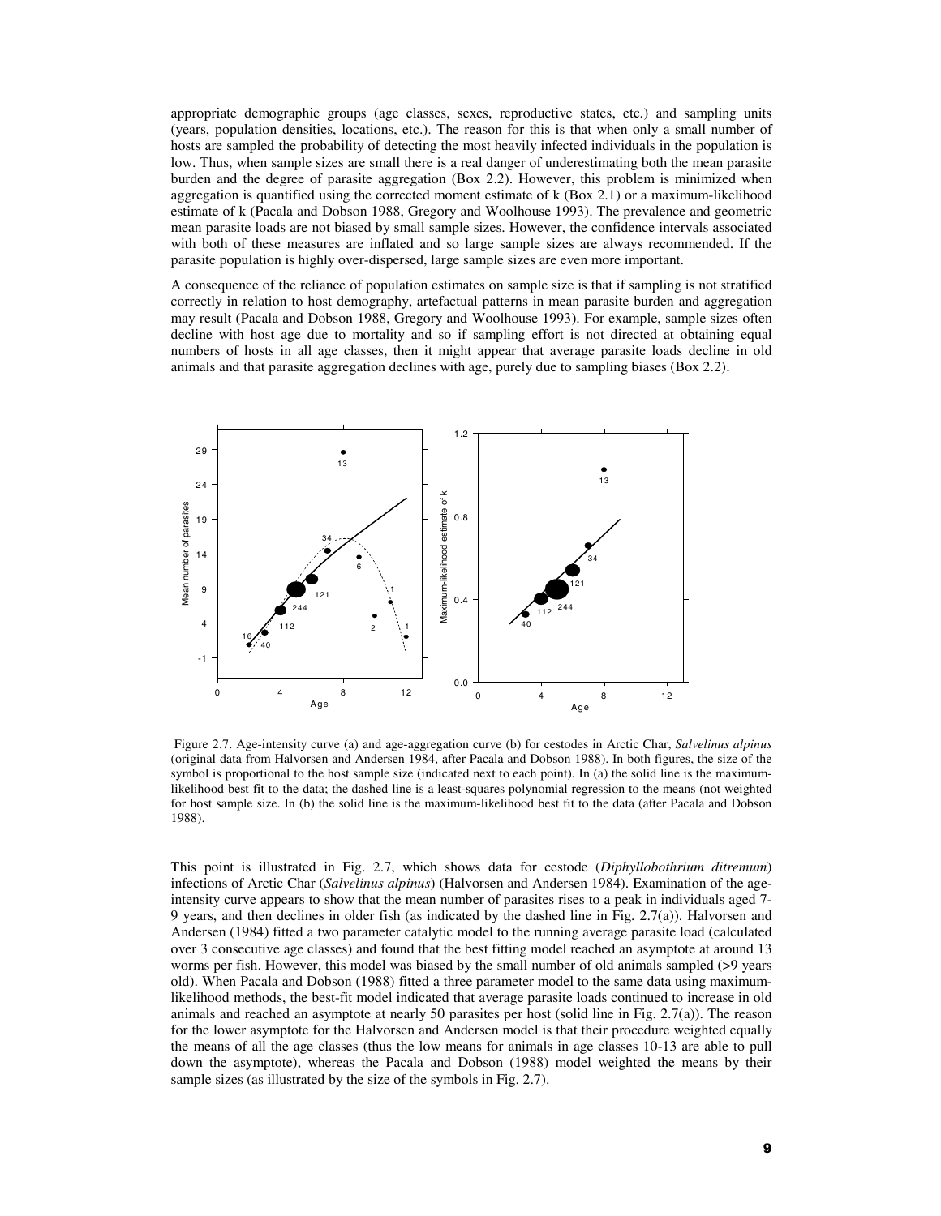appropriate demographic groups (age classes, sexes, reproductive states, etc.) and sampling units (years, population densities, locations, etc.). The reason for this is that when only a small number of hosts are sampled the probability of detecting the most heavily infected individuals in the population is low. Thus, when sample sizes are small there is a real danger of underestimating both the mean parasite burden and the degree of parasite aggregation (Box 2.2). However, this problem is minimized when aggregation is quantified using the corrected moment estimate of k (Box 2.1) or a maximum-likelihood estimate of k (Pacala and Dobson 1988, Gregory and Woolhouse 1993). The prevalence and geometric mean parasite loads are not biased by small sample sizes. However, the confidence intervals associated with both of these measures are inflated and so large sample sizes are always recommended. If the parasite population is highly over-dispersed, large sample sizes are even more important.

A consequence of the reliance of population estimates on sample size is that if sampling is not stratified correctly in relation to host demography, artefactual patterns in mean parasite burden and aggregation may result (Pacala and Dobson 1988, Gregory and Woolhouse 1993). For example, sample sizes often decline with host age due to mortality and so if sampling effort is not directed at obtaining equal numbers of hosts in all age classes, then it might appear that average parasite loads decline in old animals and that parasite aggregation declines with age, purely due to sampling biases (Box 2.2).

Figure 2.7. Age-intensity curve (a) and age-aggregation curve (b) for cestodes in Arctic Char, *Salvelinus alpinus* (original data from Halvorsen and Andersen 1984, after Pacala and Dobson 1988). In both figures, the size of the symbol is proportional to the host sample size (indicated next to each point). In (a) the solid line is the maximum-likelihood best fit to the data; the dashed line is a least-squares polynomial regression to the means (not weighted for host sample size. In (b) the solid line is the maximum-likelihood best fit to the data (after Pacala and Dobson 1988).

This point is illustrated in Fig. 2.7, which shows data for cestode (*Diphyllobothrium ditremum*) infections of Arctic Char (*Salvelinus alpinus*) (Halvorsen and Andersen 1984). Examination of the age-intensity curve appears to show that the mean number of parasites rises to a peak in individuals aged 7-9 years, and then declines in older fish (as indicated by the dashed line in Fig. 2.7(a)). Halvorsen and Andersen (1984) fitted a two parameter catalytic model to the running average parasite load (calculated over 3 consecutive age classes) and found that the best fitting model reached an asymptote at around 13 worms per fish. However, this model was biased by the small number of old animals sampled (>9 years old). When Pacala and Dobson (1988) fitted a three parameter model to the same data using maximum-likelihood methods, the best-fit model indicated that average parasite loads continued to increase in old animals and reached an asymptote at nearly 50 parasites per host (solid line in Fig. 2.7(a)). The reason for the lower asymptote for the Halvorsen and Andersen model is that their procedure weighted equally the means of all the age classes (thus the low means for animals in age classes 10-13 are able to pull down the asymptote), whereas the Pacala and Dobson (1988) model weighted the means by their sample sizes (as illustrated by the size of the symbols in Fig. 2.7).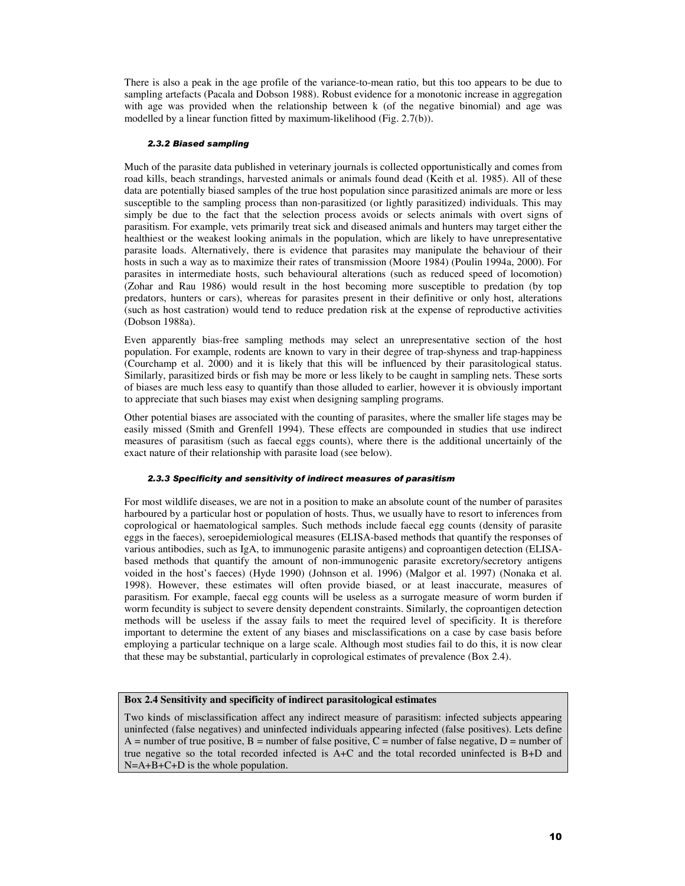There is also a peak in the age profile of the variance-to-mean ratio, but this too appears to be due to sampling artefacts (Pacala and Dobson 1988). Robust evidence for a monotonic increase in aggregation with age was provided when the relationship between k (of the negative binomial) and age was modelled by a linear function fitted by maximum-likelihood (Fig. 2.7(b)).

#### *2.3.2 Biased sampling*

Much of the parasite data published in veterinary journals is collected opportunistically and comes from road kills, beach strandings, harvested animals or animals found dead (Keith et al. 1985). All of these data are potentially biased samples of the true host population since parasitized animals are more or less susceptible to the sampling process than non-parasitized (or lightly parasitized) individuals. This may simply be due to the fact that the selection process avoids or selects animals with overt signs of parasitism. For example, vets primarily treat sick and diseased animals and hunters may target either the healthiest or the weakest looking animals in the population, which are likely to have unrepresentative parasite loads. Alternatively, there is evidence that parasites may manipulate the behaviour of their hosts in such a way as to maximize their rates of transmission (Moore 1984) (Poulin 1994a, 2000). For parasites in intermediate hosts, such behavioural alterations (such as reduced speed of locomotion) (Zohar and Rau 1986) would result in the host becoming more susceptible to predation (by top predators, hunters or cars), whereas for parasites present in their definitive or only host, alterations (such as host castration) would tend to reduce predation risk at the expense of reproductive activities (Dobson 1988a).

Even apparently bias-free sampling methods may select an unrepresentative section of the host population. For example, rodents are known to vary in their degree of trap-shyness and trap-happiness (Courchamp et al. 2000) and it is likely that this will be influenced by their parasitological status. Similarly, parasitized birds or fish may be more or less likely to be caught in sampling nets. These sorts of biases are much less easy to quantify than those alluded to earlier, however it is obviously important to appreciate that such biases may exist when designing sampling programs.

Other potential biases are associated with the counting of parasites, where the smaller life stages may be easily missed (Smith and Grenfell 1994). These effects are compounded in studies that use indirect measures of parasitism (such as faecal eggs counts), where there is the additional uncertainly of the exact nature of their relationship with parasite load (see below).

#### *2.3.3 Specificity and sensitivity of indirect measures of parasitism*

For most wildlife diseases, we are not in a position to make an absolute count of the number of parasites harboured by a particular host or population of hosts. Thus, we usually have to resort to inferences from coprological or haematological samples. Such methods include faecal egg counts (density of parasite eggs in the faeces), seroepidemiological measures (ELISA-based methods that quantify the responses of various antibodies, such as IgA, to immunogenic parasite antigens) and coproantigen detection (ELISA-based methods that quantify the amount of non-immunogenic parasite excretory/secretory antigens voided in the host's faeces) (Hyde 1990) (Johnson et al. 1996) (Malgor et al. 1997) (Nonaka et al. 1998). However, these estimates will often provide biased, or at least inaccurate, measures of parasitism. For example, faecal egg counts will be useless as a surrogate measure of worm burden if worm fecundity is subject to severe density dependent constraints. Similarly, the coproantigen detection methods will be useless if the assay fails to meet the required level of specificity. It is therefore important to determine the extent of any biases and misclassifications on a case by case basis before employing a particular technique on a large scale. Although most studies fail to do this, it is now clear that these may be substantial, particularly in coprological estimates of prevalence (Box 2.4).

**Box 2.4 Sensitivity and specificity of indirect parasitological estimates**

Two kinds of misclassification affect any indirect measure of parasitism: infected subjects appearing uninfected (false negatives) and uninfected individuals appearing infected (false positives). Lets define A = number of true positive, B = number of false positive, C = number of false negative, D = number of true negative so the total recorded infected is A+C and the total recorded uninfected is B+D and N=A+B+C+D is the whole population.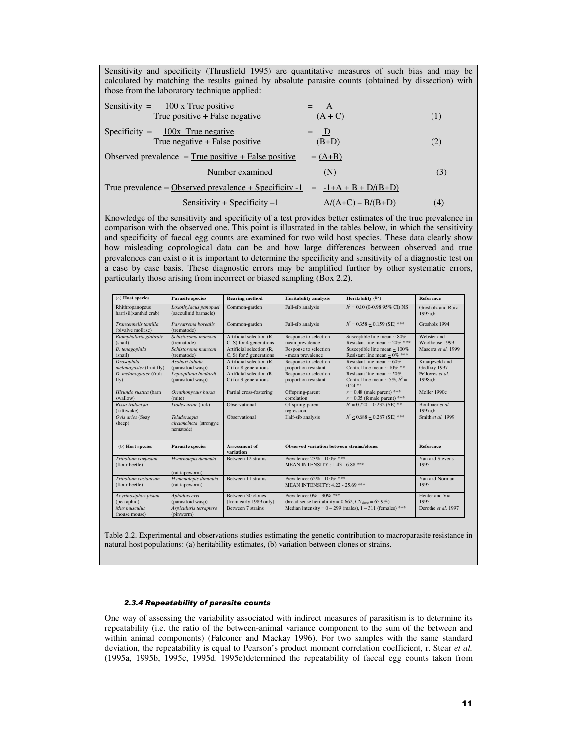Sensitivity and specificity (Thrusfield 1995) are quantitative measures of such bias and may be calculated by matching the results gained by absolute parasite counts (obtained by dissection) with those from the laboratory technique applied:

$$\text{Sensitivity} = \frac{100 \times \text{True positive}}{\text{True positive + False negative}} = \frac{A}{(A+C)} \qquad (1)$$

$$\text{Specificity} = \frac{100\times \text{True negative}}{\text{True negative + False positive}} = \frac{D}{(B+D)} \qquad (2)$$

$$\text{Observed prevalence} = \frac{\text{True positive + False positive}}{\text{Number examined}} = \frac{(A+B)}{(N)} \qquad (3)$$

$$\text{True prevalence} = \frac{\text{Observed prevalence + Specificity -1}}{\text{Sensitivity + Specificity -1}} = \frac{-1+A+B+D/(B+D)}{A/(A+C) - B/(B+D)} \qquad (4)$$

Knowledge of the sensitivity and specificity of a test provides better estimates of the true prevalence in comparison with the observed one. This point is illustrated in the tables below, in which the sensitivity and specificity of faecal egg counts are examined for two wild host species. These data clearly show how misleading coprological data can be and how large differences between observed and true prevalences can exist o it is important to determine the specificity and sensitivity of a diagnostic test on a case by case basis. These diagnostic errors may be amplified further by other systematic errors, particularly those arising from incorrect or biased sampling (Box 2.2).

| (a) **Host species** | **Parasite species** | **Rearing method** | **Heritability analysis** | **Heritability ($h^2$)** | **Reference** |
|---|---|---|---|---|---|
| Rhithropanopeus harrisii(xanthid crab) | *Loxothylacus panopaei* (sacculinid barnacle) | Common-garden | Full-sib analysis | $h^2$ = 0.10 (0-0.98 95% CI) NS | Grosholz and Ruiz 1995a,b |
| *Transennells tantilla* (bivalve mollusc) | *Parvatrema borealis* (trematode) | Common-garden | Full-sib analysis | $h^2$ = 0.358 ± 0.159 (SE) *** | Grosholz 1994 |
| *Biomphalaria glabrate* (snail) | *Schistosoma mansoni* (trematode) | Artificial selection (R, C, S) for 4 generations | Response to selection – mean prevalence | Susceptible line mean ~ 80% Resistant line mean ~ 20% *** | Webster and Woolhouse 1999 |
| *B. tenagophila* (snail) | *Schistosoma mansoni* (trematode) | Artificial selection (R, C, S) for 5 generations | Response to selection - mean prevalence | Susceptible line mean ~ 100% Resistant line mean ~ 0% *** | Mascara *et al.* 1999 |
| *Drosophila melanogaster* (fruit fly) | *Asobari tabida* (parasitoid wasp) | Artificial selection (R, C) for 8 generations | Response to selection – proportion resistant | Resistant line mean ~ 60% Control line mean ~ 10% ** | Kraaijeveld and Godfray 1997 |
| *D. melanogaster* (fruit fly) | *Leptopilinia boulardi* (parasitoid wasp) | Artificial selection (R, C) for 9 generations | Response to selection – proportion resistant | Resistant line mean ~ 50% Control line mean ~ 5%, $h^2$ = 0.24 ** | Fellowes *et al.* 1998a,b |
| *Hirundo rustica* (barn swallow) | *Ornithonyssus bursa* (mite) | Partial cross-fostering | Offspring-parent correlation | $r$ = 0.48 (male parent) *** $r$ = 0.35 (female parent) *** | Møller 1990c |
| *Rissa tridactyla* (kittiwake) | *Ixodes uriae* (tick) | Observational | Offspring-parent regression | $h^2$ = 0.720 ± 0.232 (SE) ** | Boulinier *et al.* 1997a,b |
| *Ovis aries* (Soay sheep) | *Teladorsagia circumcincta* (strongyle nematode) | Observational | Half-sib analysis | $h^2$ ≤ 0.688 ± 0.287 (SE) *** | Smith *et al.* 1999 |

| (b) **Host species** | **Parasite species** | **Assessment of variation** | **Observed variation between strains/clones** | **Reference** |
|---|---|---|---|---|
| *Tribolium confusum* (flour beetle) | *Hymenolepis diminuta* (rat tapeworm) | Between 12 strains | Prevalence: 23% - 100% *** MEAN INTENSITY : 1.43 - 6.88 *** | Yan and Stevens 1995 |
| *Tribolium castaneum* (flour beetle) | *Hymenolepis diminuta* (rat tapeworm) | Between 11 strains | Prevalence: 62% - 100% *** MEAN INTENSITY: 4.22 - 25.69 *** | Yan and Norman 1995 |
| *Acyrthosiphon pisum* (pea aphid) | *Aphidius ervi* (parasitoid wasp) | Between 30 clones (from early 1989 only) | Prevalence: 0% - 90% *** (broad sense heritability = 0.662, $CV_{clone}$ = 65.9%) | Henter and Via 1995 |
| *Mus musculus* (house mouse) | *Aspiculuris tetraptera* (pinworm) | Between 7 strains | Median intensity = 0 – 299 (males), 1 – 311 (females) *** | Derothe *et al.* 1997 |

Table 2.2. Experimental and observations studies estimating the genetic contribution to macroparasite resistance in natural host populations: (a) heritability estimates, (b) variation between clones or strains.

#### *2.3.4 Repeatability of parasite counts*

One way of assessing the variability associated with indirect measures of parasitism is to determine its repeatability (i.e. the ratio of the between-animal variance component to the sum of the between and within animal components) (Falconer and Mackay 1996). For two samples with the same standard deviation, the repeatability is equal to Pearson's product moment correlation coefficient, r. Stear *et al.* (1995a, 1995b, 1995c, 1995d, 1995e)determined the repeatability of faecal egg counts taken from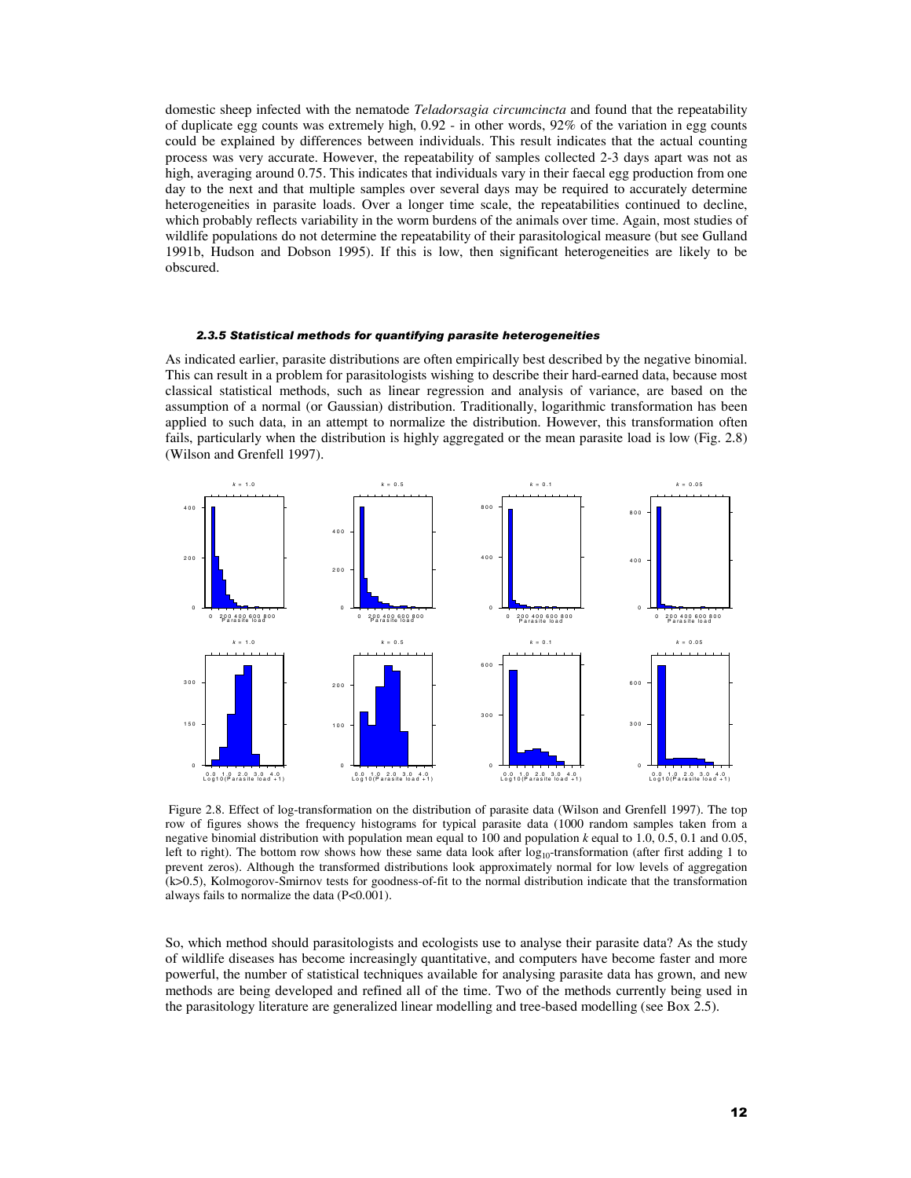domestic sheep infected with the nematode *Teladorsagia circumcincta* and found that the repeatability of duplicate egg counts was extremely high, 0.92 - in other words, 92% of the variation in egg counts could be explained by differences between individuals. This result indicates that the actual counting process was very accurate. However, the repeatability of samples collected 2-3 days apart was not as high, averaging around 0.75. This indicates that individuals vary in their faecal egg production from one day to the next and that multiple samples over several days may be required to accurately determine heterogeneities in parasite loads. Over a longer time scale, the repeatabilities continued to decline, which probably reflects variability in the worm burdens of the animals over time. Again, most studies of wildlife populations do not determine the repeatability of their parasitological measure (but see Gulland 1991b, Hudson and Dobson 1995). If this is low, then significant heterogeneities are likely to be obscured.

#### *2.3.5 Statistical methods for quantifying parasite heterogeneities*

As indicated earlier, parasite distributions are often empirically best described by the negative binomial. This can result in a problem for parasitologists wishing to describe their hard-earned data, because most classical statistical methods, such as linear regression and analysis of variance, are based on the assumption of a normal (or Gaussian) distribution. Traditionally, logarithmic transformation has been applied to such data, in an attempt to normalize the distribution. However, this transformation often fails, particularly when the distribution is highly aggregated or the mean parasite load is low (Fig. 2.8) (Wilson and Grenfell 1997).

Figure 2.8. Effect of log-transformation on the distribution of parasite data (Wilson and Grenfell 1997). The top row of figures shows the frequency histograms for typical parasite data (1000 random samples taken from a negative binomial distribution with population mean equal to 100 and population *k* equal to 1.0, 0.5, 0.1 and 0.05, left to right). The bottom row shows how these same data look after $\log_{10}$-transformation (after first adding 1 to prevent zeros). Although the transformed distributions look approximately normal for low levels of aggregation ($k>0.5$), Kolmogorov-Smirnov tests for goodness-of-fit to the normal distribution indicate that the transformation always fails to normalize the data ($P<0.001$).

So, which method should parasitologists and ecologists use to analyse their parasite data? As the study of wildlife diseases has become increasingly quantitative, and computers have become faster and more powerful, the number of statistical techniques available for analysing parasite data has grown, and new methods are being developed and refined all of the time. Two of the methods currently being used in the parasitology literature are generalized linear modelling and tree-based modelling (see Box 2.5).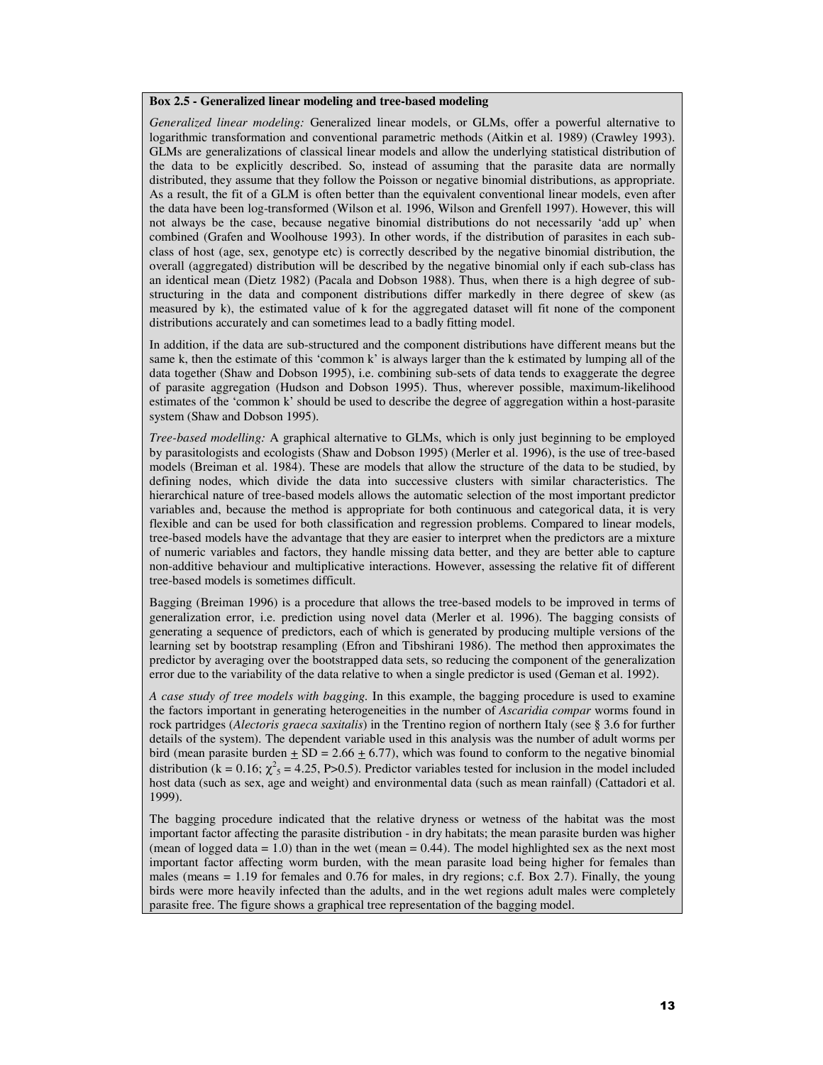**Box 2.5 - Generalized linear modeling and tree-based modeling**

*Generalized linear modeling:* Generalized linear models, or GLMs, offer a powerful alternative to logarithmic transformation and conventional parametric methods (Aitkin et al. 1989) (Crawley 1993). GLMs are generalizations of classical linear models and allow the underlying statistical distribution of the data to be explicitly described. So, instead of assuming that the parasite data are normally distributed, they assume that they follow the Poisson or negative binomial distributions, as appropriate. As a result, the fit of a GLM is often better than the equivalent conventional linear models, even after the data have been log-transformed (Wilson et al. 1996, Wilson and Grenfell 1997). However, this will not always be the case, because negative binomial distributions do not necessarily 'add up' when combined (Grafen and Woolhouse 1993). In other words, if the distribution of parasites in each sub-class of host (age, sex, genotype etc) is correctly described by the negative binomial distribution, the overall (aggregated) distribution will be described by the negative binomial only if each sub-class has an identical mean (Dietz 1982) (Pacala and Dobson 1988). Thus, when there is a high degree of sub-structuring in the data and component distributions differ markedly in there degree of skew (as measured by k), the estimated value of k for the aggregated dataset will fit none of the component distributions accurately and can sometimes lead to a badly fitting model.

In addition, if the data are sub-structured and the component distributions have different means but the same k, then the estimate of this 'common k' is always larger than the k estimated by lumping all of the data together (Shaw and Dobson 1995), i.e. combining sub-sets of data tends to exaggerate the degree of parasite aggregation (Hudson and Dobson 1995). Thus, wherever possible, maximum-likelihood estimates of the 'common k' should be used to describe the degree of aggregation within a host-parasite system (Shaw and Dobson 1995).

*Tree-based modelling:* A graphical alternative to GLMs, which is only just beginning to be employed by parasitologists and ecologists (Shaw and Dobson 1995) (Merler et al. 1996), is the use of tree-based models (Breiman et al. 1984). These are models that allow the structure of the data to be studied, by defining nodes, which divide the data into successive clusters with similar characteristics. The hierarchical nature of tree-based models allows the automatic selection of the most important predictor variables and, because the method is appropriate for both continuous and categorical data, it is very flexible and can be used for both classification and regression problems. Compared to linear models, tree-based models have the advantage that they are easier to interpret when the predictors are a mixture of numeric variables and factors, they handle missing data better, and they are better able to capture non-additive behaviour and multiplicative interactions. However, assessing the relative fit of different tree-based models is sometimes difficult.

Bagging (Breiman 1996) is a procedure that allows the tree-based models to be improved in terms of generalization error, i.e. prediction using novel data (Merler et al. 1996). The bagging consists of generating a sequence of predictors, each of which is generated by producing multiple versions of the learning set by bootstrap resampling (Efron and Tibshirani 1986). The method then approximates the predictor by averaging over the bootstrapped data sets, so reducing the component of the generalization error due to the variability of the data relative to when a single predictor is used (Geman et al. 1992).

*A case study of tree models with bagging.* In this example, the bagging procedure is used to examine the factors important in generating heterogeneities in the number of *Ascaridia compar* worms found in rock partridges (*Alectoris graeca saxitalis*) in the Trentino region of northern Italy (see § 3.6 for further details of the system). The dependent variable used in this analysis was the number of adult worms per bird (mean parasite burden $\pm$ SD = 2.66 $\pm$ 6.77), which was found to conform to the negative binomial distribution ($k = 0.16$; $\chi^2_5 = 4.25$, $P>0.5$). Predictor variables tested for inclusion in the model included host data (such as sex, age and weight) and environmental data (such as mean rainfall) (Cattadori et al. 1999).

The bagging procedure indicated that the relative dryness or wetness of the habitat was the most important factor affecting the parasite distribution - in dry habitats; the mean parasite burden was higher (mean of logged data = 1.0) than in the wet (mean = 0.44). The model highlighted sex as the next most important factor affecting worm burden, with the mean parasite load being higher for females than males (means = 1.19 for females and 0.76 for males, in dry regions; c.f. Box 2.7). Finally, the young birds were more heavily infected than the adults, and in the wet regions adult males were completely parasite free. The figure shows a graphical tree representation of the bagging model.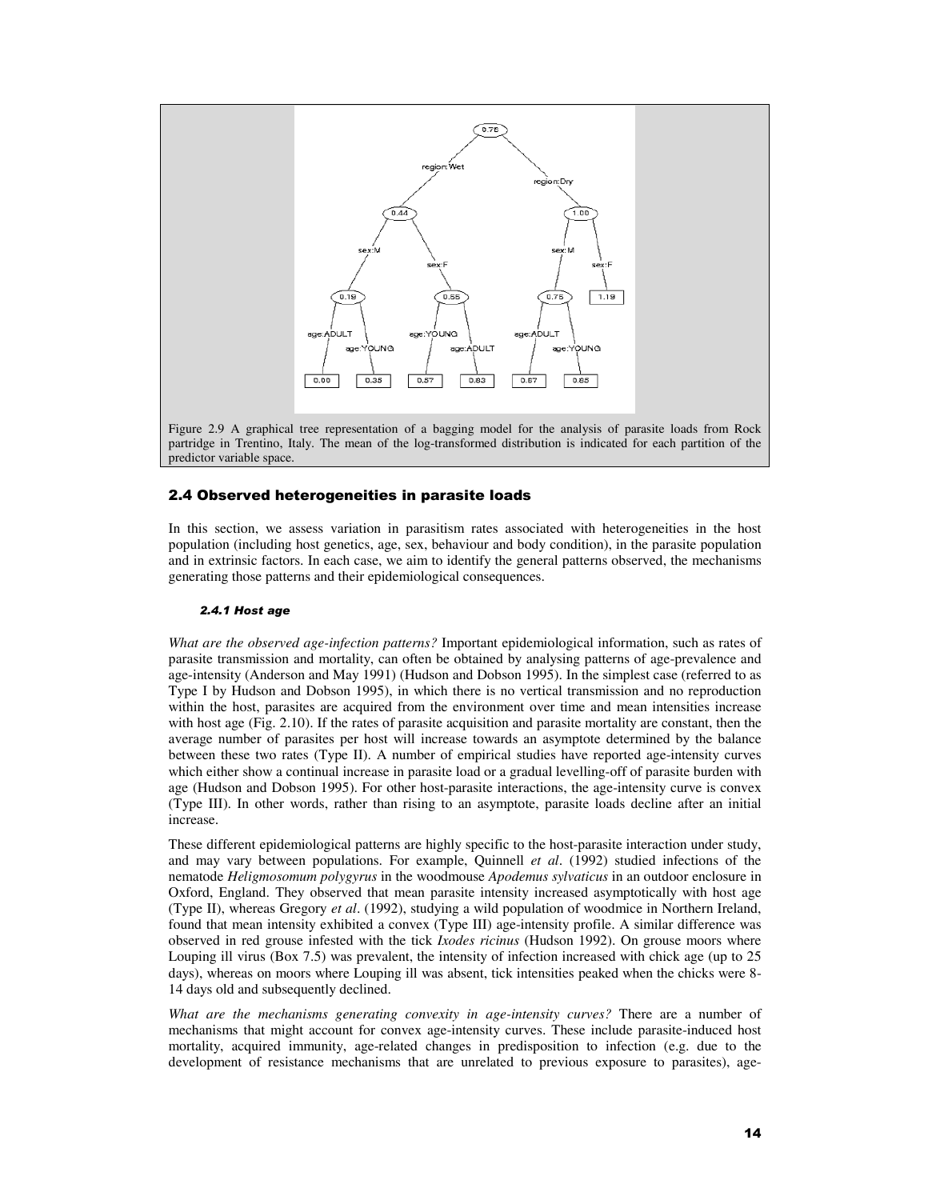Figure 2.9 A graphical tree representation of a bagging model for the analysis of parasite loads from Rock partridge in Trentino, Italy. The mean of the log-transformed distribution is indicated for each partition of the predictor variable space.

## 2.4 Observed heterogeneities in parasite loads

In this section, we assess variation in parasitism rates associated with heterogeneities in the host population (including host genetics, age, sex, behaviour and body condition), in the parasite population and in extrinsic factors. In each case, we aim to identify the general patterns observed, the mechanisms generating those patterns and their epidemiological consequences.

### 2.4.1 Host age

*What are the observed age-infection patterns?* Important epidemiological information, such as rates of parasite transmission and mortality, can often be obtained by analysing patterns of age-prevalence and age-intensity (Anderson and May 1991) (Hudson and Dobson 1995). In the simplest case (referred to as Type I by Hudson and Dobson 1995), in which there is no vertical transmission and no reproduction within the host, parasites are acquired from the environment over time and mean intensities increase with host age (Fig. 2.10). If the rates of parasite acquisition and parasite mortality are constant, then the average number of parasites per host will increase towards an asymptote determined by the balance between these two rates (Type II). A number of empirical studies have reported age-intensity curves which either show a continual increase in parasite load or a gradual levelling-off of parasite burden with age (Hudson and Dobson 1995). For other host-parasite interactions, the age-intensity curve is convex (Type III). In other words, rather than rising to an asymptote, parasite loads decline after an initial increase.

These different epidemiological patterns are highly specific to the host-parasite interaction under study, and may vary between populations. For example, Quinnell *et al*. (1992) studied infections of the nematode *Heligmosomum polygyrus* in the woodmouse *Apodemus sylvaticus* in an outdoor enclosure in Oxford, England. They observed that mean parasite intensity increased asymptotically with host age (Type II), whereas Gregory *et al*. (1992), studying a wild population of woodmice in Northern Ireland, found that mean intensity exhibited a convex (Type III) age-intensity profile. A similar difference was observed in red grouse infested with the tick *Ixodes ricinus* (Hudson 1992). On grouse moors where Louping ill virus (Box 7.5) was prevalent, the intensity of infection increased with chick age (up to 25 days), whereas on moors where Louping ill was absent, tick intensities peaked when the chicks were 8-14 days old and subsequently declined.

*What are the mechanisms generating convexity in age-intensity curves?* There are a number of mechanisms that might account for convex age-intensity curves. These include parasite-induced host mortality, acquired immunity, age-related changes in predisposition to infection (e.g. due to the development of resistance mechanisms that are unrelated to previous exposure to parasites), age-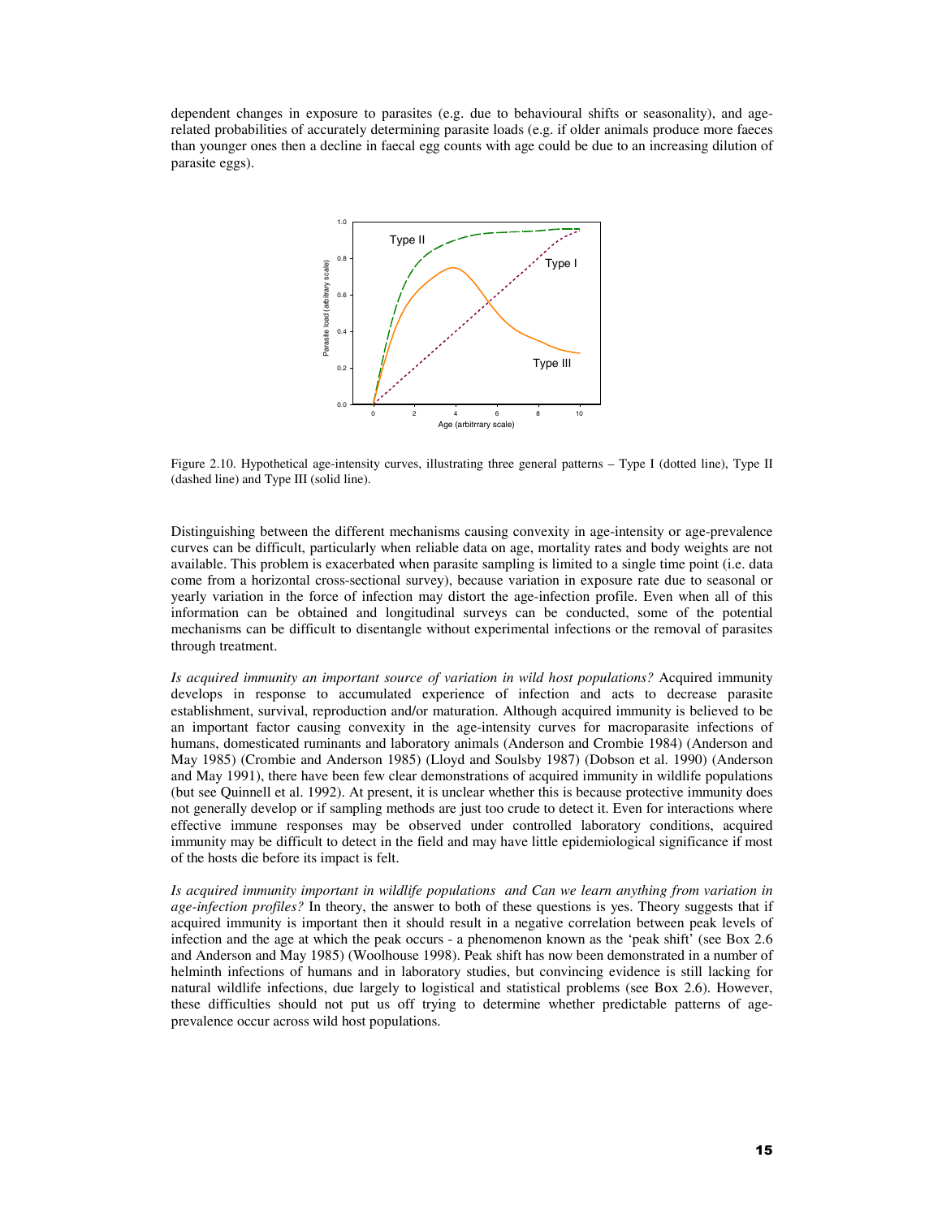dependent changes in exposure to parasites (e.g. due to behavioural shifts or seasonality), and age-related probabilities of accurately determining parasite loads (e.g. if older animals produce more faeces than younger ones then a decline in faecal egg counts with age could be due to an increasing dilution of parasite eggs).

Figure 2.10. Hypothetical age-intensity curves, illustrating three general patterns – Type I (dotted line), Type II (dashed line) and Type III (solid line).

Distinguishing between the different mechanisms causing convexity in age-intensity or age-prevalence curves can be difficult, particularly when reliable data on age, mortality rates and body weights are not available. This problem is exacerbated when parasite sampling is limited to a single time point (i.e. data come from a horizontal cross-sectional survey), because variation in exposure rate due to seasonal or yearly variation in the force of infection may distort the age-infection profile. Even when all of this information can be obtained and longitudinal surveys can be conducted, some of the potential mechanisms can be difficult to disentangle without experimental infections or the removal of parasites through treatment.

*Is acquired immunity an important source of variation in wild host populations?* Acquired immunity develops in response to accumulated experience of infection and acts to decrease parasite establishment, survival, reproduction and/or maturation. Although acquired immunity is believed to be an important factor causing convexity in the age-intensity curves for macroparasite infections of humans, domesticated ruminants and laboratory animals (Anderson and Crombie 1984) (Anderson and May 1985) (Crombie and Anderson 1985) (Lloyd and Soulsby 1987) (Dobson et al. 1990) (Anderson and May 1991), there have been few clear demonstrations of acquired immunity in wildlife populations (but see Quinnell et al. 1992). At present, it is unclear whether this is because protective immunity does not generally develop or if sampling methods are just too crude to detect it. Even for interactions where effective immune responses may be observed under controlled laboratory conditions, acquired immunity may be difficult to detect in the field and may have little epidemiological significance if most of the hosts die before its impact is felt.

*Is acquired immunity important in wildlife populations and Can we learn anything from variation in age-infection profiles?* In theory, the answer to both of these questions is yes. Theory suggests that if acquired immunity is important then it should result in a negative correlation between peak levels of infection and the age at which the peak occurs - a phenomenon known as the 'peak shift' (see Box 2.6 and Anderson and May 1985) (Woolhouse 1998). Peak shift has now been demonstrated in a number of helminth infections of humans and in laboratory studies, but convincing evidence is still lacking for natural wildlife infections, due largely to logistical and statistical problems (see Box 2.6). However, these difficulties should not put us off trying to determine whether predictable patterns of age-prevalence occur across wild host populations.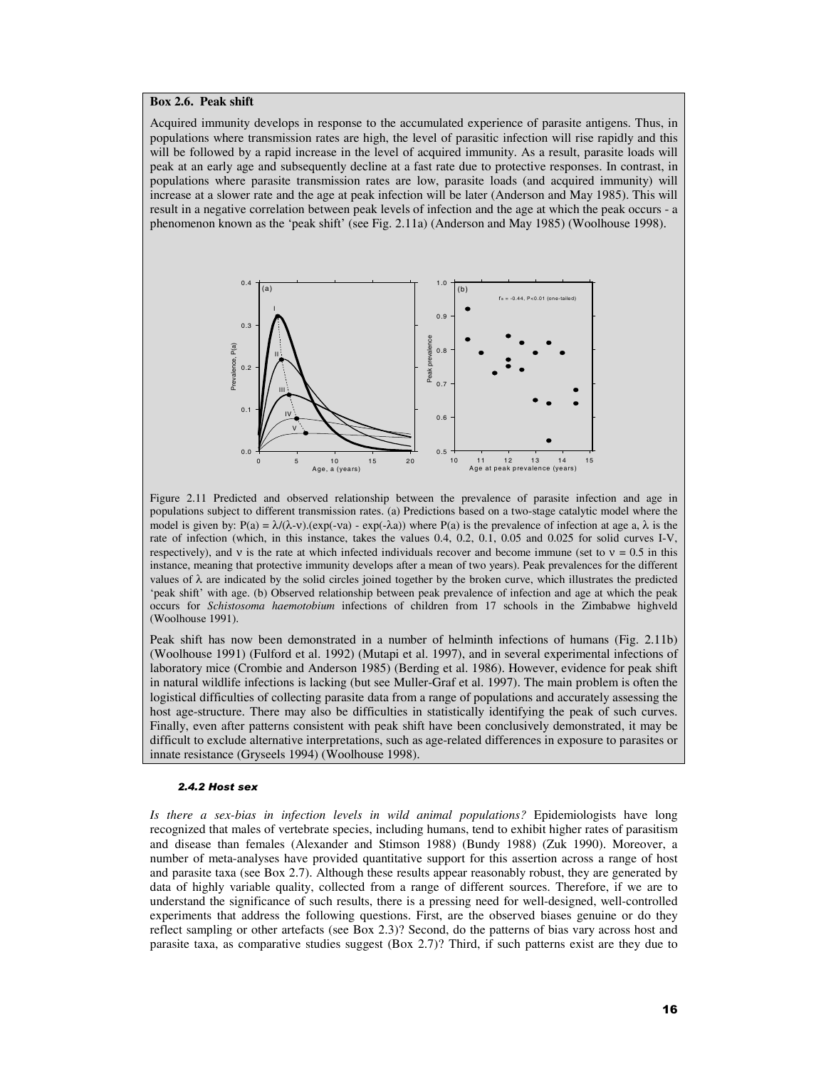**Box 2.6. Peak shift**

Acquired immunity develops in response to the accumulated experience of parasite antigens. Thus, in populations where transmission rates are high, the level of parasitic infection will rise rapidly and this will be followed by a rapid increase in the level of acquired immunity. As a result, parasite loads will peak at an early age and subsequently decline at a fast rate due to protective responses. In contrast, in populations where parasite transmission rates are low, parasite loads (and acquired immunity) will increase at a slower rate and the age at peak infection will be later (Anderson and May 1985). This will result in a negative correlation between peak levels of infection and the age at which the peak occurs - a phenomenon known as the 'peak shift' (see Fig. 2.11a) (Anderson and May 1985) (Woolhouse 1998).

Figure 2.11 Predicted and observed relationship between the prevalence of parasite infection and age in populations subject to different transmission rates. (a) Predictions based on a two-stage catalytic model where the model is given by: $P(a) = \lambda/(\lambda-\nu).(\exp(-\nu a) - \exp(-\lambda a))$ where $P(a)$ is the prevalence of infection at age a, $\lambda$ is the rate of infection (which, in this instance, takes the values 0.4, 0.2, 0.1, 0.05 and 0.025 for solid curves I-V, respectively), and $\nu$ is the rate at which infected individuals recover and become immune (set to $\nu = 0.5$ in this instance, meaning that protective immunity develops after a mean of two years). Peak prevalences for the different values of $\lambda$ are indicated by the solid circles joined together by the broken curve, which illustrates the predicted 'peak shift' with age. (b) Observed relationship between peak prevalence of infection and age at which the peak occurs for *Schistosoma haemotobium* infections of children from 17 schools in the Zimbabwe highveld (Woolhouse 1991).

Peak shift has now been demonstrated in a number of helminth infections of humans (Fig. 2.11b) (Woolhouse 1991) (Fulford et al. 1992) (Mutapi et al. 1997), and in several experimental infections of laboratory mice (Crombie and Anderson 1985) (Berding et al. 1986). However, evidence for peak shift in natural wildlife infections is lacking (but see Muller-Graf et al. 1997). The main problem is often the logistical difficulties of collecting parasite data from a range of populations and accurately assessing the host age-structure. There may also be difficulties in statistically identifying the peak of such curves. Finally, even after patterns consistent with peak shift have been conclusively demonstrated, it may be difficult to exclude alternative interpretations, such as age-related differences in exposure to parasites or innate resistance (Gryseels 1994) (Woolhouse 1998).

#### *2.4.2 Host sex*

*Is there a sex-bias in infection levels in wild animal populations?* Epidemiologists have long recognized that males of vertebrate species, including humans, tend to exhibit higher rates of parasitism and disease than females (Alexander and Stimson 1988) (Bundy 1988) (Zuk 1990). Moreover, a number of meta-analyses have provided quantitative support for this assertion across a range of host and parasite taxa (see Box 2.7). Although these results appear reasonably robust, they are generated by data of highly variable quality, collected from a range of different sources. Therefore, if we are to understand the significance of such results, there is a pressing need for well-designed, well-controlled experiments that address the following questions. First, are the observed biases genuine or do they reflect sampling or other artefacts (see Box 2.3)? Second, do the patterns of bias vary across host and parasite taxa, as comparative studies suggest (Box 2.7)? Third, if such patterns exist are they due to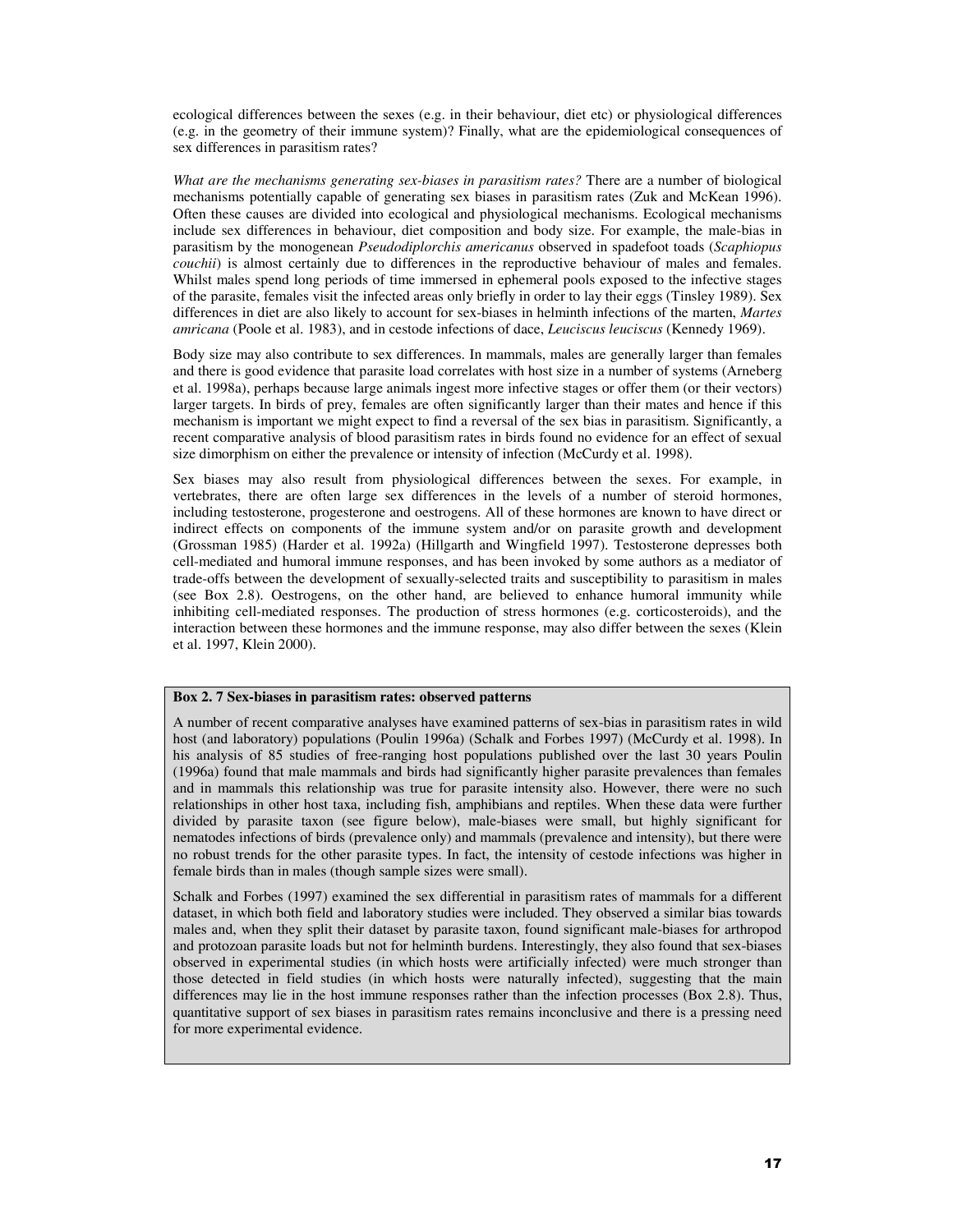ecological differences between the sexes (e.g. in their behaviour, diet etc) or physiological differences (e.g. in the geometry of their immune system)? Finally, what are the epidemiological consequences of sex differences in parasitism rates?

*What are the mechanisms generating sex-biases in parasitism rates?* There are a number of biological mechanisms potentially capable of generating sex biases in parasitism rates (Zuk and McKean 1996). Often these causes are divided into ecological and physiological mechanisms. Ecological mechanisms include sex differences in behaviour, diet composition and body size. For example, the male-bias in parasitism by the monogenean *Pseudodiplorchis americanus* observed in spadefoot toads (*Scaphiopus couchii*) is almost certainly due to differences in the reproductive behaviour of males and females. Whilst males spend long periods of time immersed in ephemeral pools exposed to the infective stages of the parasite, females visit the infected areas only briefly in order to lay their eggs (Tinsley 1989). Sex differences in diet are also likely to account for sex-biases in helminth infections of the marten, *Martes amricana* (Poole et al. 1983), and in cestode infections of dace, *Leuciscus leuciscus* (Kennedy 1969).

Body size may also contribute to sex differences. In mammals, males are generally larger than females and there is good evidence that parasite load correlates with host size in a number of systems (Arneberg et al. 1998a), perhaps because large animals ingest more infective stages or offer them (or their vectors) larger targets. In birds of prey, females are often significantly larger than their mates and hence if this mechanism is important we might expect to find a reversal of the sex bias in parasitism. Significantly, a recent comparative analysis of blood parasitism rates in birds found no evidence for an effect of sexual size dimorphism on either the prevalence or intensity of infection (McCurdy et al. 1998).

Sex biases may also result from physiological differences between the sexes. For example, in vertebrates, there are often large sex differences in the levels of a number of steroid hormones, including testosterone, progesterone and oestrogens. All of these hormones are known to have direct or indirect effects on components of the immune system and/or on parasite growth and development (Grossman 1985) (Harder et al. 1992a) (Hillgarth and Wingfield 1997). Testosterone depresses both cell-mediated and humoral immune responses, and has been invoked by some authors as a mediator of trade-offs between the development of sexually-selected traits and susceptibility to parasitism in males (see Box 2.8). Oestrogens, on the other hand, are believed to enhance humoral immunity while inhibiting cell-mediated responses. The production of stress hormones (e.g. corticosteroids), and the interaction between these hormones and the immune response, may also differ between the sexes (Klein et al. 1997, Klein 2000).

**Box 2. 7 Sex-biases in parasitism rates: observed patterns**

A number of recent comparative analyses have examined patterns of sex-bias in parasitism rates in wild host (and laboratory) populations (Poulin 1996a) (Schalk and Forbes 1997) (McCurdy et al. 1998). In his analysis of 85 studies of free-ranging host populations published over the last 30 years Poulin (1996a) found that male mammals and birds had significantly higher parasite prevalences than females and in mammals this relationship was true for parasite intensity also. However, there were no such relationships in other host taxa, including fish, amphibians and reptiles. When these data were further divided by parasite taxon (see figure below), male-biases were small, but highly significant for nematodes infections of birds (prevalence only) and mammals (prevalence and intensity), but there were no robust trends for the other parasite types. In fact, the intensity of cestode infections was higher in female birds than in males (though sample sizes were small).

Schalk and Forbes (1997) examined the sex differential in parasitism rates of mammals for a different dataset, in which both field and laboratory studies were included. They observed a similar bias towards males and, when they split their dataset by parasite taxon, found significant male-biases for arthropod and protozoan parasite loads but not for helminth burdens. Interestingly, they also found that sex-biases observed in experimental studies (in which hosts were artificially infected) were much stronger than those detected in field studies (in which hosts were naturally infected), suggesting that the main differences may lie in the host immune responses rather than the infection processes (Box 2.8). Thus, quantitative support of sex biases in parasitism rates remains inconclusive and there is a pressing need for more experimental evidence.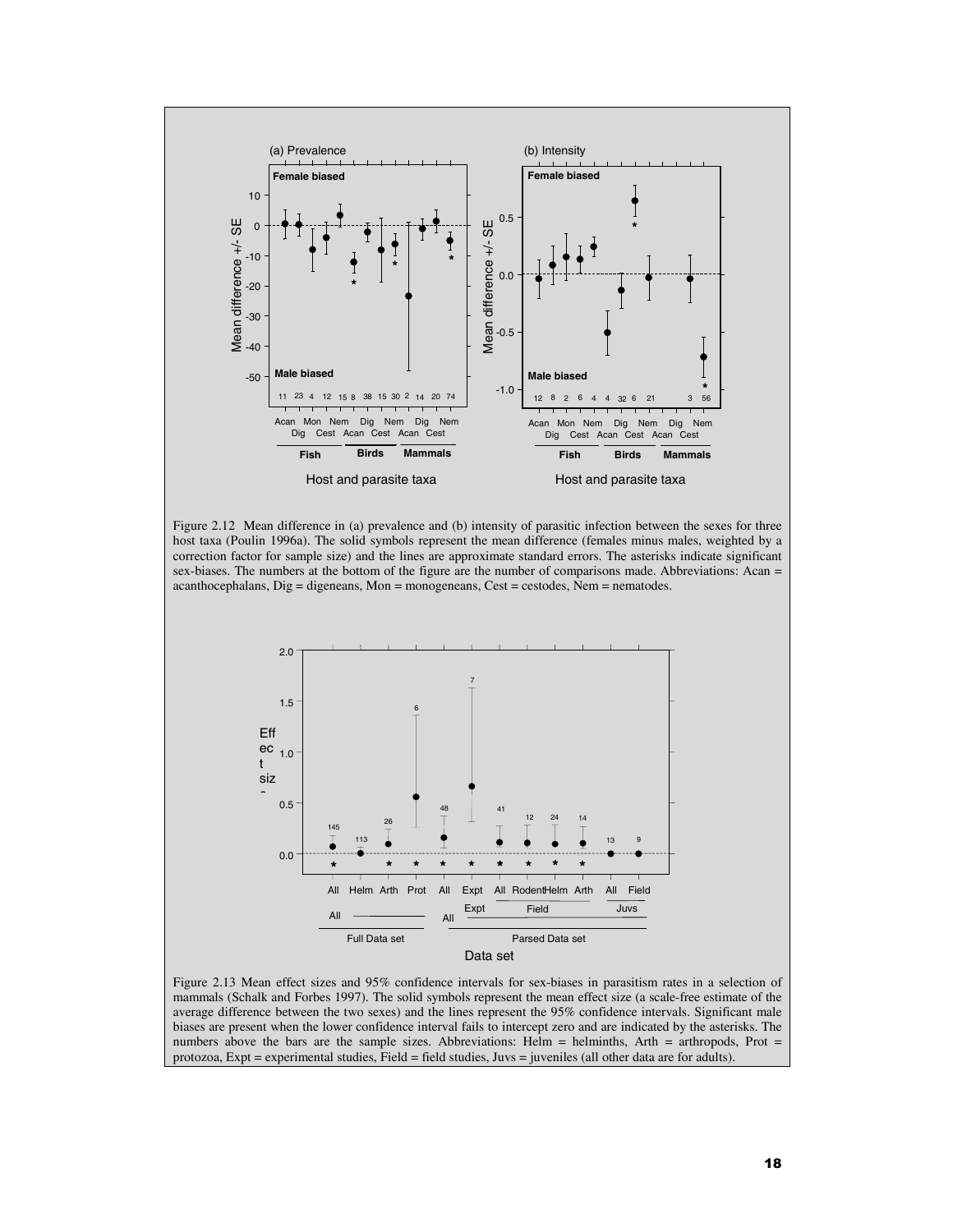Figure 2.12 Mean difference in (a) prevalence and (b) intensity of parasitic infection between the sexes for three host taxa (Poulin 1996a). The solid symbols represent the mean difference (females minus males, weighted by a correction factor for sample size) and the lines are approximate standard errors. The asterisks indicate significant sex-biases. The numbers at the bottom of the figure are the number of comparisons made. Abbreviations: Acan = acanthocephalans, Dig = digeneans, Mon = monogeneans, Cest = cestodes, Nem = nematodes.

Figure 2.13 Mean effect sizes and 95% confidence intervals for sex-biases in parasitism rates in a selection of mammals (Schalk and Forbes 1997). The solid symbols represent the mean effect size (a scale-free estimate of the average difference between the two sexes) and the lines represent the 95% confidence intervals. Significant male biases are present when the lower confidence interval fails to intercept zero and are indicated by the asterisks. The numbers above the bars are the sample sizes. Abbreviations: Helm = helminths, Arth = arthropods, Prot = protozoa, Expt = experimental studies, Field = field studies, Juvs = juveniles (all other data are for adults).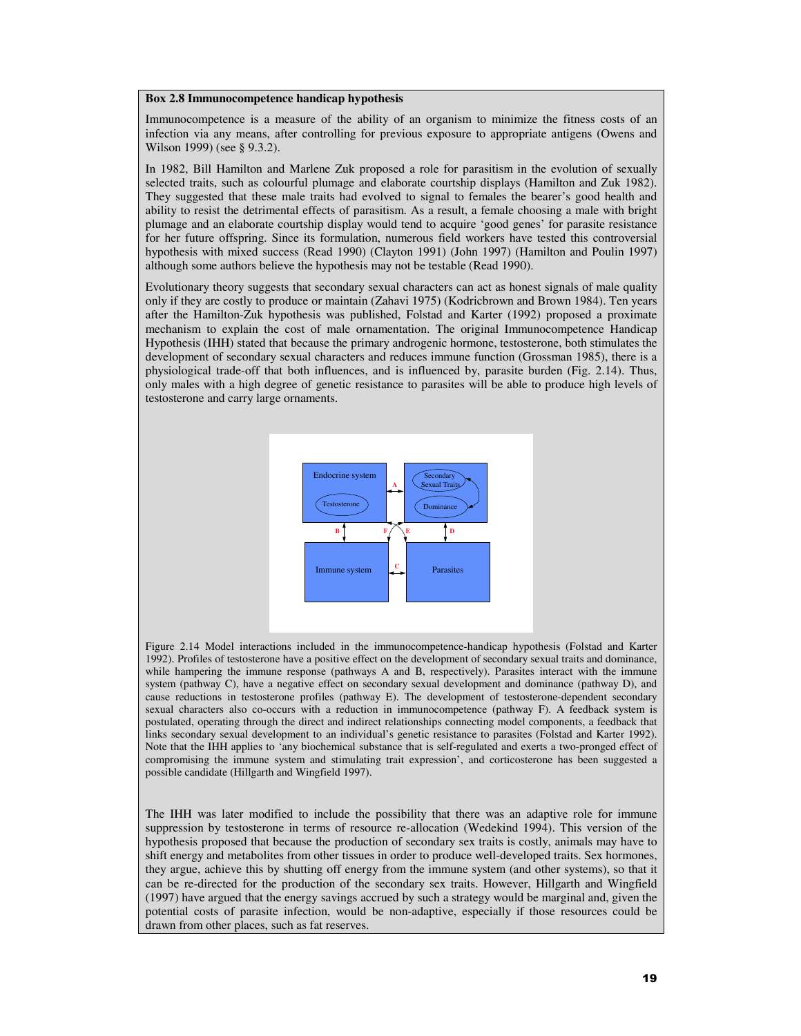**Box 2.8 Immunocompetence handicap hypothesis**

Immunocompetence is a measure of the ability of an organism to minimize the fitness costs of an infection via any means, after controlling for previous exposure to appropriate antigens (Owens and Wilson 1999) (see § 9.3.2).

In 1982, Bill Hamilton and Marlene Zuk proposed a role for parasitism in the evolution of sexually selected traits, such as colourful plumage and elaborate courtship displays (Hamilton and Zuk 1982). They suggested that these male traits had evolved to signal to females the bearer's good health and ability to resist the detrimental effects of parasitism. As a result, a female choosing a male with bright plumage and an elaborate courtship display would tend to acquire 'good genes' for parasite resistance for her future offspring. Since its formulation, numerous field workers have tested this controversial hypothesis with mixed success (Read 1990) (Clayton 1991) (John 1997) (Hamilton and Poulin 1997) although some authors believe the hypothesis may not be testable (Read 1990).

Evolutionary theory suggests that secondary sexual characters can act as honest signals of male quality only if they are costly to produce or maintain (Zahavi 1975) (Kodricbrown and Brown 1984). Ten years after the Hamilton-Zuk hypothesis was published, Folstad and Karter (1992) proposed a proximate mechanism to explain the cost of male ornamentation. The original Immunocompetence Handicap Hypothesis (IHH) stated that because the primary androgenic hormone, testosterone, both stimulates the development of secondary sexual characters and reduces immune function (Grossman 1985), there is a physiological trade-off that both influences, and is influenced by, parasite burden (Fig. 2.14). Thus, only males with a high degree of genetic resistance to parasites will be able to produce high levels of testosterone and carry large ornaments.

Figure 2.14 Model interactions included in the immunocompetence-handicap hypothesis (Folstad and Karter 1992). Profiles of testosterone have a positive effect on the development of secondary sexual traits and dominance, while hampering the immune response (pathways A and B, respectively). Parasites interact with the immune system (pathway C), have a negative effect on secondary sexual development and dominance (pathway D), and cause reductions in testosterone profiles (pathway E). The development of testosterone-dependent secondary sexual characters also co-occurs with a reduction in immunocompetence (pathway F). A feedback system is postulated, operating through the direct and indirect relationships connecting model components, a feedback that links secondary sexual development to an individual's genetic resistance to parasites (Folstad and Karter 1992). Note that the IHH applies to 'any biochemical substance that is self-regulated and exerts a two-pronged effect of compromising the immune system and stimulating trait expression', and corticosterone has been suggested a possible candidate (Hillgarth and Wingfield 1997).

The IHH was later modified to include the possibility that there was an adaptive role for immune suppression by testosterone in terms of resource re-allocation (Wedekind 1994). This version of the hypothesis proposed that because the production of secondary sex traits is costly, animals may have to shift energy and metabolites from other tissues in order to produce well-developed traits. Sex hormones, they argue, achieve this by shutting off energy from the immune system (and other systems), so that it can be re-directed for the production of the secondary sex traits. However, Hillgarth and Wingfield (1997) have argued that the energy savings accrued by such a strategy would be marginal and, given the potential costs of parasite infection, would be non-adaptive, especially if those resources could be drawn from other places, such as fat reserves.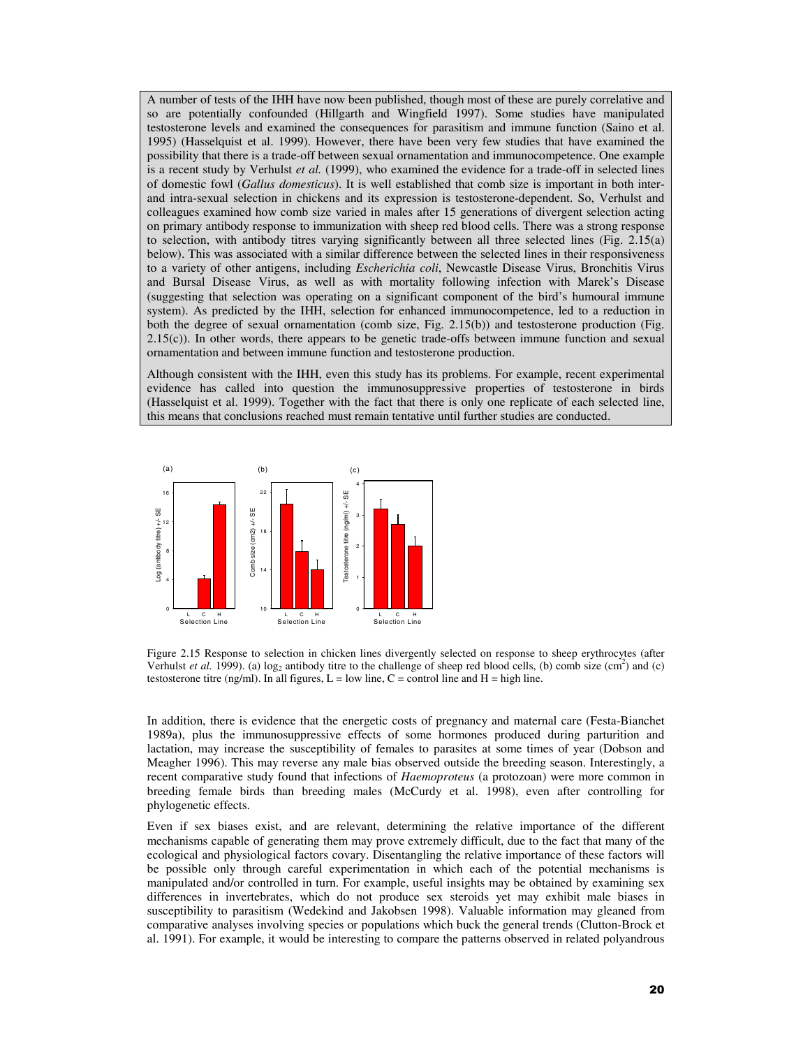A number of tests of the IHH have now been published, though most of these are purely correlative and so are potentially confounded (Hillgarth and Wingfield 1997). Some studies have manipulated testosterone levels and examined the consequences for parasitism and immune function (Saino et al. 1995) (Hasselquist et al. 1999). However, there have been very few studies that have examined the possibility that there is a trade-off between sexual ornamentation and immunocompetence. One example is a recent study by Verhulst *et al.* (1999), who examined the evidence for a trade-off in selected lines of domestic fowl (*Gallus domesticus*). It is well established that comb size is important in both inter- and intra-sexual selection in chickens and its expression is testosterone-dependent. So, Verhulst and colleagues examined how comb size varied in males after 15 generations of divergent selection acting on primary antibody response to immunization with sheep red blood cells. There was a strong response to selection, with antibody titres varying significantly between all three selected lines (Fig. 2.15(a) below). This was associated with a similar difference between the selected lines in their responsiveness to a variety of other antigens, including *Escherichia coli*, Newcastle Disease Virus, Bronchitis Virus and Bursal Disease Virus, as well as with mortality following infection with Marek's Disease (suggesting that selection was operating on a significant component of the bird's humoural immune system). As predicted by the IHH, selection for enhanced immunocompetence, led to a reduction in both the degree of sexual ornamentation (comb size, Fig. 2.15(b)) and testosterone production (Fig. 2.15(c)). In other words, there appears to be genetic trade-offs between immune function and sexual ornamentation and between immune function and testosterone production.

Although consistent with the IHH, even this study has its problems. For example, recent experimental evidence has called into question the immunosuppressive properties of testosterone in birds (Hasselquist et al. 1999). Together with the fact that there is only one replicate of each selected line, this means that conclusions reached must remain tentative until further studies are conducted.

Figure 2.15 Response to selection in chicken lines divergently selected on response to sheep erythrocytes (after Verhulst *et al.* 1999). (a) $\log_2$ antibody titre to the challenge of sheep red blood cells, (b) comb size ($cm^2$) and (c) testosterone titre (ng/ml). In all figures, L = low line, C = control line and H = high line.

In addition, there is evidence that the energetic costs of pregnancy and maternal care (Festa-Bianchet 1989a), plus the immunosuppressive effects of some hormones produced during parturition and lactation, may increase the susceptibility of females to parasites at some times of year (Dobson and Meagher 1996). This may reverse any male bias observed outside the breeding season. Interestingly, a recent comparative study found that infections of *Haemoproteus* (a protozoan) were more common in breeding female birds than breeding males (McCurdy et al. 1998), even after controlling for phylogenetic effects.

Even if sex biases exist, and are relevant, determining the relative importance of the different mechanisms capable of generating them may prove extremely difficult, due to the fact that many of the ecological and physiological factors covary. Disentangling the relative importance of these factors will be possible only through careful experimentation in which each of the potential mechanisms is manipulated and/or controlled in turn. For example, useful insights may be obtained by examining sex differences in invertebrates, which do not produce sex steroids yet may exhibit male biases in susceptibility to parasitism (Wedekind and Jakobsen 1998). Valuable information may gleaned from comparative analyses involving species or populations which buck the general trends (Clutton-Brock et al. 1991). For example, it would be interesting to compare the patterns observed in related polyandrous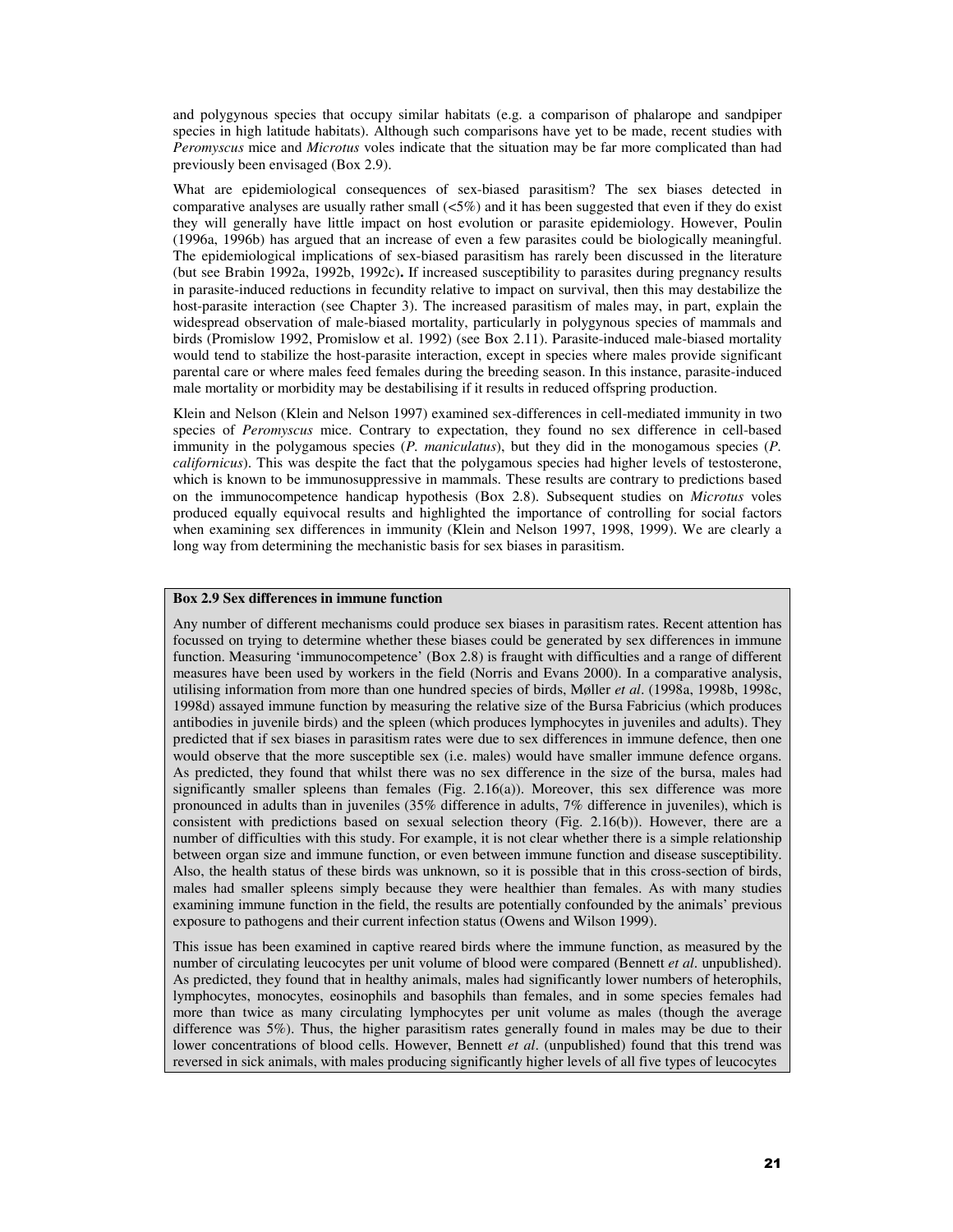and polygynous species that occupy similar habitats (e.g. a comparison of phalarope and sandpiper species in high latitude habitats). Although such comparisons have yet to be made, recent studies with *Peromyscus* mice and *Microtus* voles indicate that the situation may be far more complicated than had previously been envisaged (Box 2.9).

What are epidemiological consequences of sex-biased parasitism? The sex biases detected in comparative analyses are usually rather small (<5%) and it has been suggested that even if they do exist they will generally have little impact on host evolution or parasite epidemiology. However, Poulin (1996a, 1996b) has argued that an increase of even a few parasites could be biologically meaningful. The epidemiological implications of sex-biased parasitism has rarely been discussed in the literature (but see Brabin 1992a, 1992b, 1992c)**.** If increased susceptibility to parasites during pregnancy results in parasite-induced reductions in fecundity relative to impact on survival, then this may destabilize the host-parasite interaction (see Chapter 3). The increased parasitism of males may, in part, explain the widespread observation of male-biased mortality, particularly in polygynous species of mammals and birds (Promislow 1992, Promislow et al. 1992) (see Box 2.11). Parasite-induced male-biased mortality would tend to stabilize the host-parasite interaction, except in species where males provide significant parental care or where males feed females during the breeding season. In this instance, parasite-induced male mortality or morbidity may be destabilising if it results in reduced offspring production.

Klein and Nelson (Klein and Nelson 1997) examined sex-differences in cell-mediated immunity in two species of *Peromyscus* mice. Contrary to expectation, they found no sex difference in cell-based immunity in the polygamous species (*P. maniculatus*), but they did in the monogamous species (*P. californicus*). This was despite the fact that the polygamous species had higher levels of testosterone, which is known to be immunosuppressive in mammals. These results are contrary to predictions based on the immunocompetence handicap hypothesis (Box 2.8). Subsequent studies on *Microtus* voles produced equally equivocal results and highlighted the importance of controlling for social factors when examining sex differences in immunity (Klein and Nelson 1997, 1998, 1999). We are clearly a long way from determining the mechanistic basis for sex biases in parasitism.

**Box 2.9 Sex differences in immune function**

Any number of different mechanisms could produce sex biases in parasitism rates. Recent attention has focussed on trying to determine whether these biases could be generated by sex differences in immune function. Measuring 'immunocompetence' (Box 2.8) is fraught with difficulties and a range of different measures have been used by workers in the field (Norris and Evans 2000). In a comparative analysis, utilising information from more than one hundred species of birds, Møller *et al*. (1998a, 1998b, 1998c, 1998d) assayed immune function by measuring the relative size of the Bursa Fabricius (which produces antibodies in juvenile birds) and the spleen (which produces lymphocytes in juveniles and adults). They predicted that if sex biases in parasitism rates were due to sex differences in immune defence, then one would observe that the more susceptible sex (i.e. males) would have smaller immune defence organs. As predicted, they found that whilst there was no sex difference in the size of the bursa, males had significantly smaller spleens than females (Fig. 2.16(a)). Moreover, this sex difference was more pronounced in adults than in juveniles (35% difference in adults, 7% difference in juveniles), which is consistent with predictions based on sexual selection theory (Fig. 2.16(b)). However, there are a number of difficulties with this study. For example, it is not clear whether there is a simple relationship between organ size and immune function, or even between immune function and disease susceptibility. Also, the health status of these birds was unknown, so it is possible that in this cross-section of birds, males had smaller spleens simply because they were healthier than females. As with many studies examining immune function in the field, the results are potentially confounded by the animals' previous exposure to pathogens and their current infection status (Owens and Wilson 1999).

This issue has been examined in captive reared birds where the immune function, as measured by the number of circulating leucocytes per unit volume of blood were compared (Bennett *et al*. unpublished). As predicted, they found that in healthy animals, males had significantly lower numbers of heterophils, lymphocytes, monocytes, eosinophils and basophils than females, and in some species females had more than twice as many circulating lymphocytes per unit volume as males (though the average difference was 5%). Thus, the higher parasitism rates generally found in males may be due to their lower concentrations of blood cells. However, Bennett *et al*. (unpublished) found that this trend was reversed in sick animals, with males producing significantly higher levels of all five types of leucocytes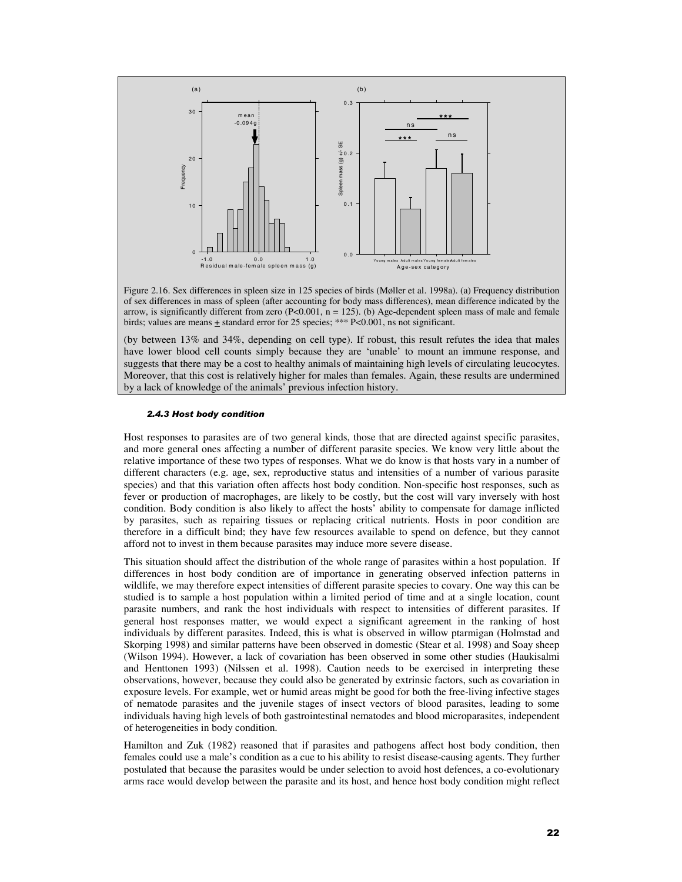Figure 2.16. Sex differences in spleen size in 125 species of birds (Møller et al. 1998a). (a) Frequency distribution of sex differences in mass of spleen (after accounting for body mass differences), mean difference indicated by the arrow, is significantly different from zero (P<0.001, n = 125). (b) Age-dependent spleen mass of male and female birds; values are means ± standard error for 25 species; *** P<0.001, ns not significant.

(by between 13% and 34%, depending on cell type). If robust, this result refutes the idea that males have lower blood cell counts simply because they are 'unable' to mount an immune response, and suggests that there may be a cost to healthy animals of maintaining high levels of circulating leucocytes. Moreover, that this cost is relatively higher for males than females. Again, these results are undermined by a lack of knowledge of the animals' previous infection history.

### *2.4.3 Host body condition*

Host responses to parasites are of two general kinds, those that are directed against specific parasites, and more general ones affecting a number of different parasite species. We know very little about the relative importance of these two types of responses. What we do know is that hosts vary in a number of different characters (e.g. age, sex, reproductive status and intensities of a number of various parasite species) and that this variation often affects host body condition. Non-specific host responses, such as fever or production of macrophages, are likely to be costly, but the cost will vary inversely with host condition. Body condition is also likely to affect the hosts' ability to compensate for damage inflicted by parasites, such as repairing tissues or replacing critical nutrients. Hosts in poor condition are therefore in a difficult bind; they have few resources available to spend on defence, but they cannot afford not to invest in them because parasites may induce more severe disease.

This situation should affect the distribution of the whole range of parasites within a host population. If differences in host body condition are of importance in generating observed infection patterns in wildlife, we may therefore expect intensities of different parasite species to covary. One way this can be studied is to sample a host population within a limited period of time and at a single location, count parasite numbers, and rank the host individuals with respect to intensities of different parasites. If general host responses matter, we would expect a significant agreement in the ranking of host individuals by different parasites. Indeed, this is what is observed in willow ptarmigan (Holmstad and Skorping 1998) and similar patterns have been observed in domestic (Stear et al. 1998) and Soay sheep (Wilson 1994). However, a lack of covariation has been observed in some other studies (Haukisalmi and Henttonen 1993) (Nilssen et al. 1998). Caution needs to be exercised in interpreting these observations, however, because they could also be generated by extrinsic factors, such as covariation in exposure levels. For example, wet or humid areas might be good for both the free-living infective stages of nematode parasites and the juvenile stages of insect vectors of blood parasites, leading to some individuals having high levels of both gastrointestinal nematodes and blood microparasites, independent of heterogeneities in body condition.

Hamilton and Zuk (1982) reasoned that if parasites and pathogens affect host body condition, then females could use a male's condition as a cue to his ability to resist disease-causing agents. They further postulated that because the parasites would be under selection to avoid host defences, a co-evolutionary arms race would develop between the parasite and its host, and hence host body condition might reflect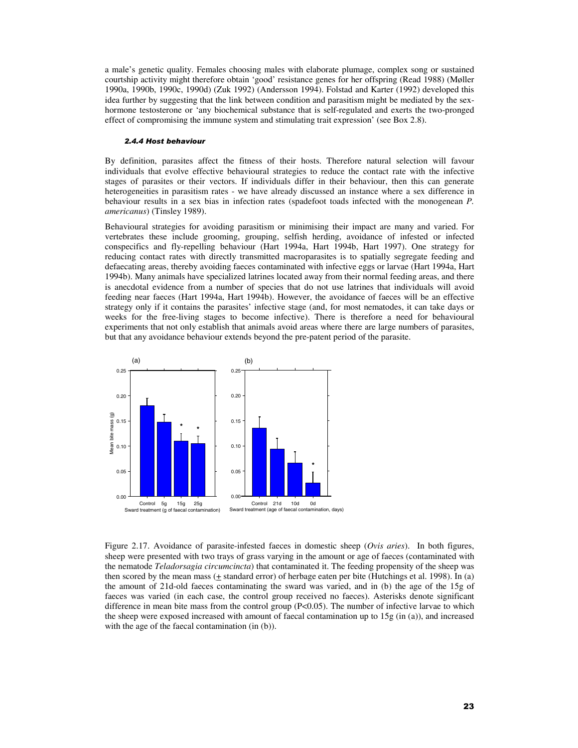a male's genetic quality. Females choosing males with elaborate plumage, complex song or sustained courtship activity might therefore obtain 'good' resistance genes for her offspring (Read 1988) (Møller 1990a, 1990b, 1990c, 1990d) (Zuk 1992) (Andersson 1994). Folstad and Karter (1992) developed this idea further by suggesting that the link between condition and parasitism might be mediated by the sex-hormone testosterone or 'any biochemical substance that is self-regulated and exerts the two-pronged effect of compromising the immune system and stimulating trait expression' (see Box 2.8).

#### *2.4.4 Host behaviour*

By definition, parasites affect the fitness of their hosts. Therefore natural selection will favour individuals that evolve effective behavioural strategies to reduce the contact rate with the infective stages of parasites or their vectors. If individuals differ in their behaviour, then this can generate heterogeneities in parasitism rates - we have already discussed an instance where a sex difference in behaviour results in a sex bias in infection rates (spadefoot toads infected with the monogenean *P. americanus*) (Tinsley 1989).

Behavioural strategies for avoiding parasitism or minimising their impact are many and varied. For vertebrates these include grooming, grouping, selfish herding, avoidance of infested or infected conspecifics and fly-repelling behaviour (Hart 1994a, Hart 1994b, Hart 1997). One strategy for reducing contact rates with directly transmitted macroparasites is to spatially segregate feeding and defaecating areas, thereby avoiding faeces contaminated with infective eggs or larvae (Hart 1994a, Hart 1994b). Many animals have specialized latrines located away from their normal feeding areas, and there is anecdotal evidence from a number of species that do not use latrines that individuals will avoid feeding near faeces (Hart 1994a, Hart 1994b). However, the avoidance of faeces will be an effective strategy only if it contains the parasites' infective stage (and, for most nematodes, it can take days or weeks for the free-living stages to become infective). There is therefore a need for behavioural experiments that not only establish that animals avoid areas where there are large numbers of parasites, but that any avoidance behaviour extends beyond the pre-patent period of the parasite.

Figure 2.17. Avoidance of parasite-infested faeces in domestic sheep (*Ovis aries*). In both figures, sheep were presented with two trays of grass varying in the amount or age of faeces (contaminated with the nematode *Teladorsagia circumcincta*) that contaminated it. The feeding propensity of the sheep was then scored by the mean mass (± standard error) of herbage eaten per bite (Hutchings et al. 1998). In (a) the amount of 21d-old faeces contaminating the sward was varied, and in (b) the age of the 15g of faeces was varied (in each case, the control group received no faeces). Asterisks denote significant difference in mean bite mass from the control group ($P<0.05$). The number of infective larvae to which the sheep were exposed increased with amount of faecal contamination up to 15g (in (a)), and increased with the age of the faecal contamination (in (b)).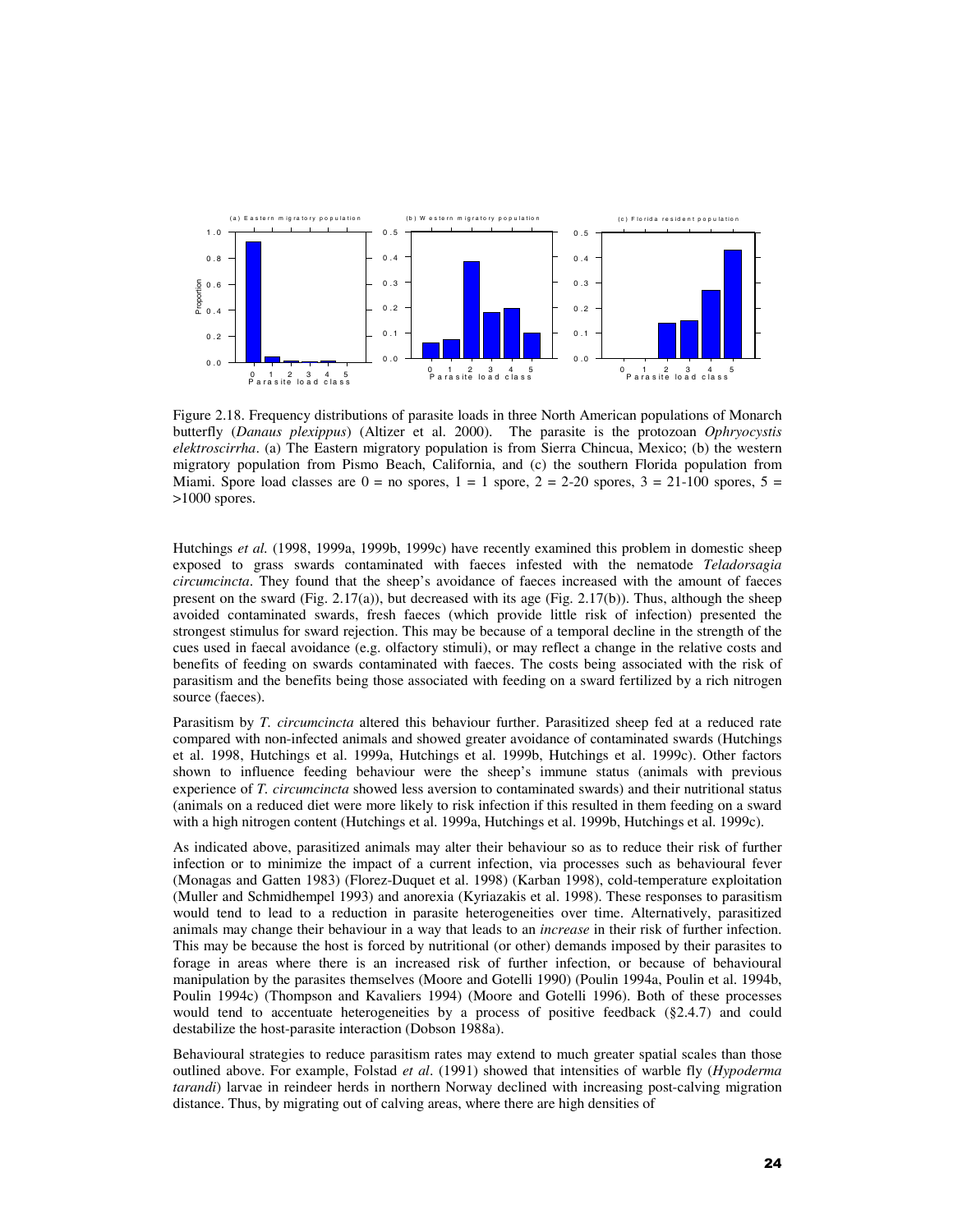Figure 2.18. Frequency distributions of parasite loads in three North American populations of Monarch butterfly (*Danaus plexippus*) (Altizer et al. 2000). The parasite is the protozoan *Ophryocystis elektroscirrha*. (a) The Eastern migratory population is from Sierra Chincua, Mexico; (b) the western migratory population from Pismo Beach, California, and (c) the southern Florida population from Miami. Spore load classes are 0 = no spores, 1 = 1 spore, 2 = 2-20 spores, 3 = 21-100 spores, 5 = >1000 spores.

Hutchings *et al.* (1998, 1999a, 1999b, 1999c) have recently examined this problem in domestic sheep exposed to grass swards contaminated with faeces infested with the nematode *Teladorsagia circumcincta*. They found that the sheep's avoidance of faeces increased with the amount of faeces present on the sward (Fig. 2.17(a)), but decreased with its age (Fig. 2.17(b)). Thus, although the sheep avoided contaminated swards, fresh faeces (which provide little risk of infection) presented the strongest stimulus for sward rejection. This may be because of a temporal decline in the strength of the cues used in faecal avoidance (e.g. olfactory stimuli), or may reflect a change in the relative costs and benefits of feeding on swards contaminated with faeces. The costs being associated with the risk of parasitism and the benefits being those associated with feeding on a sward fertilized by a rich nitrogen source (faeces).

Parasitism by *T. circumcincta* altered this behaviour further. Parasitized sheep fed at a reduced rate compared with non-infected animals and showed greater avoidance of contaminated swards (Hutchings et al. 1998, Hutchings et al. 1999a, Hutchings et al. 1999b, Hutchings et al. 1999c). Other factors shown to influence feeding behaviour were the sheep's immune status (animals with previous experience of *T. circumcincta* showed less aversion to contaminated swards) and their nutritional status (animals on a reduced diet were more likely to risk infection if this resulted in them feeding on a sward with a high nitrogen content (Hutchings et al. 1999a, Hutchings et al. 1999b, Hutchings et al. 1999c).

As indicated above, parasitized animals may alter their behaviour so as to reduce their risk of further infection or to minimize the impact of a current infection, via processes such as behavioural fever (Monagas and Gatten 1983) (Florez-Duquet et al. 1998) (Karban 1998), cold-temperature exploitation (Muller and Schmidhempel 1993) and anorexia (Kyriazakis et al. 1998). These responses to parasitism would tend to lead to a reduction in parasite heterogeneities over time. Alternatively, parasitized animals may change their behaviour in a way that leads to an *increase* in their risk of further infection. This may be because the host is forced by nutritional (or other) demands imposed by their parasites to forage in areas where there is an increased risk of further infection, or because of behavioural manipulation by the parasites themselves (Moore and Gotelli 1990) (Poulin 1994a, Poulin et al. 1994b, Poulin 1994c) (Thompson and Kavaliers 1994) (Moore and Gotelli 1996). Both of these processes would tend to accentuate heterogeneities by a process of positive feedback (§2.4.7) and could destabilize the host-parasite interaction (Dobson 1988a).

Behavioural strategies to reduce parasitism rates may extend to much greater spatial scales than those outlined above. For example, Folstad *et al*. (1991) showed that intensities of warble fly (*Hypoderma tarandi*) larvae in reindeer herds in northern Norway declined with increasing post-calving migration distance. Thus, by migrating out of calving areas, where there are high densities of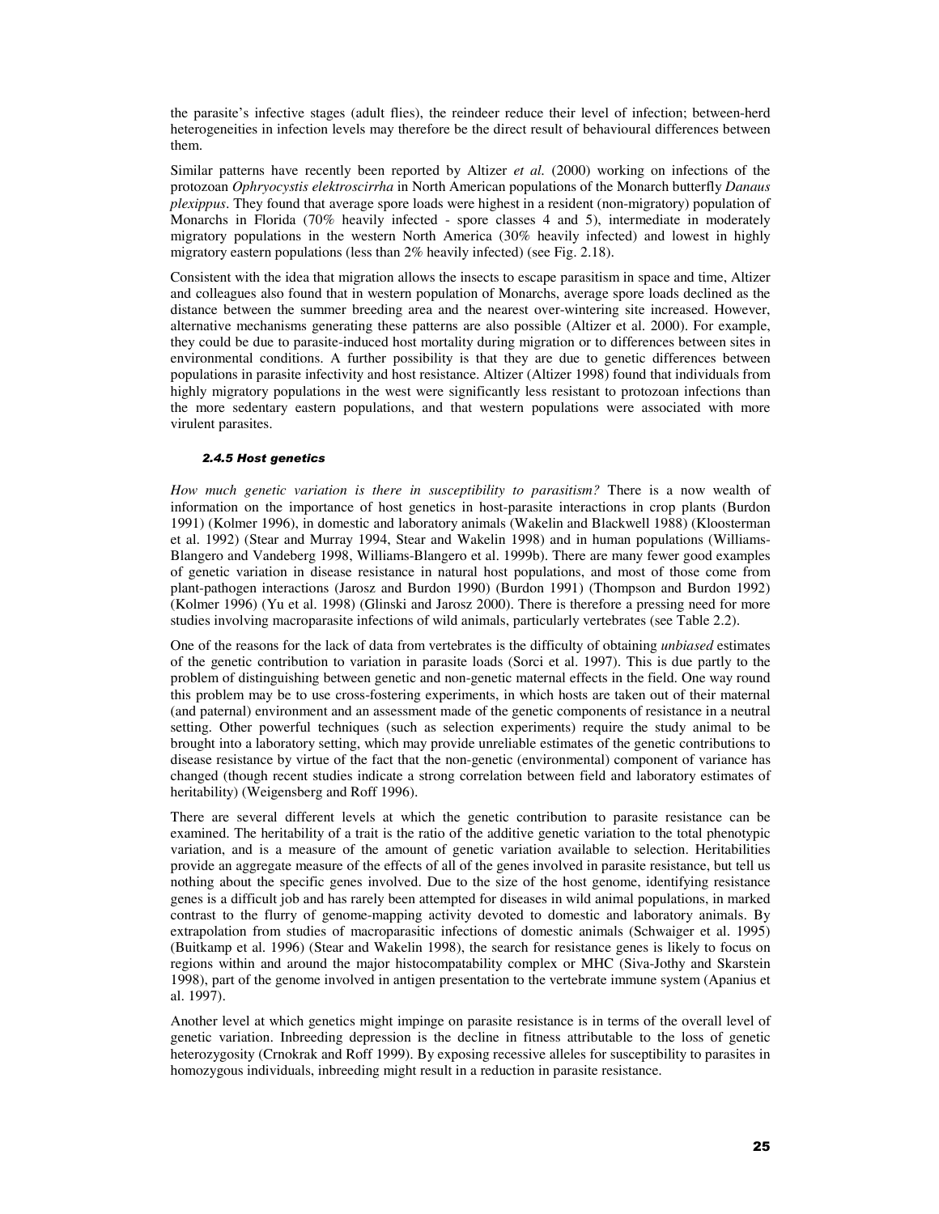the parasite's infective stages (adult flies), the reindeer reduce their level of infection; between-herd heterogeneities in infection levels may therefore be the direct result of behavioural differences between them.

Similar patterns have recently been reported by Altizer *et al.* (2000) working on infections of the protozoan *Ophryocystis elektroscirrha* in North American populations of the Monarch butterfly *Danaus plexippus*. They found that average spore loads were highest in a resident (non-migratory) population of Monarchs in Florida (70% heavily infected - spore classes 4 and 5), intermediate in moderately migratory populations in the western North America (30% heavily infected) and lowest in highly migratory eastern populations (less than 2% heavily infected) (see Fig. 2.18).

Consistent with the idea that migration allows the insects to escape parasitism in space and time, Altizer and colleagues also found that in western population of Monarchs, average spore loads declined as the distance between the summer breeding area and the nearest over-wintering site increased. However, alternative mechanisms generating these patterns are also possible (Altizer et al. 2000). For example, they could be due to parasite-induced host mortality during migration or to differences between sites in environmental conditions. A further possibility is that they are due to genetic differences between populations in parasite infectivity and host resistance. Altizer (Altizer 1998) found that individuals from highly migratory populations in the west were significantly less resistant to protozoan infections than the more sedentary eastern populations, and that western populations were associated with more virulent parasites.

#### *2.4.5 Host genetics*

*How much genetic variation is there in susceptibility to parasitism?* There is a now wealth of information on the importance of host genetics in host-parasite interactions in crop plants (Burdon 1991) (Kolmer 1996), in domestic and laboratory animals (Wakelin and Blackwell 1988) (Kloosterman et al. 1992) (Stear and Murray 1994, Stear and Wakelin 1998) and in human populations (Williams-Blangero and Vandeberg 1998, Williams-Blangero et al. 1999b). There are many fewer good examples of genetic variation in disease resistance in natural host populations, and most of those come from plant-pathogen interactions (Jarosz and Burdon 1990) (Burdon 1991) (Thompson and Burdon 1992) (Kolmer 1996) (Yu et al. 1998) (Glinski and Jarosz 2000). There is therefore a pressing need for more studies involving macroparasite infections of wild animals, particularly vertebrates (see Table 2.2).

One of the reasons for the lack of data from vertebrates is the difficulty of obtaining *unbiased* estimates of the genetic contribution to variation in parasite loads (Sorci et al. 1997). This is due partly to the problem of distinguishing between genetic and non-genetic maternal effects in the field. One way round this problem may be to use cross-fostering experiments, in which hosts are taken out of their maternal (and paternal) environment and an assessment made of the genetic components of resistance in a neutral setting. Other powerful techniques (such as selection experiments) require the study animal to be brought into a laboratory setting, which may provide unreliable estimates of the genetic contributions to disease resistance by virtue of the fact that the non-genetic (environmental) component of variance has changed (though recent studies indicate a strong correlation between field and laboratory estimates of heritability) (Weigensberg and Roff 1996).

There are several different levels at which the genetic contribution to parasite resistance can be examined. The heritability of a trait is the ratio of the additive genetic variation to the total phenotypic variation, and is a measure of the amount of genetic variation available to selection. Heritabilities provide an aggregate measure of the effects of all of the genes involved in parasite resistance, but tell us nothing about the specific genes involved. Due to the size of the host genome, identifying resistance genes is a difficult job and has rarely been attempted for diseases in wild animal populations, in marked contrast to the flurry of genome-mapping activity devoted to domestic and laboratory animals. By extrapolation from studies of macroparasitic infections of domestic animals (Schwaiger et al. 1995) (Buitkamp et al. 1996) (Stear and Wakelin 1998), the search for resistance genes is likely to focus on regions within and around the major histocompatability complex or MHC (Siva-Jothy and Skarstein 1998), part of the genome involved in antigen presentation to the vertebrate immune system (Apanius et al. 1997).

Another level at which genetics might impinge on parasite resistance is in terms of the overall level of genetic variation. Inbreeding depression is the decline in fitness attributable to the loss of genetic heterozygosity (Crnokrak and Roff 1999). By exposing recessive alleles for susceptibility to parasites in homozygous individuals, inbreeding might result in a reduction in parasite resistance.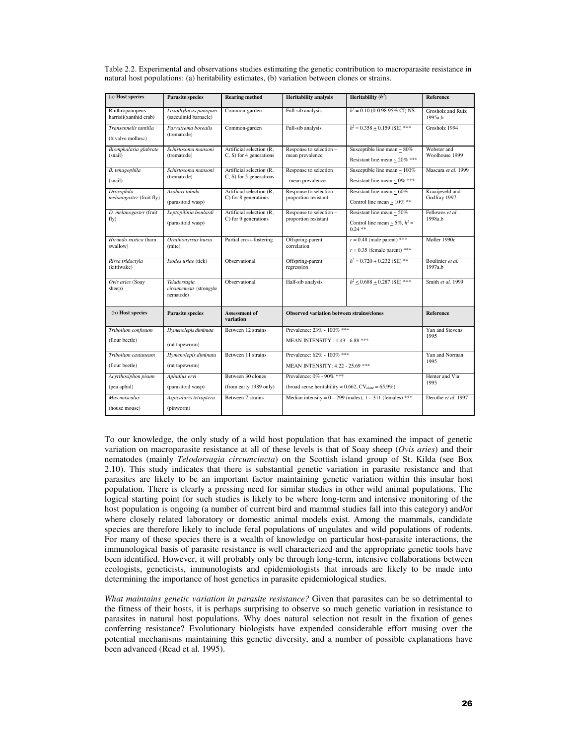Table 2.2. Experimental and observations studies estimating the genetic contribution to macroparasite resistance in natural host populations: (a) heritability estimates, (b) variation between clones or strains.

| (a) **Host species** | **Parasite species** | **Rearing method** | **Heritability analysis** | **Heritability ($h^2$)** | **Reference** |
|---|---|---|---|---|---|
| Rhithropanopeus harrisii(xanthid crab) | *Loxothylacus panopaei* (sacculinid barnacle) | Common-garden | Full-sib analysis | $h^2$ = 0.10 (0-0.98 95% CI) NS | Grosholz and Ruiz 1995a,b |
| *Transennells tantilla* (bivalve mollusc) | *Parvatrema borealis* (trematode) | Common-garden | Full-sib analysis | $h^2$ = 0.358 ± 0.159 (SE) *** | Grosholz 1994 |
| *Biomphalaria glabrate* (snail) | *Schistosoma mansoni* (trematode) | Artificial selection (R, C, S) for 4 generations | Response to selection – mean prevalence | Susceptible line mean ~ 80% Resistant line mean ~ 20% *** | Webster and Woolhouse 1999 |
| *B. tenagophila* (snail) | *Schistosoma mansoni* (trematode) | Artificial selection (R, C, S) for 5 generations | Response to selection - mean prevalence | Susceptible line mean ~ 100% Resistant line mean ~ 0% *** | Mascara *et al.* 1999 |
| *Drosophila melanogaster* (fruit fly) | *Asobari tabida* (parasitoid wasp) | Artificial selection (R, C) for 8 generations | Response to selection – proportion resistant | Resistant line mean ~ 60% Control line mean ~ 10% ** | Kraaijeveld and Godfray 1997 |
| *D. melanogaster* (fruit fly) | *Leptopilina boulardi* (parasitoid wasp) | Artificial selection (R, C) for 9 generations | Response to selection – proportion resistant | Resistant line mean ~ 50% Control line mean ~ 5%, $h^2$ = 0.24 ** | Fellowes *et al.* 1998a,b |
| *Hirundo rustica* (barn swallow) | *Ornithonyssus bursa* (mite) | Partial cross-fostering | Offspring-parent correlation | $r$ = 0.48 (male parent) *** $r$ = 0.35 (female parent) *** | Møller 1990c |
| *Rissa tridactyla* (kittiwake) | *Ixodes uriae* (tick) | Observational | Offspring-parent regression | $h^2$ = 0.720 ± 0.232 (SE) ** | Boulinier *et al.* 1997a,b |
| *Ovis aries* (Soay sheep) | *Teladorsagia circumcincta* (strongyle nematode) | Observational | Half-sib analysis | $h^2$ ≤ 0.688 ± 0.287 (SE) *** | Smith *et al.* 1999 |

| (b) **Host species** | **Parasite species** | **Assessment of variation** | **Observed variation between strains/clones** | **Reference** |
|---|---|---|---|---|
| *Tribolium confusum* (flour beetle) | *Hymenolepis diminuta* (rat tapeworm) | Between 12 strains | Prevalence: 23% - 100% *** MEAN INTENSITY : 1.43 - 6.88 *** | Yan and Stevens 1995 |
| *Tribolium castaneum* (flour beetle) | *Hymenolepis diminuta* (rat tapeworm) | Between 11 strains | Prevalence: 62% - 100% *** MEAN INTENSITY: 4.22 - 25.69 *** | Yan and Norman 1995 |
| *Acyrthosiphon pisum* (pea aphid) | *Aphidius ervi* (parasitoid wasp) | Between 30 clones (from early 1989 only) | Prevalence: 0% - 90% *** (broad sense heritability = 0.662, $CV_{clone}$ = 65.9%) | Henter and Via 1995 |
| *Mus musculus* (house mouse) | *Aspiculuris tetraptera* (pinworm) | Between 7 strains | Median intensity = 0 – 299 (males), 1 – 311 (females) *** | Derothe *et al.* 1997 |

To our knowledge, the only study of a wild host population that has examined the impact of genetic variation on macroparasite resistance at all of these levels is that of Soay sheep (*Ovis aries*) and their nematodes (mainly *Telodorsagia circumcincta*) on the Scottish island group of St. Kilda (see Box 2.10). This study indicates that there is substantial genetic variation in parasite resistance and that parasites are likely to be an important factor maintaining genetic variation within this insular host population. There is clearly a pressing need for similar studies in other wild animal populations. The logical starting point for such studies is likely to be where long-term and intensive monitoring of the host population is ongoing (a number of current bird and mammal studies fall into this category) and/or where closely related laboratory or domestic animal models exist. Among the mammals, candidate species are therefore likely to include feral populations of ungulates and wild populations of rodents. For many of these species there is a wealth of knowledge on particular host-parasite interactions, the immunological basis of parasite resistance is well characterized and the appropriate genetic tools have been identified. However, it will probably only be through long-term, intensive collaborations between ecologists, geneticists, immunologists and epidemiologists that inroads are likely to be made into determining the importance of host genetics in parasite epidemiological studies.

*What maintains genetic variation in parasite resistance?* Given that parasites can be so detrimental to the fitness of their hosts, it is perhaps surprising to observe so much genetic variation in resistance to parasites in natural host populations. Why does natural selection not result in the fixation of genes conferring resistance? Evolutionary biologists have expended considerable effort musing over the potential mechanisms maintaining this genetic diversity, and a number of possible explanations have been advanced (Read et al. 1995).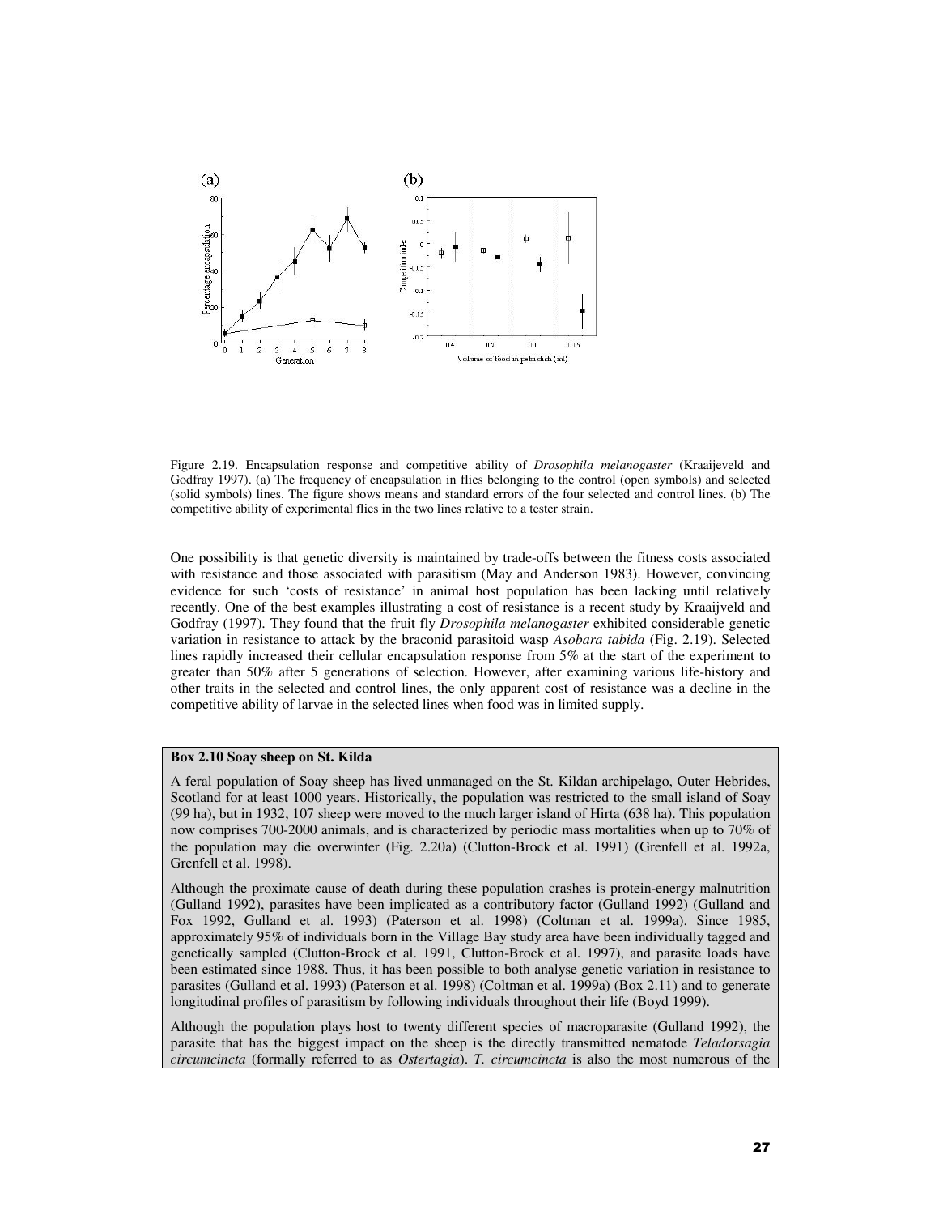Figure 2.19. Encapsulation response and competitive ability of *Drosophila melanogaster* (Kraaijeveld and Godfray 1997). (a) The frequency of encapsulation in flies belonging to the control (open symbols) and selected (solid symbols) lines. The figure shows means and standard errors of the four selected and control lines. (b) The competitive ability of experimental flies in the two lines relative to a tester strain.

One possibility is that genetic diversity is maintained by trade-offs between the fitness costs associated with resistance and those associated with parasitism (May and Anderson 1983). However, convincing evidence for such 'costs of resistance' in animal host population has been lacking until relatively recently. One of the best examples illustrating a cost of resistance is a recent study by Kraaijveld and Godfray (1997). They found that the fruit fly *Drosophila melanogaster* exhibited considerable genetic variation in resistance to attack by the braconid parasitoid wasp *Asobara tabida* (Fig. 2.19). Selected lines rapidly increased their cellular encapsulation response from 5% at the start of the experiment to greater than 50% after 5 generations of selection. However, after examining various life-history and other traits in the selected and control lines, the only apparent cost of resistance was a decline in the competitive ability of larvae in the selected lines when food was in limited supply.

**Box 2.10 Soay sheep on St. Kilda**

A feral population of Soay sheep has lived unmanaged on the St. Kildan archipelago, Outer Hebrides, Scotland for at least 1000 years. Historically, the population was restricted to the small island of Soay (99 ha), but in 1932, 107 sheep were moved to the much larger island of Hirta (638 ha). This population now comprises 700-2000 animals, and is characterized by periodic mass mortalities when up to 70% of the population may die overwinter (Fig. 2.20a) (Clutton-Brock et al. 1991) (Grenfell et al. 1992a, Grenfell et al. 1998).

Although the proximate cause of death during these population crashes is protein-energy malnutrition (Gulland 1992), parasites have been implicated as a contributory factor (Gulland 1992) (Gulland and Fox 1992, Gulland et al. 1993) (Paterson et al. 1998) (Coltman et al. 1999a). Since 1985, approximately 95% of individuals born in the Village Bay study area have been individually tagged and genetically sampled (Clutton-Brock et al. 1991, Clutton-Brock et al. 1997), and parasite loads have been estimated since 1988. Thus, it has been possible to both analyse genetic variation in resistance to parasites (Gulland et al. 1993) (Paterson et al. 1998) (Coltman et al. 1999a) (Box 2.11) and to generate longitudinal profiles of parasitism by following individuals throughout their life (Boyd 1999).

Although the population plays host to twenty different species of macroparasite (Gulland 1992), the parasite that has the biggest impact on the sheep is the directly transmitted nematode *Teladorsagia circumcincta* (formally referred to as *Ostertagia*). *T. circumcincta* is also the most numerous of the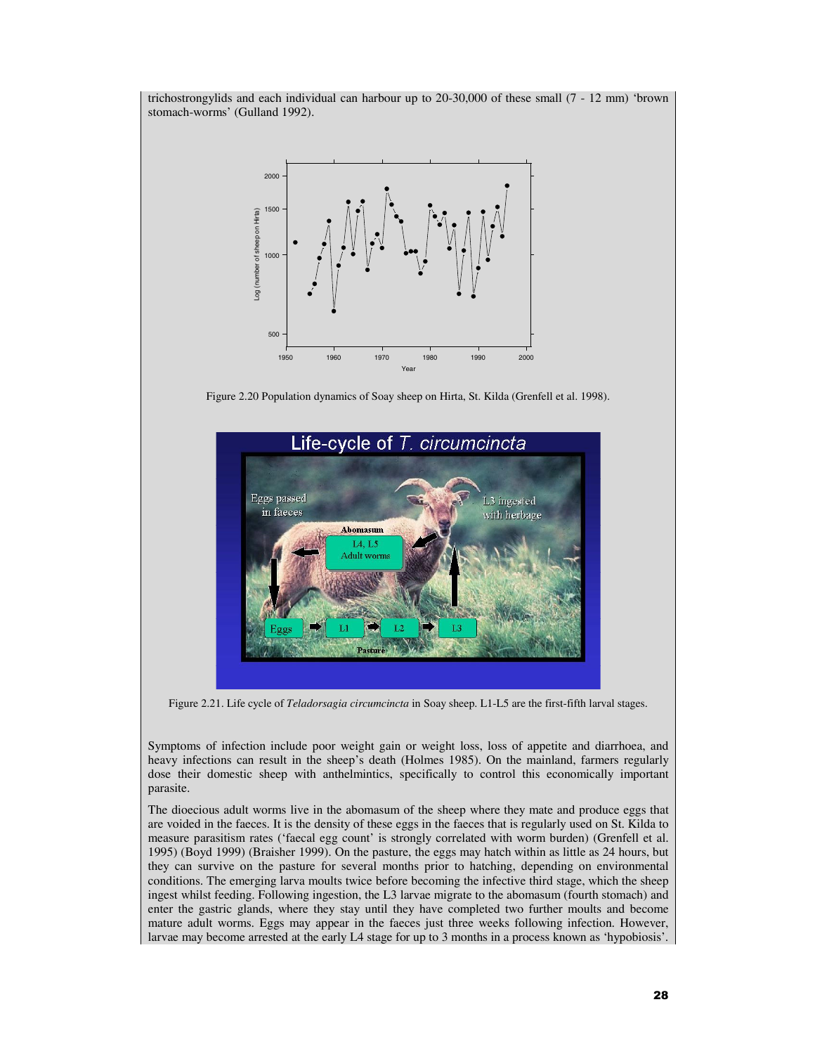trichostrongylids and each individual can harbour up to 20-30,000 of these small (7 - 12 mm) 'brown stomach-worms' (Gulland 1992).

Figure 2.20 Population dynamics of Soay sheep on Hirta, St. Kilda (Grenfell et al. 1998).

Figure 2.21. Life cycle of *Teladorsagia circumcincta* in Soay sheep. L1-L5 are the first-fifth larval stages.

Symptoms of infection include poor weight gain or weight loss, loss of appetite and diarrhoea, and heavy infections can result in the sheep's death (Holmes 1985). On the mainland, farmers regularly dose their domestic sheep with anthelmintics, specifically to control this economically important parasite.

The dioecious adult worms live in the abomasum of the sheep where they mate and produce eggs that are voided in the faeces. It is the density of these eggs in the faeces that is regularly used on St. Kilda to measure parasitism rates ('faecal egg count' is strongly correlated with worm burden) (Grenfell et al. 1995) (Boyd 1999) (Braisher 1999). On the pasture, the eggs may hatch within as little as 24 hours, but they can survive on the pasture for several months prior to hatching, depending on environmental conditions. The emerging larva moults twice before becoming the infective third stage, which the sheep ingest whilst feeding. Following ingestion, the L3 larvae migrate to the abomasum (fourth stomach) and enter the gastric glands, where they stay until they have completed two further moults and become mature adult worms. Eggs may appear in the faeces just three weeks following infection. However, larvae may become arrested at the early L4 stage for up to 3 months in a process known as 'hypobiosis'.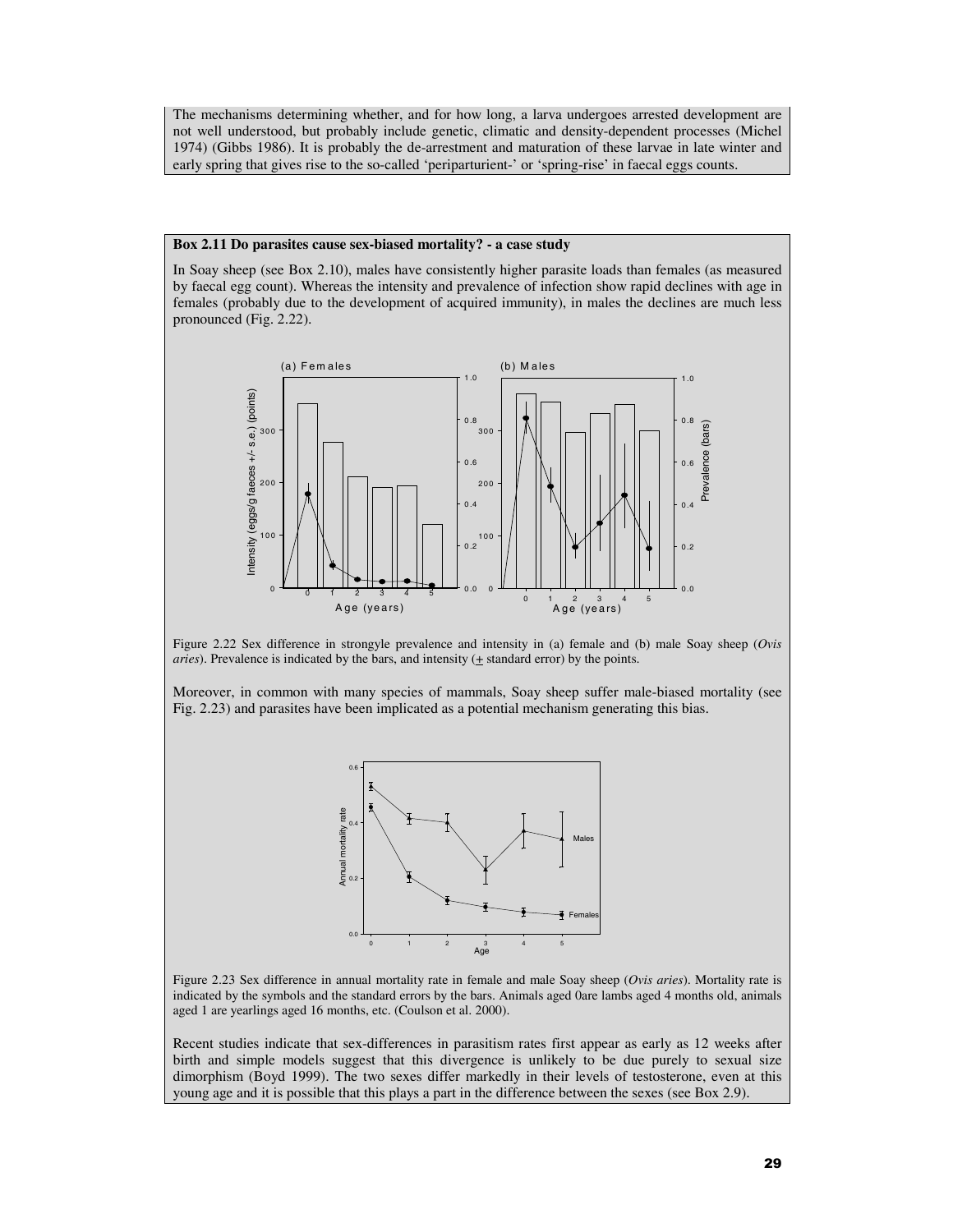The mechanisms determining whether, and for how long, a larva undergoes arrested development are not well understood, but probably include genetic, climatic and density-dependent processes (Michel 1974) (Gibbs 1986). It is probably the de-arrestment and maturation of these larvae in late winter and early spring that gives rise to the so-called 'periparturient-' or 'spring-rise' in faecal eggs counts.

**Box 2.11 Do parasites cause sex-biased mortality? - a case study**

In Soay sheep (see Box 2.10), males have consistently higher parasite loads than females (as measured by faecal egg count). Whereas the intensity and prevalence of infection show rapid declines with age in females (probably due to the development of acquired immunity), in males the declines are much less pronounced (Fig. 2.22).

Figure 2.22 Sex difference in strongyle prevalence and intensity in (a) female and (b) male Soay sheep (*Ovis aries*). Prevalence is indicated by the bars, and intensity (± standard error) by the points.

Moreover, in common with many species of mammals, Soay sheep suffer male-biased mortality (see Fig. 2.23) and parasites have been implicated as a potential mechanism generating this bias.

Figure 2.23 Sex difference in annual mortality rate in female and male Soay sheep (*Ovis aries*). Mortality rate is indicated by the symbols and the standard errors by the bars. Animals aged 0are lambs aged 4 months old, animals aged 1 are yearlings aged 16 months, etc. (Coulson et al. 2000).

Recent studies indicate that sex-differences in parasitism rates first appear as early as 12 weeks after birth and simple models suggest that this divergence is unlikely to be due purely to sexual size dimorphism (Boyd 1999). The two sexes differ markedly in their levels of testosterone, even at this young age and it is possible that this plays a part in the difference between the sexes (see Box 2.9).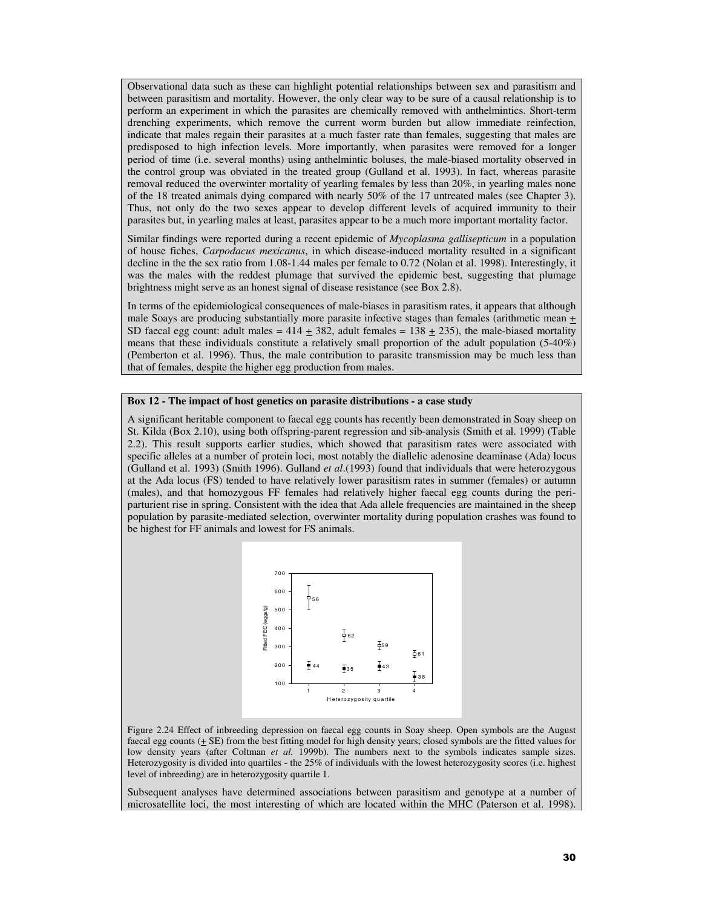Observational data such as these can highlight potential relationships between sex and parasitism and between parasitism and mortality. However, the only clear way to be sure of a causal relationship is to perform an experiment in which the parasites are chemically removed with anthelmintics. Short-term drenching experiments, which remove the current worm burden but allow immediate reinfection, indicate that males regain their parasites at a much faster rate than females, suggesting that males are predisposed to high infection levels. More importantly, when parasites were removed for a longer period of time (i.e. several months) using anthelmintic boluses, the male-biased mortality observed in the control group was obviated in the treated group (Gulland et al. 1993). In fact, whereas parasite removal reduced the overwinter mortality of yearling females by less than 20%, in yearling males none of the 18 treated animals dying compared with nearly 50% of the 17 untreated males (see Chapter 3). Thus, not only do the two sexes appear to develop different levels of acquired immunity to their parasites but, in yearling males at least, parasites appear to be a much more important mortality factor.

Similar findings were reported during a recent epidemic of *Mycoplasma gallisepticum* in a population of house fiches, *Carpodacus mexicanus*, in which disease-induced mortality resulted in a significant decline in the the sex ratio from 1.08-1.44 males per female to 0.72 (Nolan et al. 1998). Interestingly, it was the males with the reddest plumage that survived the epidemic best, suggesting that plumage brightness might serve as an honest signal of disease resistance (see Box 2.8).

In terms of the epidemiological consequences of male-biases in parasitism rates, it appears that although male Soays are producing substantially more parasite infective stages than females (arithmetic mean $\pm$ SD faecal egg count: adult males = 414 $\pm$ 382, adult females = 138 $\pm$ 235), the male-biased mortality means that these individuals constitute a relatively small proportion of the adult population (5-40%) (Pemberton et al. 1996). Thus, the male contribution to parasite transmission may be much less than that of females, despite the higher egg production from males.

**Box 12 - The impact of host genetics on parasite distributions - a case study**

A significant heritable component to faecal egg counts has recently been demonstrated in Soay sheep on St. Kilda (Box 2.10), using both offspring-parent regression and sib-analysis (Smith et al. 1999) (Table 2.2). This result supports earlier studies, which showed that parasitism rates were associated with specific alleles at a number of protein loci, most notably the diallelic adenosine deaminase (Ada) locus (Gulland et al. 1993) (Smith 1996). Gulland *et al*.(1993) found that individuals that were heterozygous at the Ada locus (FS) tended to have relatively lower parasitism rates in summer (females) or autumn (males), and that homozygous FF females had relatively higher faecal egg counts during the peri-parturient rise in spring. Consistent with the idea that Ada allele frequencies are maintained in the sheep population by parasite-mediated selection, overwinter mortality during population crashes was found to be highest for FF animals and lowest for FS animals.

Figure 2.24 Effect of inbreeding depression on faecal egg counts in Soay sheep. Open symbols are the August faecal egg counts ($\pm$ SE) from the best fitting model for high density years; closed symbols are the fitted values for low density years (after Coltman *et al.* 1999b). The numbers next to the symbols indicates sample sizes. Heterozygosity is divided into quartiles - the 25% of individuals with the lowest heterozygosity scores (i.e. highest level of inbreeding) are in heterozygosity quartile 1.

Subsequent analyses have determined associations between parasitism and genotype at a number of microsatellite loci, the most interesting of which are located within the MHC (Paterson et al. 1998).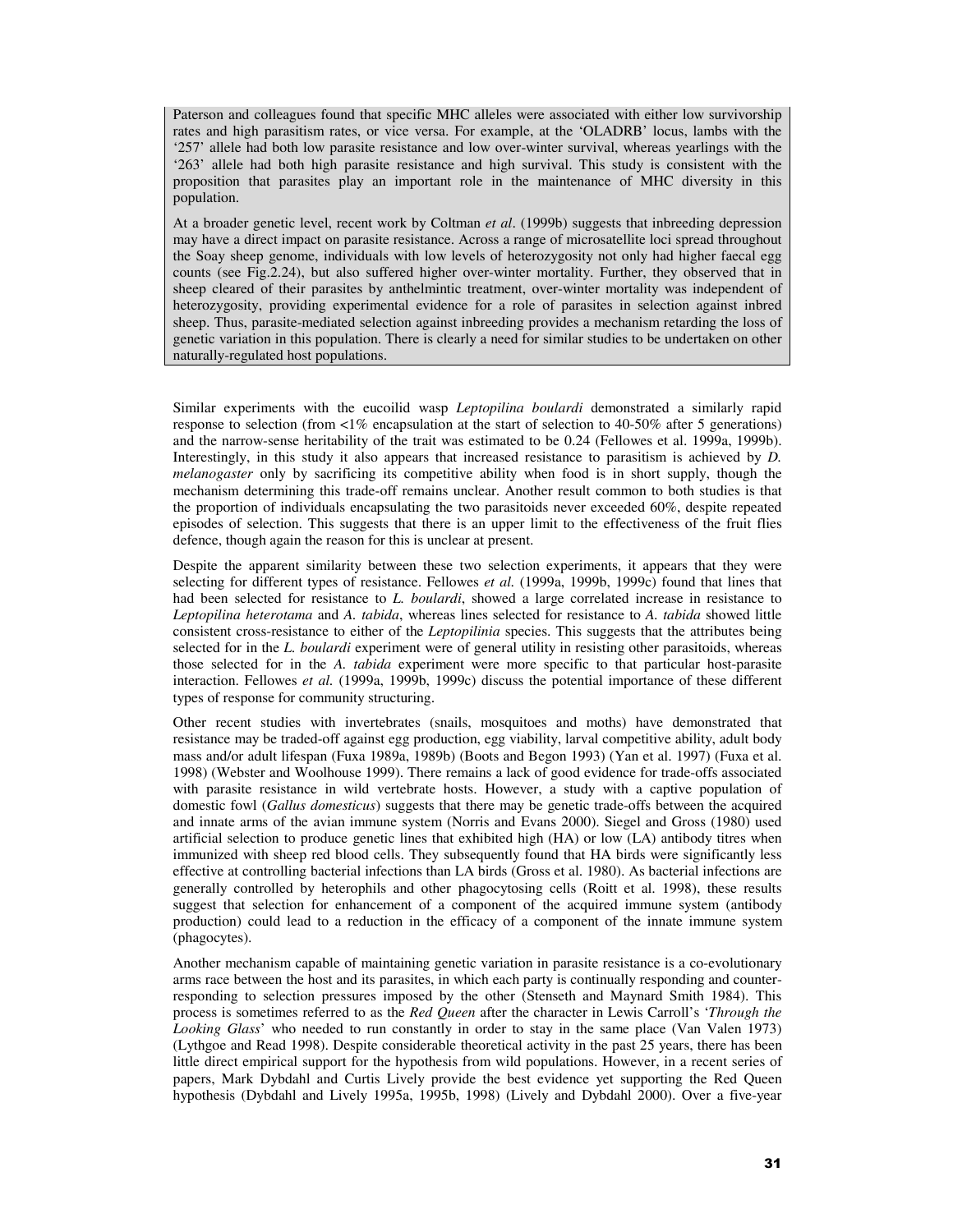Paterson and colleagues found that specific MHC alleles were associated with either low survivorship rates and high parasitism rates, or vice versa. For example, at the 'OLADRB' locus, lambs with the '257' allele had both low parasite resistance and low over-winter survival, whereas yearlings with the '263' allele had both high parasite resistance and high survival. This study is consistent with the proposition that parasites play an important role in the maintenance of MHC diversity in this population.

At a broader genetic level, recent work by Coltman *et al*. (1999b) suggests that inbreeding depression may have a direct impact on parasite resistance. Across a range of microsatellite loci spread throughout the Soay sheep genome, individuals with low levels of heterozygosity not only had higher faecal egg counts (see Fig.2.24), but also suffered higher over-winter mortality. Further, they observed that in sheep cleared of their parasites by anthelmintic treatment, over-winter mortality was independent of heterozygosity, providing experimental evidence for a role of parasites in selection against inbred sheep. Thus, parasite-mediated selection against inbreeding provides a mechanism retarding the loss of genetic variation in this population. There is clearly a need for similar studies to be undertaken on other naturally-regulated host populations.

Similar experiments with the eucoilid wasp *Leptopilina boulardi* demonstrated a similarly rapid response to selection (from <1% encapsulation at the start of selection to 40-50% after 5 generations) and the narrow-sense heritability of the trait was estimated to be 0.24 (Fellowes et al. 1999a, 1999b). Interestingly, in this study it also appears that increased resistance to parasitism is achieved by *D. melanogaster* only by sacrificing its competitive ability when food is in short supply, though the mechanism determining this trade-off remains unclear. Another result common to both studies is that the proportion of individuals encapsulating the two parasitoids never exceeded 60%, despite repeated episodes of selection. This suggests that there is an upper limit to the effectiveness of the fruit flies defence, though again the reason for this is unclear at present.

Despite the apparent similarity between these two selection experiments, it appears that they were selecting for different types of resistance. Fellowes *et al.* (1999a, 1999b, 1999c) found that lines that had been selected for resistance to *L. boulardi*, showed a large correlated increase in resistance to *Leptopilina heterotama* and *A. tabida*, whereas lines selected for resistance to *A. tabida* showed little consistent cross-resistance to either of the *Leptopilinia* species. This suggests that the attributes being selected for in the *L. boulardi* experiment were of general utility in resisting other parasitoids, whereas those selected for in the *A. tabida* experiment were more specific to that particular host-parasite interaction. Fellowes *et al.* (1999a, 1999b, 1999c) discuss the potential importance of these different types of response for community structuring.

Other recent studies with invertebrates (snails, mosquitoes and moths) have demonstrated that resistance may be traded-off against egg production, egg viability, larval competitive ability, adult body mass and/or adult lifespan (Fuxa 1989a, 1989b) (Boots and Begon 1993) (Yan et al. 1997) (Fuxa et al. 1998) (Webster and Woolhouse 1999). There remains a lack of good evidence for trade-offs associated with parasite resistance in wild vertebrate hosts. However, a study with a captive population of domestic fowl (*Gallus domesticus*) suggests that there may be genetic trade-offs between the acquired and innate arms of the avian immune system (Norris and Evans 2000). Siegel and Gross (1980) used artificial selection to produce genetic lines that exhibited high (HA) or low (LA) antibody titres when immunized with sheep red blood cells. They subsequently found that HA birds were significantly less effective at controlling bacterial infections than LA birds (Gross et al. 1980). As bacterial infections are generally controlled by heterophils and other phagocytosing cells (Roitt et al. 1998), these results suggest that selection for enhancement of a component of the acquired immune system (antibody production) could lead to a reduction in the efficacy of a component of the innate immune system (phagocytes).

Another mechanism capable of maintaining genetic variation in parasite resistance is a co-evolutionary arms race between the host and its parasites, in which each party is continually responding and counter-responding to selection pressures imposed by the other (Stenseth and Maynard Smith 1984). This process is sometimes referred to as the *Red Queen* after the character in Lewis Carroll's '*Through the Looking Glass*' who needed to run constantly in order to stay in the same place (Van Valen 1973) (Lythgoe and Read 1998). Despite considerable theoretical activity in the past 25 years, there has been little direct empirical support for the hypothesis from wild populations. However, in a recent series of papers, Mark Dybdahl and Curtis Lively provide the best evidence yet supporting the Red Queen hypothesis (Dybdahl and Lively 1995a, 1995b, 1998) (Lively and Dybdahl 2000). Over a five-year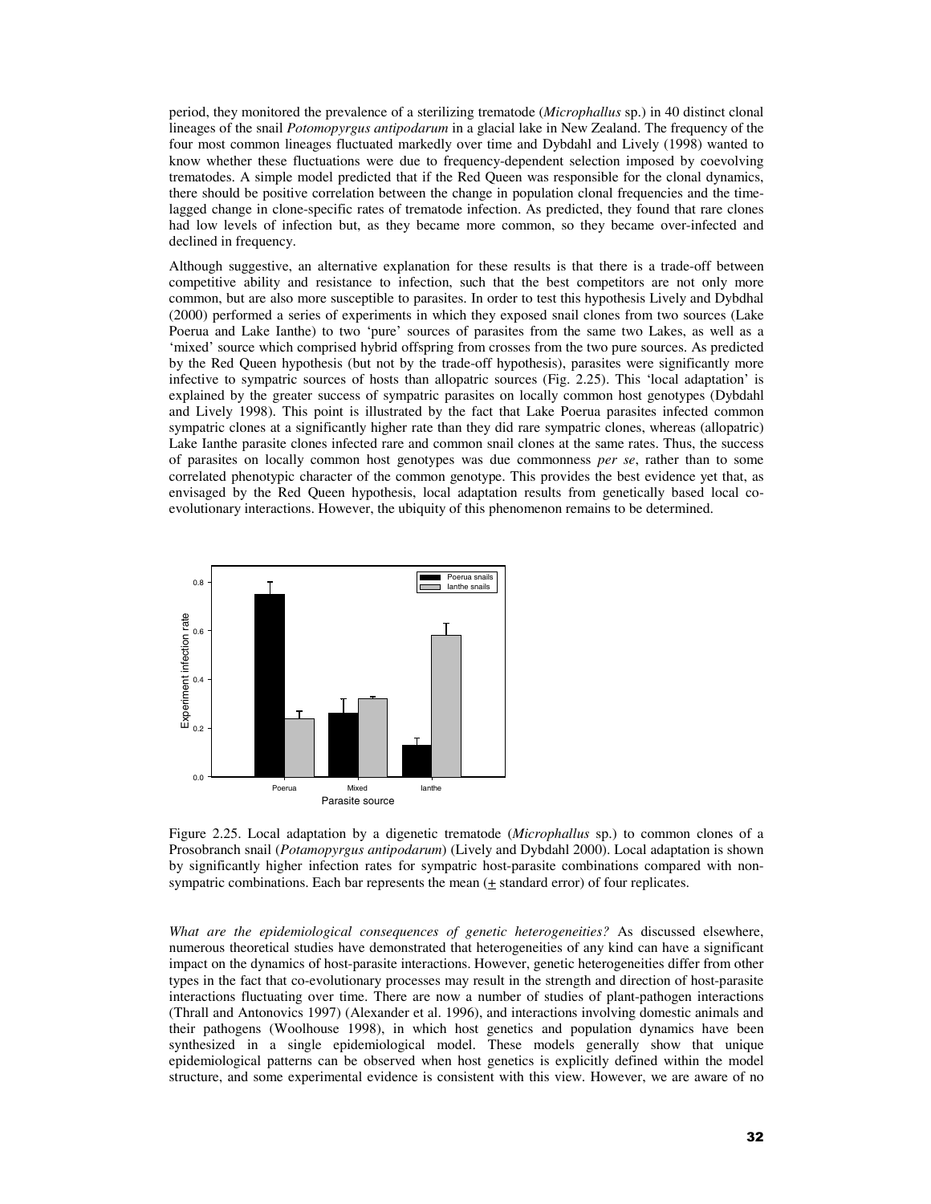period, they monitored the prevalence of a sterilizing trematode (*Microphallus* sp.) in 40 distinct clonal lineages of the snail *Potomopyrgus antipodarum* in a glacial lake in New Zealand. The frequency of the four most common lineages fluctuated markedly over time and Dybdahl and Lively (1998) wanted to know whether these fluctuations were due to frequency-dependent selection imposed by coevolving trematodes. A simple model predicted that if the Red Queen was responsible for the clonal dynamics, there should be positive correlation between the change in population clonal frequencies and the time-lagged change in clone-specific rates of trematode infection. As predicted, they found that rare clones had low levels of infection but, as they became more common, so they became over-infected and declined in frequency.

Although suggestive, an alternative explanation for these results is that there is a trade-off between competitive ability and resistance to infection, such that the best competitors are not only more common, but are also more susceptible to parasites. In order to test this hypothesis Lively and Dybdhal (2000) performed a series of experiments in which they exposed snail clones from two sources (Lake Poerua and Lake Ianthe) to two 'pure' sources of parasites from the same two Lakes, as well as a 'mixed' source which comprised hybrid offspring from crosses from the two pure sources. As predicted by the Red Queen hypothesis (but not by the trade-off hypothesis), parasites were significantly more infective to sympatric sources of hosts than allopatric sources (Fig. 2.25). This 'local adaptation' is explained by the greater success of sympatric parasites on locally common host genotypes (Dybdahl and Lively 1998). This point is illustrated by the fact that Lake Poerua parasites infected common sympatric clones at a significantly higher rate than they did rare sympatric clones, whereas (allopatric) Lake Ianthe parasite clones infected rare and common snail clones at the same rates. Thus, the success of parasites on locally common host genotypes was due commonness *per se*, rather than to some correlated phenotypic character of the common genotype. This provides the best evidence yet that, as envisaged by the Red Queen hypothesis, local adaptation results from genetically based local co-evolutionary interactions. However, the ubiquity of this phenomenon remains to be determined.

Figure 2.25. Local adaptation by a digenetic trematode (*Microphallus* sp.) to common clones of a Prosobranch snail (*Potamopyrgus antipodarum*) (Lively and Dybdahl 2000). Local adaptation is shown by significantly higher infection rates for sympatric host-parasite combinations compared with non-sympatric combinations. Each bar represents the mean (± standard error) of four replicates.

*What are the epidemiological consequences of genetic heterogeneities?* As discussed elsewhere, numerous theoretical studies have demonstrated that heterogeneities of any kind can have a significant impact on the dynamics of host-parasite interactions. However, genetic heterogeneities differ from other types in the fact that co-evolutionary processes may result in the strength and direction of host-parasite interactions fluctuating over time. There are now a number of studies of plant-pathogen interactions (Thrall and Antonovics 1997) (Alexander et al. 1996), and interactions involving domestic animals and their pathogens (Woolhouse 1998), in which host genetics and population dynamics have been synthesized in a single epidemiological model. These models generally show that unique epidemiological patterns can be observed when host genetics is explicitly defined within the model structure, and some experimental evidence is consistent with this view. However, we are aware of no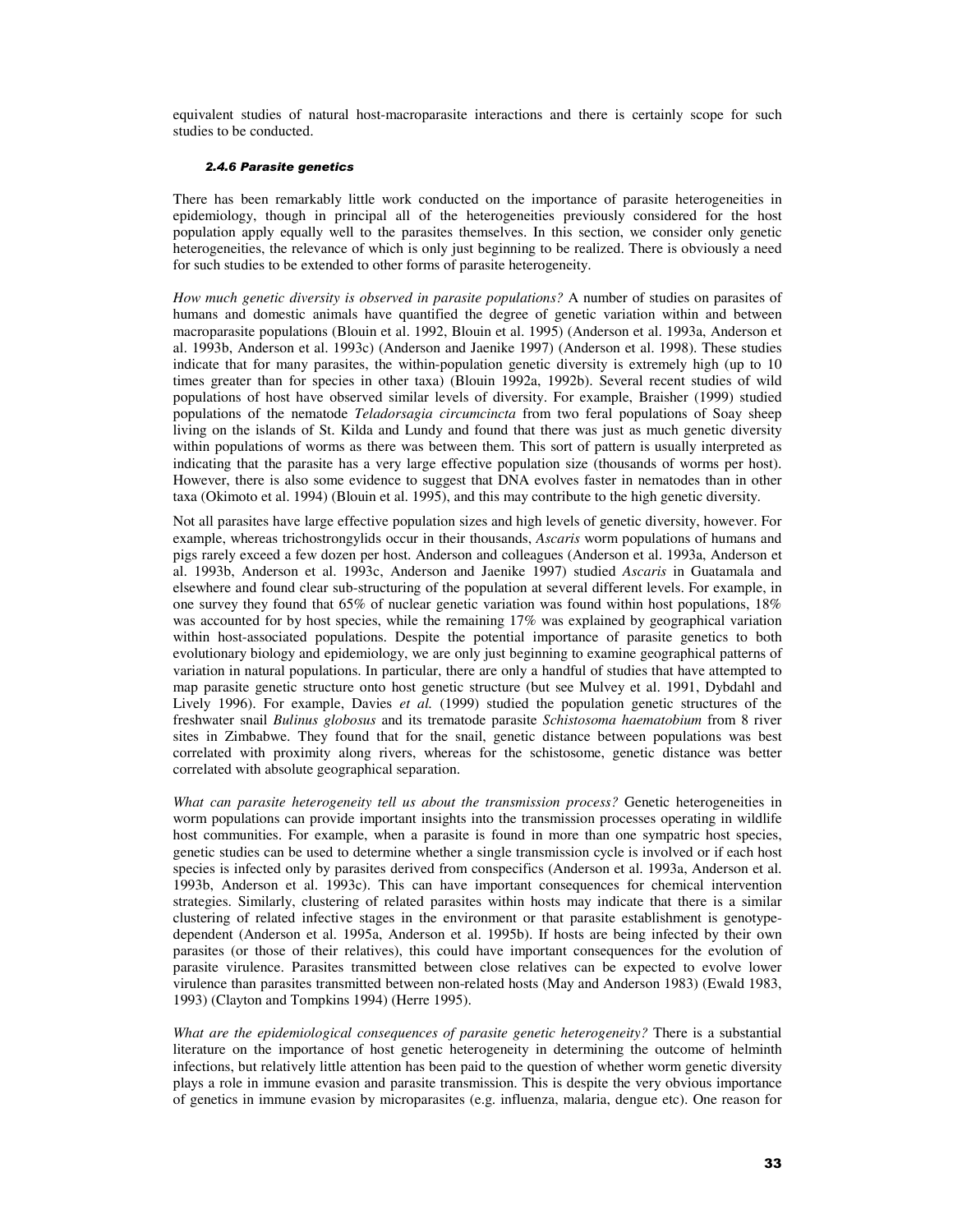equivalent studies of natural host-macroparasite interactions and there is certainly scope for such studies to be conducted.

#### *2.4.6 Parasite genetics*

There has been remarkably little work conducted on the importance of parasite heterogeneities in epidemiology, though in principal all of the heterogeneities previously considered for the host population apply equally well to the parasites themselves. In this section, we consider only genetic heterogeneities, the relevance of which is only just beginning to be realized. There is obviously a need for such studies to be extended to other forms of parasite heterogeneity.

*How much genetic diversity is observed in parasite populations?* A number of studies on parasites of humans and domestic animals have quantified the degree of genetic variation within and between macroparasite populations (Blouin et al. 1992, Blouin et al. 1995) (Anderson et al. 1993a, Anderson et al. 1993b, Anderson et al. 1993c) (Anderson and Jaenike 1997) (Anderson et al. 1998). These studies indicate that for many parasites, the within-population genetic diversity is extremely high (up to 10 times greater than for species in other taxa) (Blouin 1992a, 1992b). Several recent studies of wild populations of host have observed similar levels of diversity. For example, Braisher (1999) studied populations of the nematode *Teladorsagia circumcincta* from two feral populations of Soay sheep living on the islands of St. Kilda and Lundy and found that there was just as much genetic diversity within populations of worms as there was between them. This sort of pattern is usually interpreted as indicating that the parasite has a very large effective population size (thousands of worms per host). However, there is also some evidence to suggest that DNA evolves faster in nematodes than in other taxa (Okimoto et al. 1994) (Blouin et al. 1995), and this may contribute to the high genetic diversity.

Not all parasites have large effective population sizes and high levels of genetic diversity, however. For example, whereas trichostrongylids occur in their thousands, *Ascaris* worm populations of humans and pigs rarely exceed a few dozen per host. Anderson and colleagues (Anderson et al. 1993a, Anderson et al. 1993b, Anderson et al. 1993c, Anderson and Jaenike 1997) studied *Ascaris* in Guatamala and elsewhere and found clear sub-structuring of the population at several different levels. For example, in one survey they found that 65% of nuclear genetic variation was found within host populations, 18% was accounted for by host species, while the remaining 17% was explained by geographical variation within host-associated populations. Despite the potential importance of parasite genetics to both evolutionary biology and epidemiology, we are only just beginning to examine geographical patterns of variation in natural populations. In particular, there are only a handful of studies that have attempted to map parasite genetic structure onto host genetic structure (but see Mulvey et al. 1991, Dybdahl and Lively 1996). For example, Davies *et al.* (1999) studied the population genetic structures of the freshwater snail *Bulinus globosus* and its trematode parasite *Schistosoma haematobium* from 8 river sites in Zimbabwe. They found that for the snail, genetic distance between populations was best correlated with proximity along rivers, whereas for the schistosome, genetic distance was better correlated with absolute geographical separation.

*What can parasite heterogeneity tell us about the transmission process?* Genetic heterogeneities in worm populations can provide important insights into the transmission processes operating in wildlife host communities. For example, when a parasite is found in more than one sympatric host species, genetic studies can be used to determine whether a single transmission cycle is involved or if each host species is infected only by parasites derived from conspecifics (Anderson et al. 1993a, Anderson et al. 1993b, Anderson et al. 1993c). This can have important consequences for chemical intervention strategies. Similarly, clustering of related parasites within hosts may indicate that there is a similar clustering of related infective stages in the environment or that parasite establishment is genotype-dependent (Anderson et al. 1995a, Anderson et al. 1995b). If hosts are being infected by their own parasites (or those of their relatives), this could have important consequences for the evolution of parasite virulence. Parasites transmitted between close relatives can be expected to evolve lower virulence than parasites transmitted between non-related hosts (May and Anderson 1983) (Ewald 1983, 1993) (Clayton and Tompkins 1994) (Herre 1995).

*What are the epidemiological consequences of parasite genetic heterogeneity?* There is a substantial literature on the importance of host genetic heterogeneity in determining the outcome of helminth infections, but relatively little attention has been paid to the question of whether worm genetic diversity plays a role in immune evasion and parasite transmission. This is despite the very obvious importance of genetics in immune evasion by microparasites (e.g. influenza, malaria, dengue etc). One reason for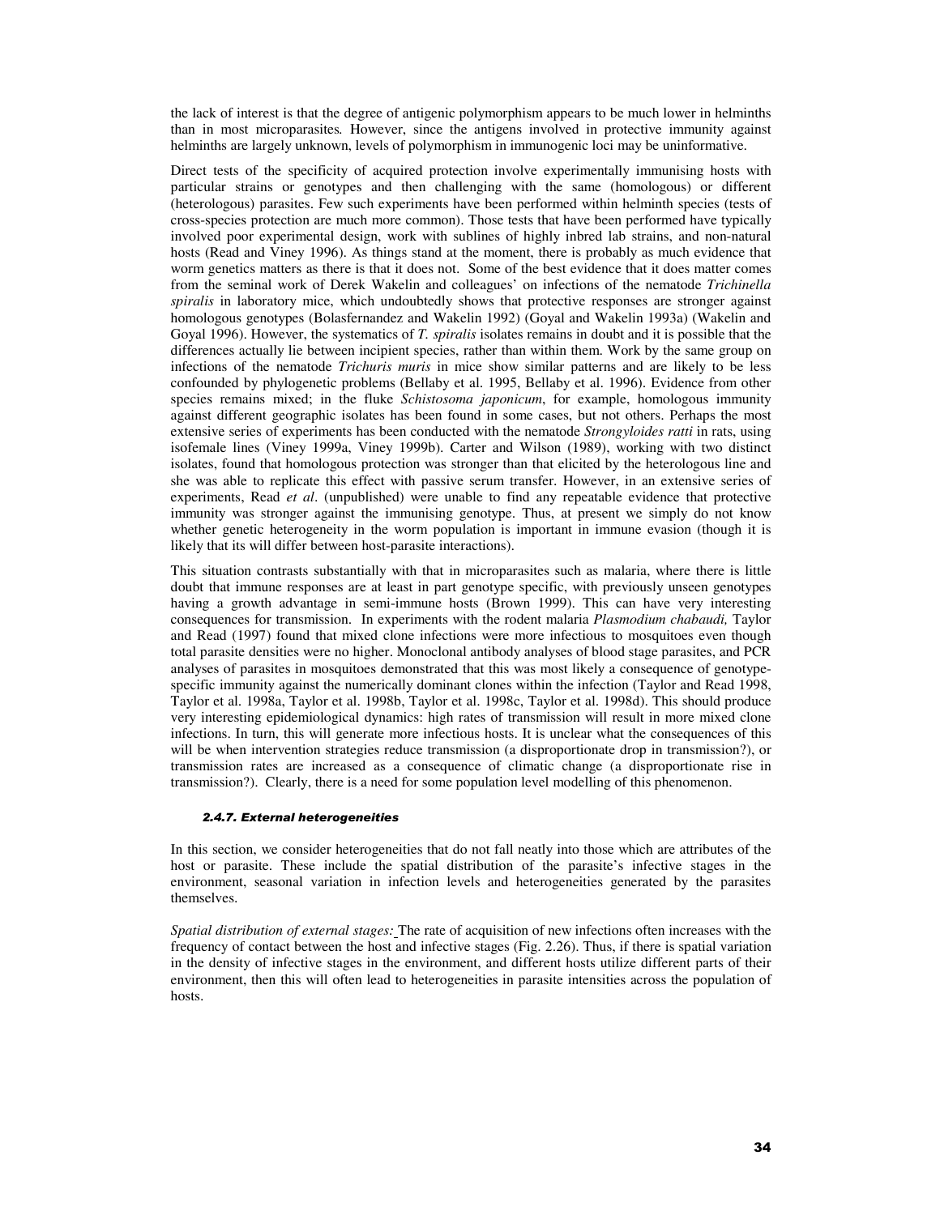the lack of interest is that the degree of antigenic polymorphism appears to be much lower in helminths than in most microparasites. However, since the antigens involved in protective immunity against helminths are largely unknown, levels of polymorphism in immunogenic loci may be uninformative.

Direct tests of the specificity of acquired protection involve experimentally immunising hosts with particular strains or genotypes and then challenging with the same (homologous) or different (heterologous) parasites. Few such experiments have been performed within helminth species (tests of cross-species protection are much more common). Those tests that have been performed have typically involved poor experimental design, work with sublines of highly inbred lab strains, and non-natural hosts (Read and Viney 1996). As things stand at the moment, there is probably as much evidence that worm genetics matters as there is that it does not. Some of the best evidence that it does matter comes from the seminal work of Derek Wakelin and colleagues' on infections of the nematode *Trichinella spiralis* in laboratory mice, which undoubtedly shows that protective responses are stronger against homologous genotypes (Bolasfernandez and Wakelin 1992) (Goyal and Wakelin 1993a) (Wakelin and Goyal 1996). However, the systematics of *T. spiralis* isolates remains in doubt and it is possible that the differences actually lie between incipient species, rather than within them. Work by the same group on infections of the nematode *Trichuris muris* in mice show similar patterns and are likely to be less confounded by phylogenetic problems (Bellaby et al. 1995, Bellaby et al. 1996). Evidence from other species remains mixed; in the fluke *Schistosoma japonicum*, for example, homologous immunity against different geographic isolates has been found in some cases, but not others. Perhaps the most extensive series of experiments has been conducted with the nematode *Strongyloides ratti* in rats, using isofemale lines (Viney 1999a, Viney 1999b). Carter and Wilson (1989), working with two distinct isolates, found that homologous protection was stronger than that elicited by the heterologous line and she was able to replicate this effect with passive serum transfer. However, in an extensive series of experiments, Read *et al*. (unpublished) were unable to find any repeatable evidence that protective immunity was stronger against the immunising genotype. Thus, at present we simply do not know whether genetic heterogeneity in the worm population is important in immune evasion (though it is likely that its will differ between host-parasite interactions).

This situation contrasts substantially with that in microparasites such as malaria, where there is little doubt that immune responses are at least in part genotype specific, with previously unseen genotypes having a growth advantage in semi-immune hosts (Brown 1999). This can have very interesting consequences for transmission. In experiments with the rodent malaria *Plasmodium chabaudi,* Taylor and Read (1997) found that mixed clone infections were more infectious to mosquitoes even though total parasite densities were no higher. Monoclonal antibody analyses of blood stage parasites, and PCR analyses of parasites in mosquitoes demonstrated that this was most likely a consequence of genotype-specific immunity against the numerically dominant clones within the infection (Taylor and Read 1998, Taylor et al. 1998a, Taylor et al. 1998b, Taylor et al. 1998c, Taylor et al. 1998d). This should produce very interesting epidemiological dynamics: high rates of transmission will result in more mixed clone infections. In turn, this will generate more infectious hosts. It is unclear what the consequences of this will be when intervention strategies reduce transmission (a disproportionate drop in transmission?), or transmission rates are increased as a consequence of climatic change (a disproportionate rise in transmission?). Clearly, there is a need for some population level modelling of this phenomenon.

#### *2.4.7. External heterogeneities*

In this section, we consider heterogeneities that do not fall neatly into those which are attributes of the host or parasite. These include the spatial distribution of the parasite's infective stages in the environment, seasonal variation in infection levels and heterogeneities generated by the parasites themselves.

*Spatial distribution of external stages:* The rate of acquisition of new infections often increases with the frequency of contact between the host and infective stages (Fig. 2.26). Thus, if there is spatial variation in the density of infective stages in the environment, and different hosts utilize different parts of their environment, then this will often lead to heterogeneities in parasite intensities across the population of hosts.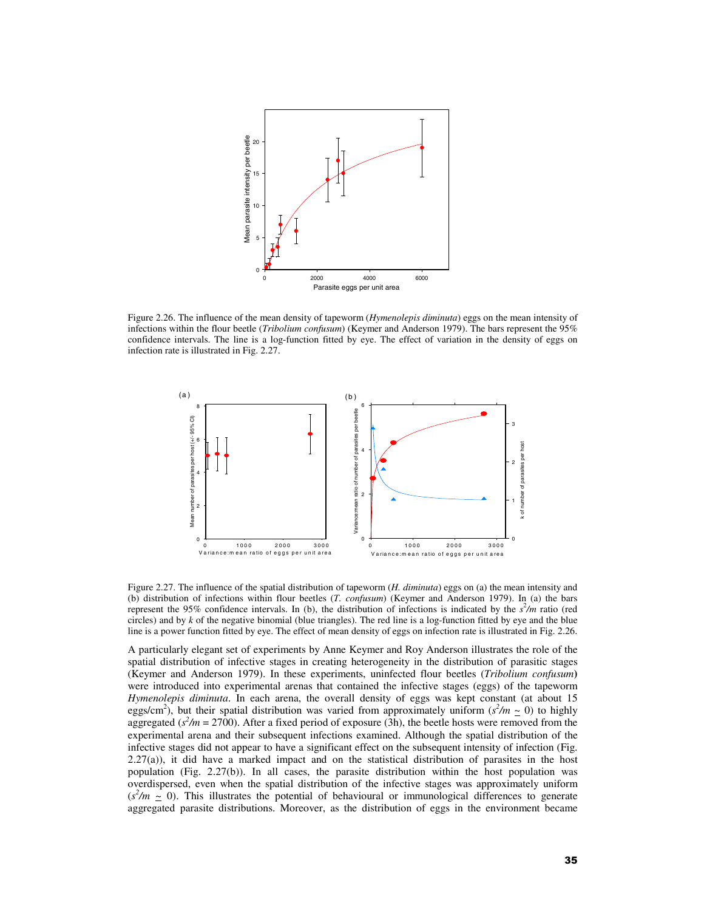Figure 2.26. The influence of the mean density of tapeworm (*Hymenolepis diminuta*) eggs on the mean intensity of infections within the flour beetle (*Tribolium confusum*) (Keymer and Anderson 1979). The bars represent the 95% confidence intervals. The line is a log-function fitted by eye. The effect of variation in the density of eggs on infection rate is illustrated in Fig. 2.27.

Figure 2.27. The influence of the spatial distribution of tapeworm (*H. diminuta*) eggs on (a) the mean intensity and (b) distribution of infections within flour beetles (*T. confusum*) (Keymer and Anderson 1979). In (a) the bars represent the 95% confidence intervals. In (b), the distribution of infections is indicated by the $s^2/m$ ratio (red circles) and by $k$ of the negative binomial (blue triangles). The red line is a log-function fitted by eye and the blue line is a power function fitted by eye. The effect of mean density of eggs on infection rate is illustrated in Fig. 2.26.

A particularly elegant set of experiments by Anne Keymer and Roy Anderson illustrates the role of the spatial distribution of infective stages in creating heterogeneity in the distribution of parasitic stages (Keymer and Anderson 1979). In these experiments, uninfected flour beetles (*Tribolium confusum*) were introduced into experimental arenas that contained the infective stages (eggs) of the tapeworm *Hymenolepis diminuta*. In each arena, the overall density of eggs was kept constant (at about 15 eggs/cm$^2$), but their spatial distribution was varied from approximately uniform ($s^2/m \simeq 0$) to highly aggregated ($s^2/m = 2700$). After a fixed period of exposure (3h), the beetle hosts were removed from the experimental arena and their subsequent infections examined. Although the spatial distribution of the infective stages did not appear to have a significant effect on the subsequent intensity of infection (Fig. 2.27(a)), it did have a marked impact and on the statistical distribution of parasites in the host population (Fig. 2.27(b)). In all cases, the parasite distribution within the host population was overdispersed, even when the spatial distribution of the infective stages was approximately uniform ($s^2/m \simeq 0$). This illustrates the potential of behavioural or immunological differences to generate aggregated parasite distributions. Moreover, as the distribution of eggs in the environment became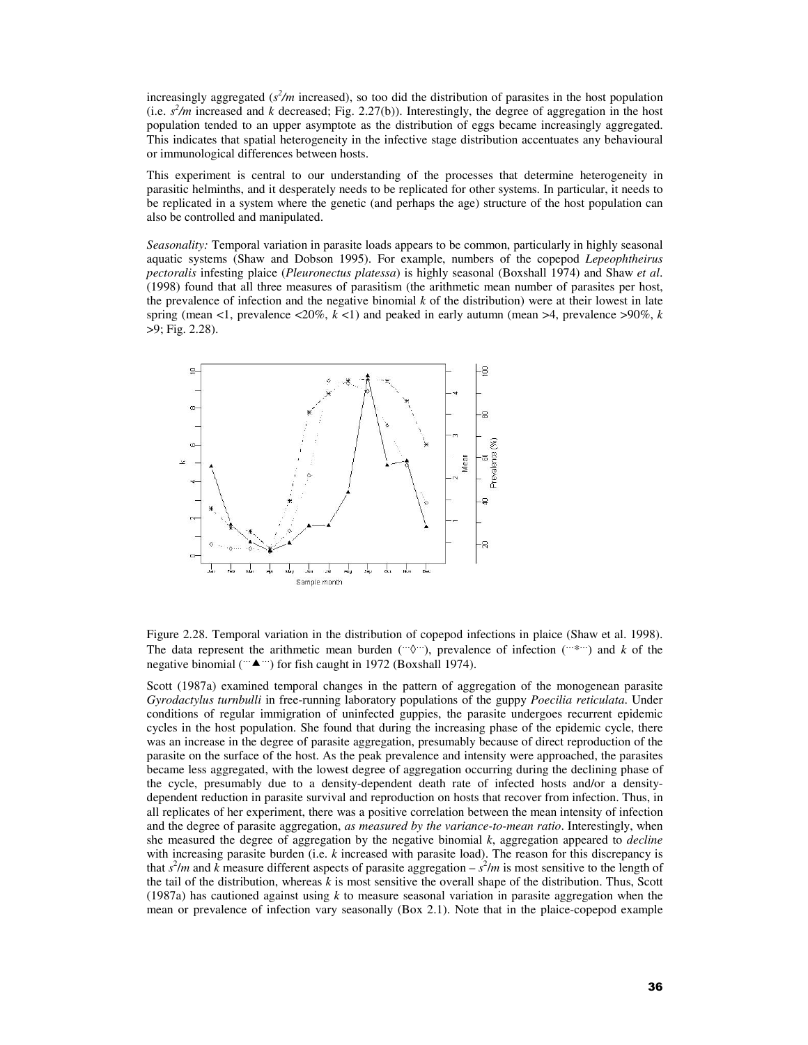increasingly aggregated ($s^2/m$ increased), so too did the distribution of parasites in the host population (i.e. $s^2/m$ increased and $k$ decreased; Fig. 2.27(b)). Interestingly, the degree of aggregation in the host population tended to an upper asymptote as the distribution of eggs became increasingly aggregated. This indicates that spatial heterogeneity in the infective stage distribution accentuates any behavioural or immunological differences between hosts.

This experiment is central to our understanding of the processes that determine heterogeneity in parasitic helminths, and it desperately needs to be replicated for other systems. In particular, it needs to be replicated in a system where the genetic (and perhaps the age) structure of the host population can also be controlled and manipulated.

*Seasonality:* Temporal variation in parasite loads appears to be common, particularly in highly seasonal aquatic systems (Shaw and Dobson 1995). For example, numbers of the copepod *Lepeophtheirus pectoralis* infesting plaice (*Pleuronectus platessa*) is highly seasonal (Boxshall 1974) and Shaw *et al*. (1998) found that all three measures of parasitism (the arithmetic mean number of parasites per host, the prevalence of infection and the negative binomial $k$ of the distribution) were at their lowest in late spring (mean <1, prevalence <20%, $k$ <1) and peaked in early autumn (mean >4, prevalence >90%, $k$ >9; Fig. 2.28).

Figure 2.28. Temporal variation in the distribution of copepod infections in plaice (Shaw et al. 1998). The data represent the arithmetic mean burden (···◊···), prevalence of infection (···*···) and $k$ of the negative binomial (···▲···) for fish caught in 1972 (Boxshall 1974).

Scott (1987a) examined temporal changes in the pattern of aggregation of the monogenean parasite *Gyrodactylus turnbulli* in free-running laboratory populations of the guppy *Poecilia reticulata*. Under conditions of regular immigration of uninfected guppies, the parasite undergoes recurrent epidemic cycles in the host population. She found that during the increasing phase of the epidemic cycle, there was an increase in the degree of parasite aggregation, presumably because of direct reproduction of the parasite on the surface of the host. As the peak prevalence and intensity were approached, the parasites became less aggregated, with the lowest degree of aggregation occurring during the declining phase of the cycle, presumably due to a density-dependent death rate of infected hosts and/or a density-dependent reduction in parasite survival and reproduction on hosts that recover from infection. Thus, in all replicates of her experiment, there was a positive correlation between the mean intensity of infection and the degree of parasite aggregation, *as measured by the variance-to-mean ratio*. Interestingly, when she measured the degree of aggregation by the negative binomial $k$, aggregation appeared to *decline* with increasing parasite burden (i.e. $k$ increased with parasite load). The reason for this discrepancy is that $s^2/m$ and $k$ measure different aspects of parasite aggregation – $s^2/m$ is most sensitive to the length of the tail of the distribution, whereas $k$ is most sensitive the overall shape of the distribution. Thus, Scott (1987a) has cautioned against using $k$ to measure seasonal variation in parasite aggregation when the mean or prevalence of infection vary seasonally (Box 2.1). Note that in the plaice-copepod example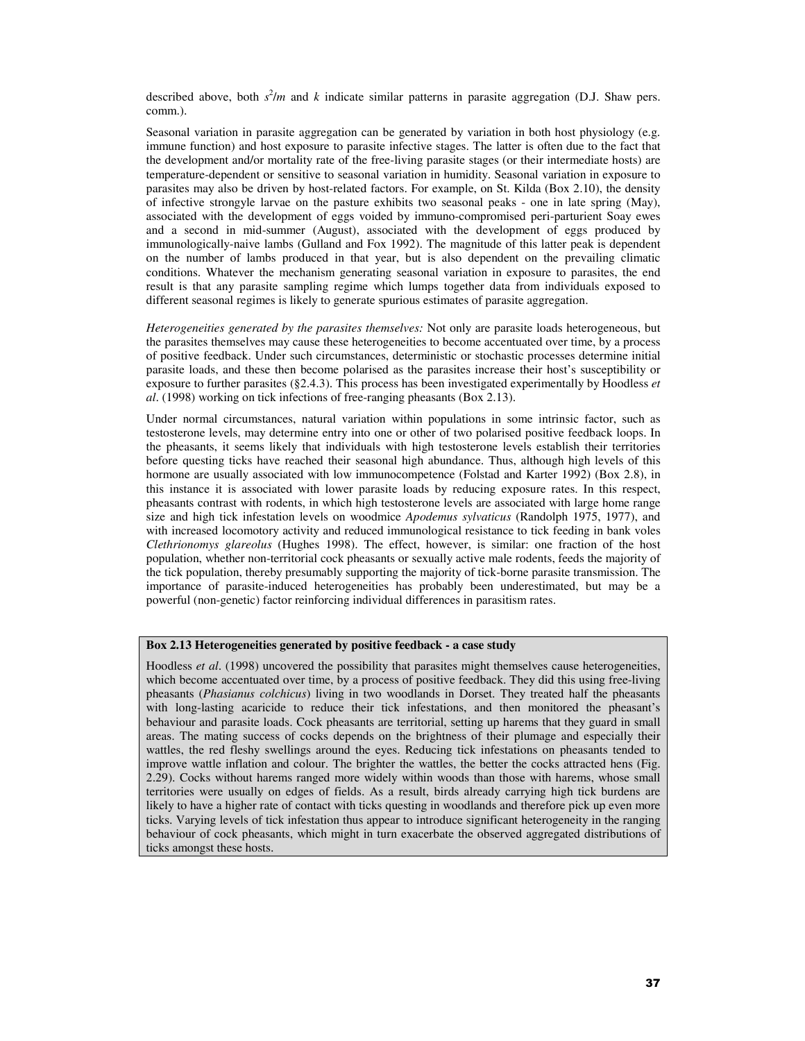described above, both $s^2/m$ and $k$ indicate similar patterns in parasite aggregation (D.J. Shaw pers. comm.).

Seasonal variation in parasite aggregation can be generated by variation in both host physiology (e.g. immune function) and host exposure to parasite infective stages. The latter is often due to the fact that the development and/or mortality rate of the free-living parasite stages (or their intermediate hosts) are temperature-dependent or sensitive to seasonal variation in humidity. Seasonal variation in exposure to parasites may also be driven by host-related factors. For example, on St. Kilda (Box 2.10), the density of infective strongyle larvae on the pasture exhibits two seasonal peaks - one in late spring (May), associated with the development of eggs voided by immuno-compromised peri-parturient Soay ewes and a second in mid-summer (August), associated with the development of eggs produced by immunologically-naive lambs (Gulland and Fox 1992). The magnitude of this latter peak is dependent on the number of lambs produced in that year, but is also dependent on the prevailing climatic conditions. Whatever the mechanism generating seasonal variation in exposure to parasites, the end result is that any parasite sampling regime which lumps together data from individuals exposed to different seasonal regimes is likely to generate spurious estimates of parasite aggregation.

*Heterogeneities generated by the parasites themselves:* Not only are parasite loads heterogeneous, but the parasites themselves may cause these heterogeneities to become accentuated over time, by a process of positive feedback. Under such circumstances, deterministic or stochastic processes determine initial parasite loads, and these then become polarised as the parasites increase their host's susceptibility or exposure to further parasites (§2.4.3). This process has been investigated experimentally by Hoodless *et al*. (1998) working on tick infections of free-ranging pheasants (Box 2.13).

Under normal circumstances, natural variation within populations in some intrinsic factor, such as testosterone levels, may determine entry into one or other of two polarised positive feedback loops. In the pheasants, it seems likely that individuals with high testosterone levels establish their territories before questing ticks have reached their seasonal high abundance. Thus, although high levels of this hormone are usually associated with low immunocompetence (Folstad and Karter 1992) (Box 2.8), in this instance it is associated with lower parasite loads by reducing exposure rates. In this respect, pheasants contrast with rodents, in which high testosterone levels are associated with large home range size and high tick infestation levels on woodmice *Apodemus sylvaticus* (Randolph 1975, 1977), and with increased locomotory activity and reduced immunological resistance to tick feeding in bank voles *Clethrionomys glareolus* (Hughes 1998). The effect, however, is similar: one fraction of the host population, whether non-territorial cock pheasants or sexually active male rodents, feeds the majority of the tick population, thereby presumably supporting the majority of tick-borne parasite transmission. The importance of parasite-induced heterogeneities has probably been underestimated, but may be a powerful (non-genetic) factor reinforcing individual differences in parasitism rates.

**Box 2.13 Heterogeneities generated by positive feedback - a case study**

Hoodless *et al*. (1998) uncovered the possibility that parasites might themselves cause heterogeneities, which become accentuated over time, by a process of positive feedback. They did this using free-living pheasants (*Phasianus colchicus*) living in two woodlands in Dorset. They treated half the pheasants with long-lasting acaricide to reduce their tick infestations, and then monitored the pheasant's behaviour and parasite loads. Cock pheasants are territorial, setting up harems that they guard in small areas. The mating success of cocks depends on the brightness of their plumage and especially their wattles, the red fleshy swellings around the eyes. Reducing tick infestations on pheasants tended to improve wattle inflation and colour. The brighter the wattles, the better the cocks attracted hens (Fig. 2.29). Cocks without harems ranged more widely within woods than those with harems, whose small territories were usually on edges of fields. As a result, birds already carrying high tick burdens are likely to have a higher rate of contact with ticks questing in woodlands and therefore pick up even more ticks. Varying levels of tick infestation thus appear to introduce significant heterogeneity in the ranging behaviour of cock pheasants, which might in turn exacerbate the observed aggregated distributions of ticks amongst these hosts.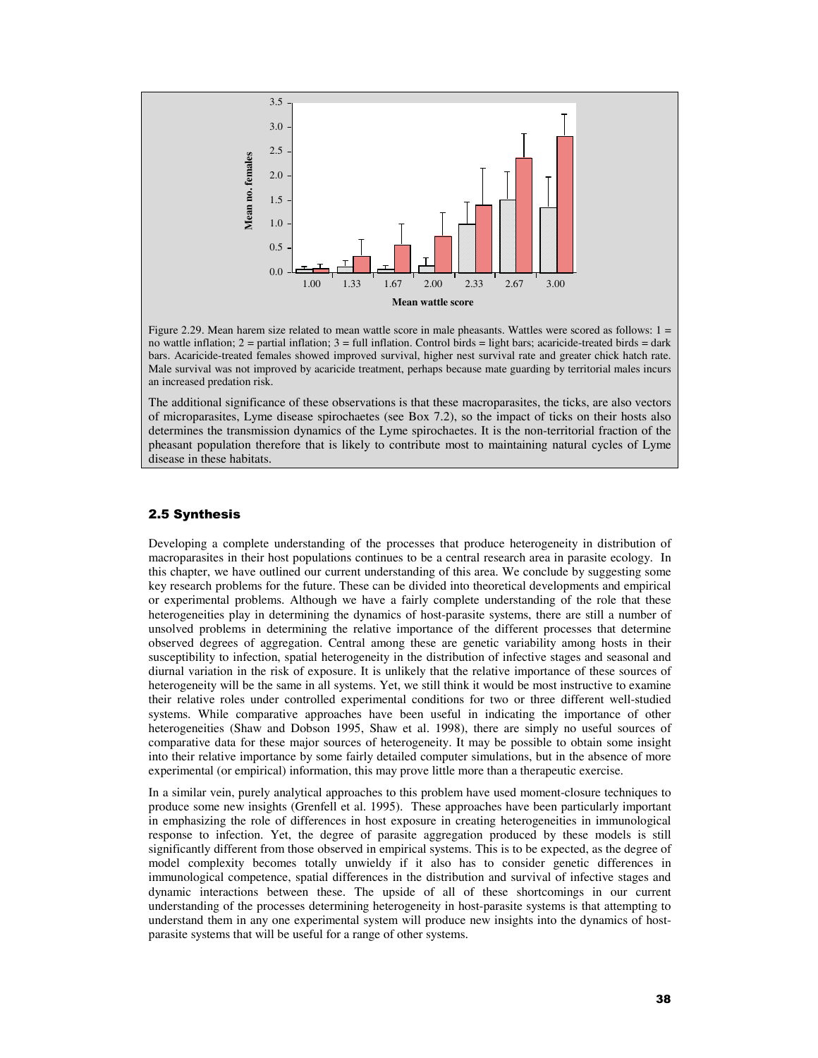Figure 2.29. Mean harem size related to mean wattle score in male pheasants. Wattles were scored as follows: 1 = no wattle inflation; 2 = partial inflation; 3 = full inflation. Control birds = light bars; acaricide-treated birds = dark bars. Acaricide-treated females showed improved survival, higher nest survival rate and greater chick hatch rate. Male survival was not improved by acaricide treatment, perhaps because mate guarding by territorial males incurs an increased predation risk.

The additional significance of these observations is that these macroparasites, the ticks, are also vectors of microparasites, Lyme disease spirochaetes (see Box 7.2), so the impact of ticks on their hosts also determines the transmission dynamics of the Lyme spirochaetes. It is the non-territorial fraction of the pheasant population therefore that is likely to contribute most to maintaining natural cycles of Lyme disease in these habitats.

## 2.5 Synthesis

Developing a complete understanding of the processes that produce heterogeneity in distribution of macroparasites in their host populations continues to be a central research area in parasite ecology. In this chapter, we have outlined our current understanding of this area. We conclude by suggesting some key research problems for the future. These can be divided into theoretical developments and empirical or experimental problems. Although we have a fairly complete understanding of the role that these heterogeneities play in determining the dynamics of host-parasite systems, there are still a number of unsolved problems in determining the relative importance of the different processes that determine observed degrees of aggregation. Central among these are genetic variability among hosts in their susceptibility to infection, spatial heterogeneity in the distribution of infective stages and seasonal and diurnal variation in the risk of exposure. It is unlikely that the relative importance of these sources of heterogeneity will be the same in all systems. Yet, we still think it would be most instructive to examine their relative roles under controlled experimental conditions for two or three different well-studied systems. While comparative approaches have been useful in indicating the importance of other heterogeneities (Shaw and Dobson 1995, Shaw et al. 1998), there are simply no useful sources of comparative data for these major sources of heterogeneity. It may be possible to obtain some insight into their relative importance by some fairly detailed computer simulations, but in the absence of more experimental (or empirical) information, this may prove little more than a therapeutic exercise.

In a similar vein, purely analytical approaches to this problem have used moment-closure techniques to produce some new insights (Grenfell et al. 1995). These approaches have been particularly important in emphasizing the role of differences in host exposure in creating heterogeneities in immunological response to infection. Yet, the degree of parasite aggregation produced by these models is still significantly different from those observed in empirical systems. This is to be expected, as the degree of model complexity becomes totally unwieldy if it also has to consider genetic differences in immunological competence, spatial differences in the distribution and survival of infective stages and dynamic interactions between these. The upside of all of these shortcomings in our current understanding of the processes determining heterogeneity in host-parasite systems is that attempting to understand them in any one experimental system will produce new insights into the dynamics of host-parasite systems that will be useful for a range of other systems.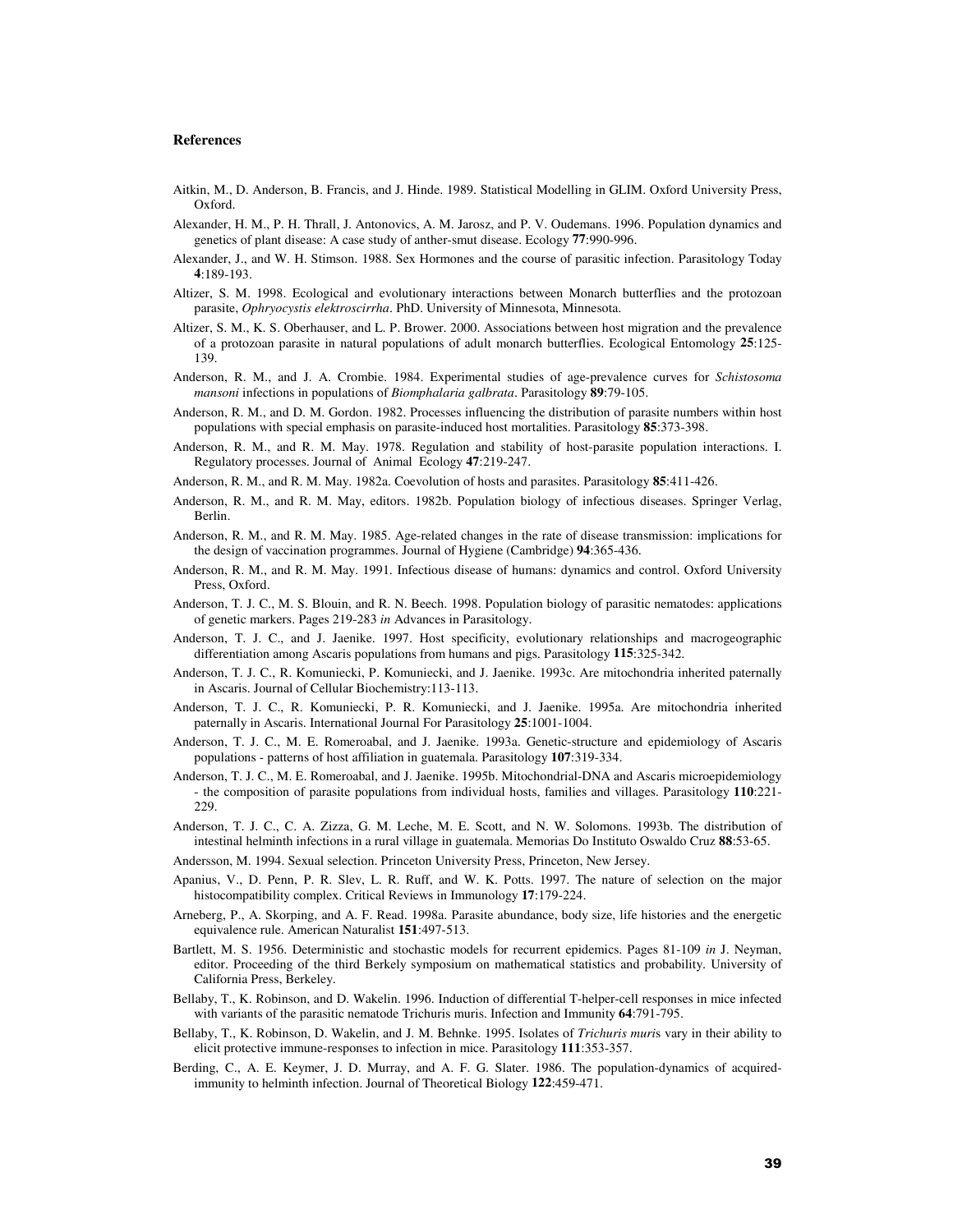### References

Aitkin, M., D. Anderson, B. Francis, and J. Hinde. 1989. Statistical Modelling in GLIM. Oxford University Press, Oxford.

Alexander, H. M., P. H. Thrall, J. Antonovics, A. M. Jarosz, and P. V. Oudemans. 1996. Population dynamics and genetics of plant disease: A case study of anther-smut disease. Ecology **77**:990-996.

Alexander, J., and W. H. Stimson. 1988. Sex Hormones and the course of parasitic infection. Parasitology Today **4**:189-193.

Altizer, S. M. 1998. Ecological and evolutionary interactions between Monarch butterflies and the protozoan parasite, *Ophryocystis elektroscirrha*. PhD. University of Minnesota, Minnesota.

Altizer, S. M., K. S. Oberhauser, and L. P. Brower. 2000. Associations between host migration and the prevalence of a protozoan parasite in natural populations of adult monarch butterflies. Ecological Entomology **25**:125-139.

Anderson, R. M., and J. A. Crombie. 1984. Experimental studies of age-prevalence curves for *Schistosoma mansoni* infections in populations of *Biomphalaria galbrata*. Parasitology **89**:79-105.

Anderson, R. M., and D. M. Gordon. 1982. Processes influencing the distribution of parasite numbers within host populations with special emphasis on parasite-induced host mortalities. Parasitology **85**:373-398.

Anderson, R. M., and R. M. May. 1978. Regulation and stability of host-parasite population interactions. I. Regulatory processes. Journal of Animal Ecology **47**:219-247.

Anderson, R. M., and R. M. May. 1982a. Coevolution of hosts and parasites. Parasitology **85**:411-426.

Anderson, R. M., and R. M. May, editors. 1982b. Population biology of infectious diseases. Springer Verlag, Berlin.

Anderson, R. M., and R. M. May. 1985. Age-related changes in the rate of disease transmission: implications for the design of vaccination programmes. Journal of Hygiene (Cambridge) **94**:365-436.

Anderson, R. M., and R. M. May. 1991. Infectious disease of humans: dynamics and control. Oxford University Press, Oxford.

Anderson, T. J. C., M. S. Blouin, and R. N. Beech. 1998. Population biology of parasitic nematodes: applications of genetic markers. Pages 219-283 *in* Advances in Parasitology.

Anderson, T. J. C., and J. Jaenike. 1997. Host specificity, evolutionary relationships and macrogeographic differentiation among Ascaris populations from humans and pigs. Parasitology **115**:325-342.

Anderson, T. J. C., R. Komuniecki, P. Komuniecki, and J. Jaenike. 1993c. Are mitochondria inherited paternally in Ascaris. Journal of Cellular Biochemistry:113-113.

Anderson, T. J. C., R. Komuniecki, P. R. Komuniecki, and J. Jaenike. 1995a. Are mitochondria inherited paternally in Ascaris. International Journal For Parasitology **25**:1001-1004.

Anderson, T. J. C., M. E. Romeroabal, and J. Jaenike. 1993a. Genetic-structure and epidemiology of Ascaris populations - patterns of host affiliation in guatemala. Parasitology **107**:319-334.

Anderson, T. J. C., M. E. Romeroabal, and J. Jaenike. 1995b. Mitochondrial-DNA and Ascaris microepidemiology - the composition of parasite populations from individual hosts, families and villages. Parasitology **110**:221-229.

Anderson, T. J. C., C. A. Zizza, G. M. Leche, M. E. Scott, and N. W. Solomons. 1993b. The distribution of intestinal helminth infections in a rural village in guatemala. Memorias Do Instituto Oswaldo Cruz **88**:53-65.

Andersson, M. 1994. Sexual selection. Princeton University Press, Princeton, New Jersey.

Apanius, V., D. Penn, P. R. Slev, L. R. Ruff, and W. K. Potts. 1997. The nature of selection on the major histocompatibility complex. Critical Reviews in Immunology **17**:179-224.

Arneberg, P., A. Skorping, and A. F. Read. 1998a. Parasite abundance, body size, life histories and the energetic equivalence rule. American Naturalist **151**:497-513.

Bartlett, M. S. 1956. Deterministic and stochastic models for recurrent epidemics. Pages 81-109 *in* J. Neyman, editor. Proceeding of the third Berkely symposium on mathematical statistics and probability. University of California Press, Berkeley.

Bellaby, T., K. Robinson, and D. Wakelin. 1996. Induction of differential T-helper-cell responses in mice infected with variants of the parasitic nematode Trichuris muris. Infection and Immunity **64**:791-795.

Bellaby, T., K. Robinson, D. Wakelin, and J. M. Behnke. 1995. Isolates of *Trichuris muri*s vary in their ability to elicit protective immune-responses to infection in mice. Parasitology **111**:353-357.

Berding, C., A. E. Keymer, J. D. Murray, and A. F. G. Slater. 1986. The population-dynamics of acquired-immunity to helminth infection. Journal of Theoretical Biology **122**:459-471.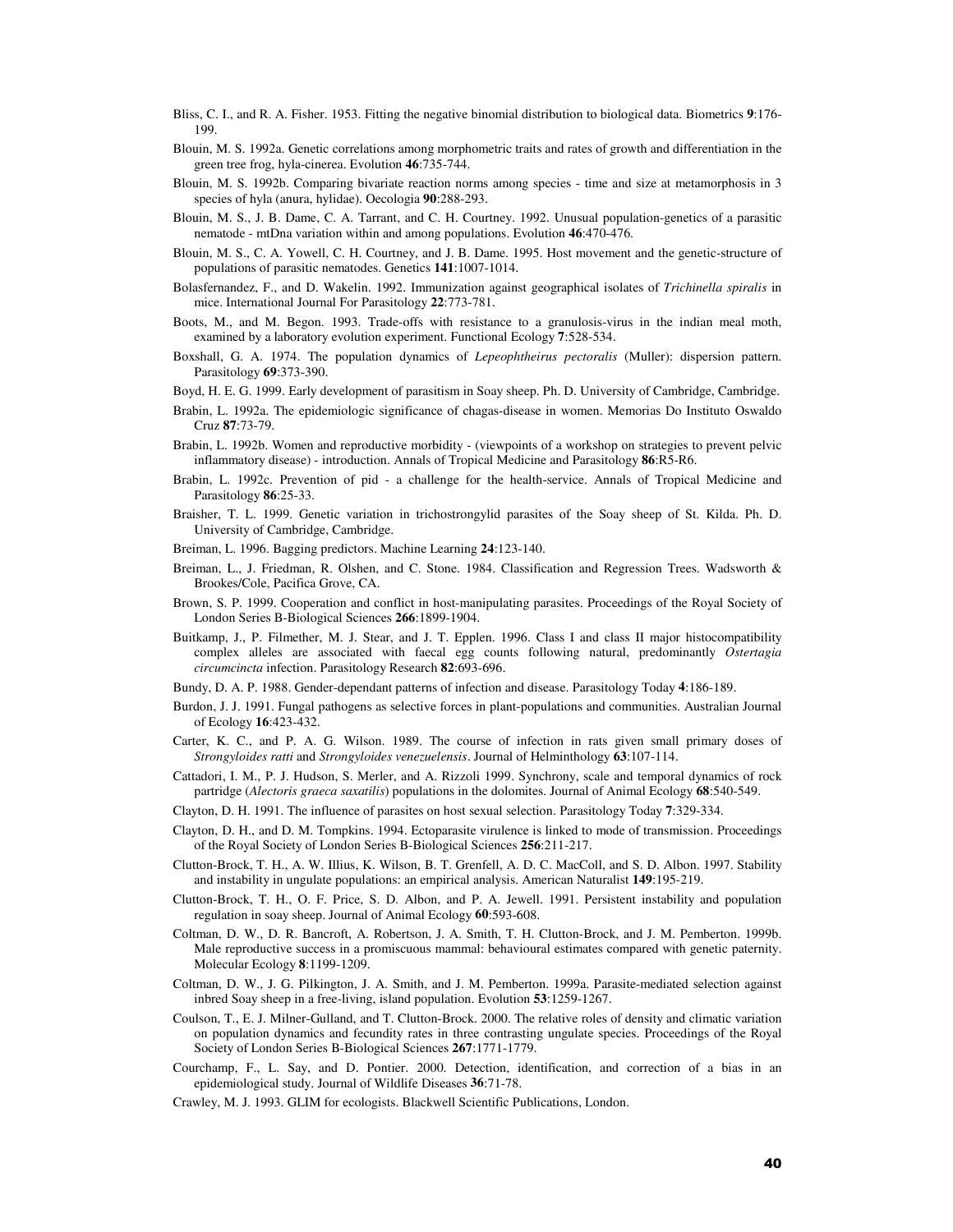Bliss, C. I., and R. A. Fisher. 1953. Fitting the negative binomial distribution to biological data. Biometrics **9**:176-199.

Blouin, M. S. 1992a. Genetic correlations among morphometric traits and rates of growth and differentiation in the green tree frog, hyla-cinerea. Evolution **46**:735-744.

Blouin, M. S. 1992b. Comparing bivariate reaction norms among species - time and size at metamorphosis in 3 species of hyla (anura, hylidae). Oecologia **90**:288-293.

Blouin, M. S., J. B. Dame, C. A. Tarrant, and C. H. Courtney. 1992. Unusual population-genetics of a parasitic nematode - mtDna variation within and among populations. Evolution **46**:470-476.

Blouin, M. S., C. A. Yowell, C. H. Courtney, and J. B. Dame. 1995. Host movement and the genetic-structure of populations of parasitic nematodes. Genetics **141**:1007-1014.

Bolasfernandez, F., and D. Wakelin. 1992. Immunization against geographical isolates of *Trichinella spiralis* in mice. International Journal For Parasitology **22**:773-781.

Boots, M., and M. Begon. 1993. Trade-offs with resistance to a granulosis-virus in the indian meal moth, examined by a laboratory evolution experiment. Functional Ecology **7**:528-534.

Boxshall, G. A. 1974. The population dynamics of *Lepeophtheirus pectoralis* (Muller): dispersion pattern. Parasitology **69**:373-390.

Boyd, H. E. G. 1999. Early development of parasitism in Soay sheep. Ph. D. University of Cambridge, Cambridge.

Brabin, L. 1992a. The epidemiologic significance of chagas-disease in women. Memorias Do Instituto Oswaldo Cruz **87**:73-79.

Brabin, L. 1992b. Women and reproductive morbidity - (viewpoints of a workshop on strategies to prevent pelvic inflammatory disease) - introduction. Annals of Tropical Medicine and Parasitology **86**:R5-R6.

Brabin, L. 1992c. Prevention of pid - a challenge for the health-service. Annals of Tropical Medicine and Parasitology **86**:25-33.

Braisher, T. L. 1999. Genetic variation in trichostrongylid parasites of the Soay sheep of St. Kilda. Ph. D. University of Cambridge, Cambridge.

Breiman, L. 1996. Bagging predictors. Machine Learning **24**:123-140.

Breiman, L., J. Friedman, R. Olshen, and C. Stone. 1984. Classification and Regression Trees. Wadsworth & Brookes/Cole, Pacifica Grove, CA.

Brown, S. P. 1999. Cooperation and conflict in host-manipulating parasites. Proceedings of the Royal Society of London Series B-Biological Sciences **266**:1899-1904.

Buitkamp, J., P. Filmether, M. J. Stear, and J. T. Epplen. 1996. Class I and class II major histocompatibility complex alleles are associated with faecal egg counts following natural, predominantly *Ostertagia circumcincta* infection. Parasitology Research **82**:693-696.

Bundy, D. A. P. 1988. Gender-dependant patterns of infection and disease. Parasitology Today **4**:186-189.

Burdon, J. J. 1991. Fungal pathogens as selective forces in plant-populations and communities. Australian Journal of Ecology **16**:423-432.

Carter, K. C., and P. A. G. Wilson. 1989. The course of infection in rats given small primary doses of *Strongyloides ratti* and *Strongyloides venezuelensis*. Journal of Helminthology **63**:107-114.

Cattadori, I. M., P. J. Hudson, S. Merler, and A. Rizzoli 1999. Synchrony, scale and temporal dynamics of rock partridge (*Alectoris graeca saxatilis*) populations in the dolomites. Journal of Animal Ecology **68**:540-549.

Clayton, D. H. 1991. The influence of parasites on host sexual selection. Parasitology Today **7**:329-334.

Clayton, D. H., and D. M. Tompkins. 1994. Ectoparasite virulence is linked to mode of transmission. Proceedings of the Royal Society of London Series B-Biological Sciences **256**:211-217.

Clutton-Brock, T. H., A. W. Illius, K. Wilson, B. T. Grenfell, A. D. C. MacColl, and S. D. Albon. 1997. Stability and instability in ungulate populations: an empirical analysis. American Naturalist **149**:195-219.

Clutton-Brock, T. H., O. F. Price, S. D. Albon, and P. A. Jewell. 1991. Persistent instability and population regulation in soay sheep. Journal of Animal Ecology **60**:593-608.

Coltman, D. W., D. R. Bancroft, A. Robertson, J. A. Smith, T. H. Clutton-Brock, and J. M. Pemberton. 1999b. Male reproductive success in a promiscuous mammal: behavioural estimates compared with genetic paternity. Molecular Ecology **8**:1199-1209.

Coltman, D. W., J. G. Pilkington, J. A. Smith, and J. M. Pemberton. 1999a. Parasite-mediated selection against inbred Soay sheep in a free-living, island population. Evolution **53**:1259-1267.

Coulson, T., E. J. Milner-Gulland, and T. Clutton-Brock. 2000. The relative roles of density and climatic variation on population dynamics and fecundity rates in three contrasting ungulate species. Proceedings of the Royal Society of London Series B-Biological Sciences **267**:1771-1779.

Courchamp, F., L. Say, and D. Pontier. 2000. Detection, identification, and correction of a bias in an epidemiological study. Journal of Wildlife Diseases **36**:71-78.

Crawley, M. J. 1993. GLIM for ecologists. Blackwell Scientific Publications, London.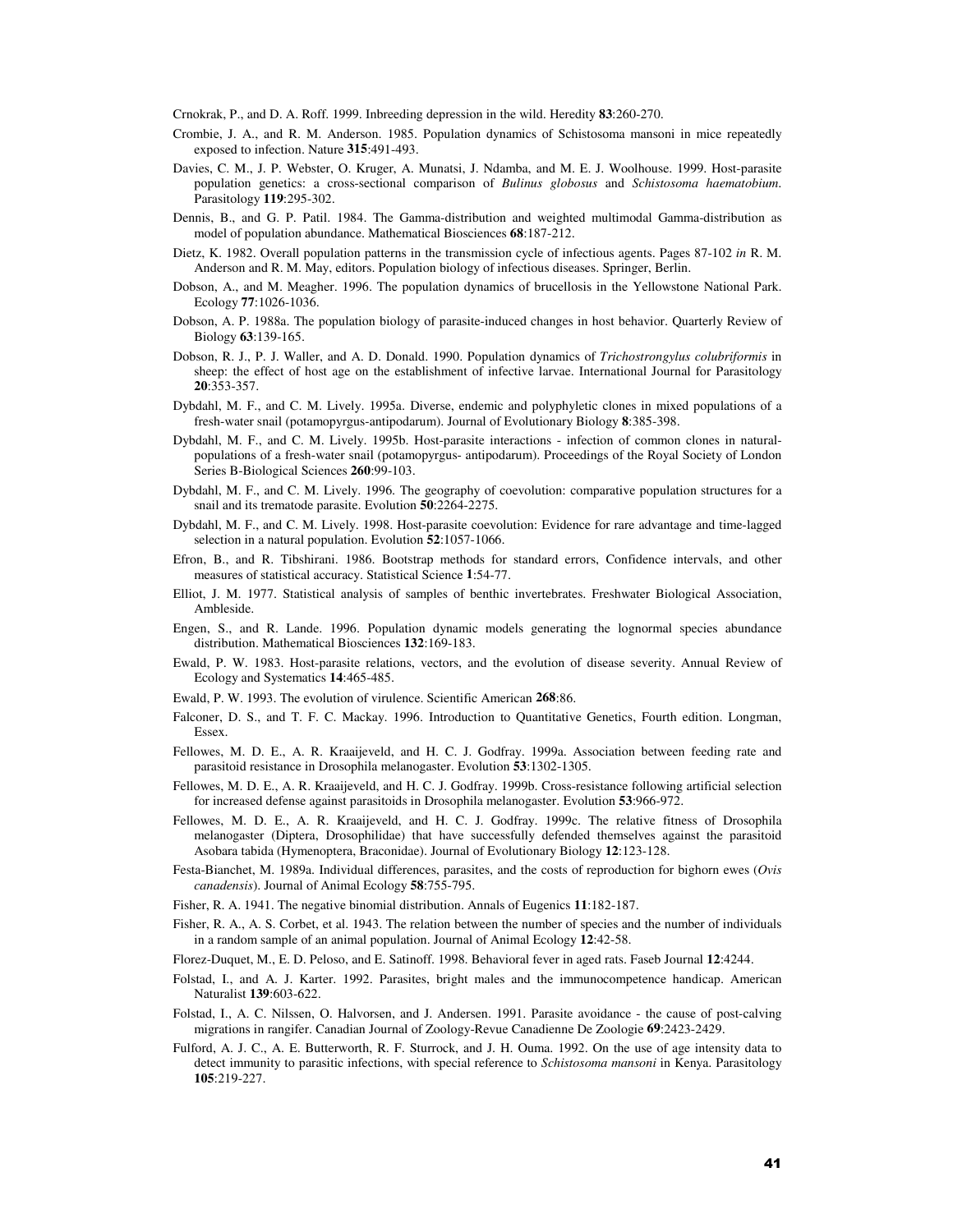Crnokrak, P., and D. A. Roff. 1999. Inbreeding depression in the wild. Heredity **83**:260-270.

Crombie, J. A., and R. M. Anderson. 1985. Population dynamics of Schistosoma mansoni in mice repeatedly exposed to infection. Nature **315**:491-493.

Davies, C. M., J. P. Webster, O. Kruger, A. Munatsi, J. Ndamba, and M. E. J. Woolhouse. 1999. Host-parasite population genetics: a cross-sectional comparison of *Bulinus globosus* and *Schistosoma haematobium*. Parasitology **119**:295-302.

Dennis, B., and G. P. Patil. 1984. The Gamma-distribution and weighted multimodal Gamma-distribution as model of population abundance. Mathematical Biosciences **68**:187-212.

Dietz, K. 1982. Overall population patterns in the transmission cycle of infectious agents. Pages 87-102 *in* R. M. Anderson and R. M. May, editors. Population biology of infectious diseases. Springer, Berlin.

Dobson, A., and M. Meagher. 1996. The population dynamics of brucellosis in the Yellowstone National Park. Ecology **77**:1026-1036.

Dobson, A. P. 1988a. The population biology of parasite-induced changes in host behavior. Quarterly Review of Biology **63**:139-165.

Dobson, R. J., P. J. Waller, and A. D. Donald. 1990. Population dynamics of *Trichostrongylus colubriformis* in sheep: the effect of host age on the establishment of infective larvae. International Journal for Parasitology **20**:353-357.

Dybdahl, M. F., and C. M. Lively. 1995a. Diverse, endemic and polyphyletic clones in mixed populations of a fresh-water snail (potamopyrgus-antipodarum). Journal of Evolutionary Biology **8**:385-398.

Dybdahl, M. F., and C. M. Lively. 1995b. Host-parasite interactions - infection of common clones in natural-populations of a fresh-water snail (potamopyrgus- antipodarum). Proceedings of the Royal Society of London Series B-Biological Sciences **260**:99-103.

Dybdahl, M. F., and C. M. Lively. 1996. The geography of coevolution: comparative population structures for a snail and its trematode parasite. Evolution **50**:2264-2275.

Dybdahl, M. F., and C. M. Lively. 1998. Host-parasite coevolution: Evidence for rare advantage and time-lagged selection in a natural population. Evolution **52**:1057-1066.

Efron, B., and R. Tibshirani. 1986. Bootstrap methods for standard errors, Confidence intervals, and other measures of statistical accuracy. Statistical Science **1**:54-77.

Elliot, J. M. 1977. Statistical analysis of samples of benthic invertebrates. Freshwater Biological Association, Ambleside.

Engen, S., and R. Lande. 1996. Population dynamic models generating the lognormal species abundance distribution. Mathematical Biosciences **132**:169-183.

Ewald, P. W. 1983. Host-parasite relations, vectors, and the evolution of disease severity. Annual Review of Ecology and Systematics **14**:465-485.

Ewald, P. W. 1993. The evolution of virulence. Scientific American **268**:86.

Falconer, D. S., and T. F. C. Mackay. 1996. Introduction to Quantitative Genetics, Fourth edition. Longman, Essex.

Fellowes, M. D. E., A. R. Kraaijeveld, and H. C. J. Godfray. 1999a. Association between feeding rate and parasitoid resistance in Drosophila melanogaster. Evolution **53**:1302-1305.

Fellowes, M. D. E., A. R. Kraaijeveld, and H. C. J. Godfray. 1999b. Cross-resistance following artificial selection for increased defense against parasitoids in Drosophila melanogaster. Evolution **53**:966-972.

Fellowes, M. D. E., A. R. Kraaijeveld, and H. C. J. Godfray. 1999c. The relative fitness of Drosophila melanogaster (Diptera, Drosophilidae) that have successfully defended themselves against the parasitoid Asobara tabida (Hymenoptera, Braconidae). Journal of Evolutionary Biology **12**:123-128.

Festa-Bianchet, M. 1989a. Individual differences, parasites, and the costs of reproduction for bighorn ewes (*Ovis canadensis*). Journal of Animal Ecology **58**:755-795.

Fisher, R. A. 1941. The negative binomial distribution. Annals of Eugenics **11**:182-187.

Fisher, R. A., A. S. Corbet, et al. 1943. The relation between the number of species and the number of individuals in a random sample of an animal population. Journal of Animal Ecology **12**:42-58.

Florez-Duquet, M., E. D. Peloso, and E. Satinoff. 1998. Behavioral fever in aged rats. Faseb Journal **12**:4244.

Folstad, I., and A. J. Karter. 1992. Parasites, bright males and the immunocompetence handicap. American Naturalist **139**:603-622.

Folstad, I., A. C. Nilssen, O. Halvorsen, and J. Andersen. 1991. Parasite avoidance - the cause of post-calving migrations in rangifer. Canadian Journal of Zoology-Revue Canadienne De Zoologie **69**:2423-2429.

Fulford, A. J. C., A. E. Butterworth, R. F. Sturrock, and J. H. Ouma. 1992. On the use of age intensity data to detect immunity to parasitic infections, with special reference to *Schistosoma mansoni* in Kenya. Parasitology **105**:219-227.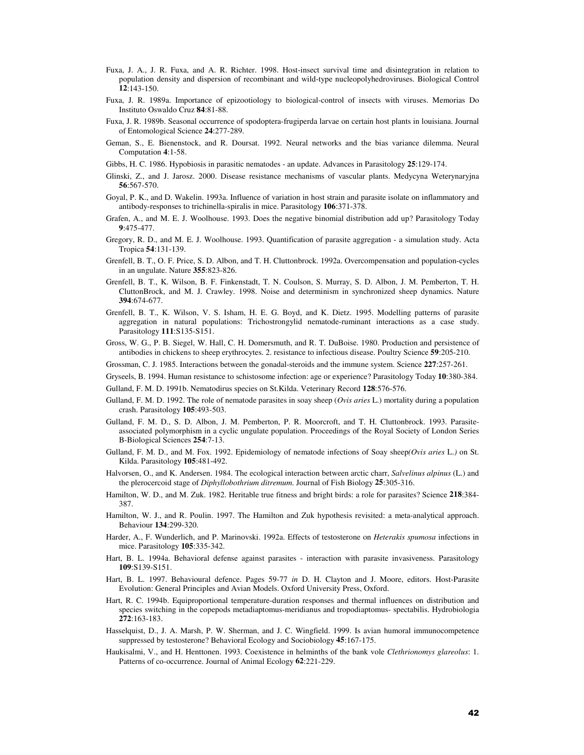Fuxa, J. A., J. R. Fuxa, and A. R. Richter. 1998. Host-insect survival time and disintegration in relation to population density and dispersion of recombinant and wild-type nucleopolyhedroviruses. Biological Control **12**:143-150.

Fuxa, J. R. 1989a. Importance of epizootiology to biological-control of insects with viruses. Memorias Do Instituto Oswaldo Cruz **84**:81-88.

Fuxa, J. R. 1989b. Seasonal occurrence of spodoptera-frugiperda larvae on certain host plants in louisiana. Journal of Entomological Science **24**:277-289.

Geman, S., E. Bienenstock, and R. Doursat. 1992. Neural networks and the bias variance dilemma. Neural Computation **4**:1-58.

Gibbs, H. C. 1986. Hypobiosis in parasitic nematodes - an update. Advances in Parasitology **25**:129-174.

Glinski, Z., and J. Jarosz. 2000. Disease resistance mechanisms of vascular plants. Medycyna Weterynaryjna **56**:567-570.

Goyal, P. K., and D. Wakelin. 1993a. Influence of variation in host strain and parasite isolate on inflammatory and antibody-responses to trichinella-spiralis in mice. Parasitology **106**:371-378.

Grafen, A., and M. E. J. Woolhouse. 1993. Does the negative binomial distribution add up? Parasitology Today **9**:475-477.

Gregory, R. D., and M. E. J. Woolhouse. 1993. Quantification of parasite aggregation - a simulation study. Acta Tropica **54**:131-139.

Grenfell, B. T., O. F. Price, S. D. Albon, and T. H. Cluttonbrock. 1992a. Overcompensation and population-cycles in an ungulate. Nature **355**:823-826.

Grenfell, B. T., K. Wilson, B. F. Finkenstadt, T. N. Coulson, S. Murray, S. D. Albon, J. M. Pemberton, T. H. CluttonBrock, and M. J. Crawley. 1998. Noise and determinism in synchronized sheep dynamics. Nature **394**:674-677.

Grenfell, B. T., K. Wilson, V. S. Isham, H. E. G. Boyd, and K. Dietz. 1995. Modelling patterns of parasite aggregation in natural populations: Trichostrongylid nematode-ruminant interactions as a case study. Parasitology **111**:S135-S151.

Gross, W. G., P. B. Siegel, W. Hall, C. H. Domersmuth, and R. T. DuBoise. 1980. Production and persistence of antibodies in chickens to sheep erythrocytes. 2. resistance to infectious disease. Poultry Science **59**:205-210.

Grossman, C. J. 1985. Interactions between the gonadal-steroids and the immune system. Science **227**:257-261.

Gryseels, B. 1994. Human resistance to schistosome infection: age or experience? Parasitology Today **10**:380-384.

Gulland, F. M. D. 1991b. Nematodirus species on St.Kilda. Veterinary Record **128**:576-576.

Gulland, F. M. D. 1992. The role of nematode parasites in soay sheep (*Ovis aries* L.) mortality during a population crash. Parasitology **105**:493-503.

Gulland, F. M. D., S. D. Albon, J. M. Pemberton, P. R. Moorcroft, and T. H. Cluttonbrock. 1993. Parasite-associated polymorphism in a cyclic ungulate population. Proceedings of the Royal Society of London Series B-Biological Sciences **254**:7-13.

Gulland, F. M. D., and M. Fox. 1992. Epidemiology of nematode infections of Soay sheep*(Ovis aries* L.*)* on St. Kilda. Parasitology **105**:481-492.

Halvorsen, O., and K. Andersen. 1984. The ecological interaction between arctic charr, *Salvelinus alpinus* (L.) and the plerocercoid stage of *Diphyllobothrium ditremum*. Journal of Fish Biology **25**:305-316.

Hamilton, W. D., and M. Zuk. 1982. Heritable true fitness and bright birds: a role for parasites? Science **218**:384-387.

Hamilton, W. J., and R. Poulin. 1997. The Hamilton and Zuk hypothesis revisited: a meta-analytical approach. Behaviour **134**:299-320.

Harder, A., F. Wunderlich, and P. Marinovski. 1992a. Effects of testosterone on *Heterakis spumosa* infections in mice. Parasitology **105**:335-342.

Hart, B. L. 1994a. Behavioral defense against parasites - interaction with parasite invasiveness. Parasitology **109**:S139-S151.

Hart, B. L. 1997. Behavioural defence. Pages 59-77 *in* D. H. Clayton and J. Moore, editors. Host-Parasite Evolution: General Principles and Avian Models. Oxford University Press, Oxford.

Hart, R. C. 1994b. Equiproportional temperature-duration responses and thermal influences on distribution and species switching in the copepods metadiaptomus-meridianus and tropodiaptomus- spectabilis. Hydrobiologia **272**:163-183.

Hasselquist, D., J. A. Marsh, P. W. Sherman, and J. C. Wingfield. 1999. Is avian humoral immunocompetence suppressed by testosterone? Behavioral Ecology and Sociobiology **45**:167-175.

Haukisalmi, V., and H. Henttonen. 1993. Coexistence in helminths of the bank vole *Clethrionomys glareolus*: 1. Patterns of co-occurrence. Journal of Animal Ecology **62**:221-229.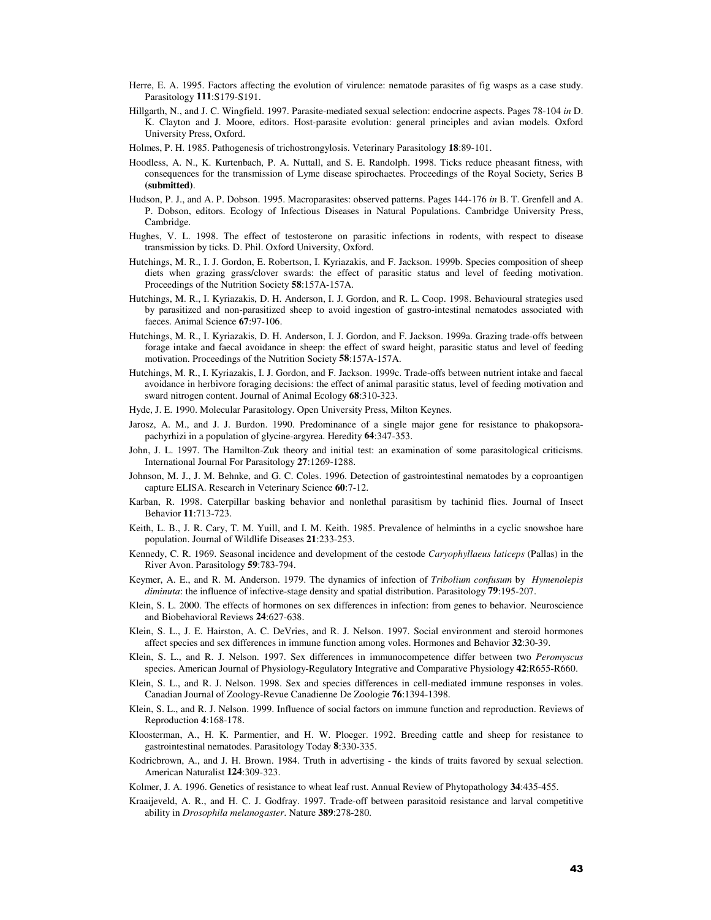Herre, E. A. 1995. Factors affecting the evolution of virulence: nematode parasites of fig wasps as a case study. Parasitology **111**:S179-S191.

Hillgarth, N., and J. C. Wingfield. 1997. Parasite-mediated sexual selection: endocrine aspects. Pages 78-104 *in* D. K. Clayton and J. Moore, editors. Host-parasite evolution: general principles and avian models. Oxford University Press, Oxford.

Holmes, P. H. 1985. Pathogenesis of trichostrongylosis. Veterinary Parasitology **18**:89-101.

Hoodless, A. N., K. Kurtenbach, P. A. Nuttall, and S. E. Randolph. 1998. Ticks reduce pheasant fitness, with consequences for the transmission of Lyme disease spirochaetes. Proceedings of the Royal Society, Series B **(submitted)**.

Hudson, P. J., and A. P. Dobson. 1995. Macroparasites: observed patterns. Pages 144-176 *in* B. T. Grenfell and A. P. Dobson, editors. Ecology of Infectious Diseases in Natural Populations. Cambridge University Press, Cambridge.

Hughes, V. L. 1998. The effect of testosterone on parasitic infections in rodents, with respect to disease transmission by ticks. D. Phil. Oxford University, Oxford.

Hutchings, M. R., I. J. Gordon, E. Robertson, I. Kyriazakis, and F. Jackson. 1999b. Species composition of sheep diets when grazing grass/clover swards: the effect of parasitic status and level of feeding motivation. Proceedings of the Nutrition Society **58**:157A-157A.

Hutchings, M. R., I. Kyriazakis, D. H. Anderson, I. J. Gordon, and R. L. Coop. 1998. Behavioural strategies used by parasitized and non-parasitized sheep to avoid ingestion of gastro-intestinal nematodes associated with faeces. Animal Science **67**:97-106.

Hutchings, M. R., I. Kyriazakis, D. H. Anderson, I. J. Gordon, and F. Jackson. 1999a. Grazing trade-offs between forage intake and faecal avoidance in sheep: the effect of sward height, parasitic status and level of feeding motivation. Proceedings of the Nutrition Society **58**:157A-157A.

Hutchings, M. R., I. Kyriazakis, I. J. Gordon, and F. Jackson. 1999c. Trade-offs between nutrient intake and faecal avoidance in herbivore foraging decisions: the effect of animal parasitic status, level of feeding motivation and sward nitrogen content. Journal of Animal Ecology **68**:310-323.

Hyde, J. E. 1990. Molecular Parasitology. Open University Press, Milton Keynes.

Jarosz, A. M., and J. J. Burdon. 1990. Predominance of a single major gene for resistance to phakopsora-pachyrhizi in a population of glycine-argyrea. Heredity **64**:347-353.

John, J. L. 1997. The Hamilton-Zuk theory and initial test: an examination of some parasitological criticisms. International Journal For Parasitology **27**:1269-1288.

Johnson, M. J., J. M. Behnke, and G. C. Coles. 1996. Detection of gastrointestinal nematodes by a coproantigen capture ELISA. Research in Veterinary Science **60**:7-12.

Karban, R. 1998. Caterpillar basking behavior and nonlethal parasitism by tachinid flies. Journal of Insect Behavior **11**:713-723.

Keith, L. B., J. R. Cary, T. M. Yuill, and I. M. Keith. 1985. Prevalence of helminths in a cyclic snowshoe hare population. Journal of Wildlife Diseases **21**:233-253.

Kennedy, C. R. 1969. Seasonal incidence and development of the cestode *Caryophyllaeus laticeps* (Pallas) in the River Avon. Parasitology **59**:783-794.

Keymer, A. E., and R. M. Anderson. 1979. The dynamics of infection of *Tribolium confusum* by *Hymenolepis diminuta*: the influence of infective-stage density and spatial distribution. Parasitology **79**:195-207.

Klein, S. L. 2000. The effects of hormones on sex differences in infection: from genes to behavior. Neuroscience and Biobehavioral Reviews **24**:627-638.

Klein, S. L., J. E. Hairston, A. C. DeVries, and R. J. Nelson. 1997. Social environment and steroid hormones affect species and sex differences in immune function among voles. Hormones and Behavior **32**:30-39.

Klein, S. L., and R. J. Nelson. 1997. Sex differences in immunocompetence differ between two *Peromyscus* species. American Journal of Physiology-Regulatory Integrative and Comparative Physiology **42**:R655-R660.

Klein, S. L., and R. J. Nelson. 1998. Sex and species differences in cell-mediated immune responses in voles. Canadian Journal of Zoology-Revue Canadienne De Zoologie **76**:1394-1398.

Klein, S. L., and R. J. Nelson. 1999. Influence of social factors on immune function and reproduction. Reviews of Reproduction **4**:168-178.

Kloosterman, A., H. K. Parmentier, and H. W. Ploeger. 1992. Breeding cattle and sheep for resistance to gastrointestinal nematodes. Parasitology Today **8**:330-335.

Kodricbrown, A., and J. H. Brown. 1984. Truth in advertising - the kinds of traits favored by sexual selection. American Naturalist **124**:309-323.

Kolmer, J. A. 1996. Genetics of resistance to wheat leaf rust. Annual Review of Phytopathology **34**:435-455.

Kraaijeveld, A. R., and H. C. J. Godfray. 1997. Trade-off between parasitoid resistance and larval competitive ability in *Drosophila melanogaster*. Nature **389**:278-280.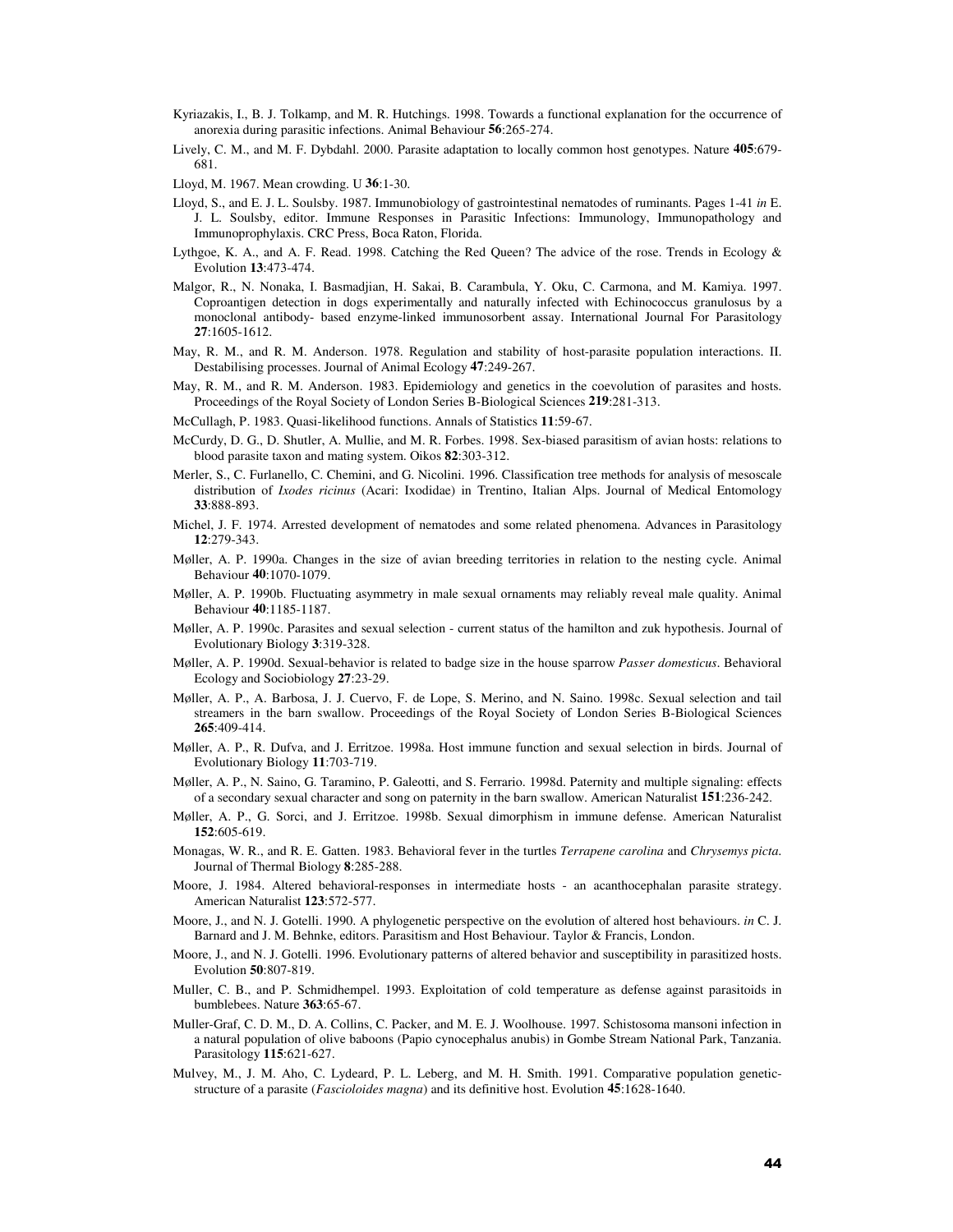Kyriazakis, I., B. J. Tolkamp, and M. R. Hutchings. 1998. Towards a functional explanation for the occurrence of anorexia during parasitic infections. Animal Behaviour **56**:265-274.

Lively, C. M., and M. F. Dybdahl. 2000. Parasite adaptation to locally common host genotypes. Nature **405**:679-681.

Lloyd, M. 1967. Mean crowding. U **36**:1-30.

Lloyd, S., and E. J. L. Soulsby. 1987. Immunobiology of gastrointestinal nematodes of ruminants. Pages 1-41 *in* E. J. L. Soulsby, editor. Immune Responses in Parasitic Infections: Immunology, Immunopathology and Immunoprophylaxis. CRC Press, Boca Raton, Florida.

Lythgoe, K. A., and A. F. Read. 1998. Catching the Red Queen? The advice of the rose. Trends in Ecology & Evolution **13**:473-474.

Malgor, R., N. Nonaka, I. Basmadjian, H. Sakai, B. Carambula, Y. Oku, C. Carmona, and M. Kamiya. 1997. Coproantigen detection in dogs experimentally and naturally infected with Echinococcus granulosus by a monoclonal antibody- based enzyme-linked immunosorbent assay. International Journal For Parasitology **27**:1605-1612.

May, R. M., and R. M. Anderson. 1978. Regulation and stability of host-parasite population interactions. II. Destabilising processes. Journal of Animal Ecology **47**:249-267.

May, R. M., and R. M. Anderson. 1983. Epidemiology and genetics in the coevolution of parasites and hosts. Proceedings of the Royal Society of London Series B-Biological Sciences **219**:281-313.

McCullagh, P. 1983. Quasi-likelihood functions. Annals of Statistics **11**:59-67.

McCurdy, D. G., D. Shutler, A. Mullie, and M. R. Forbes. 1998. Sex-biased parasitism of avian hosts: relations to blood parasite taxon and mating system. Oikos **82**:303-312.

Merler, S., C. Furlanello, C. Chemini, and G. Nicolini. 1996. Classification tree methods for analysis of mesoscale distribution of *Ixodes ricinus* (Acari: Ixodidae) in Trentino, Italian Alps. Journal of Medical Entomology **33**:888-893.

Michel, J. F. 1974. Arrested development of nematodes and some related phenomena. Advances in Parasitology **12**:279-343.

Møller, A. P. 1990a. Changes in the size of avian breeding territories in relation to the nesting cycle. Animal Behaviour **40**:1070-1079.

Møller, A. P. 1990b. Fluctuating asymmetry in male sexual ornaments may reliably reveal male quality. Animal Behaviour **40**:1185-1187.

Møller, A. P. 1990c. Parasites and sexual selection - current status of the hamilton and zuk hypothesis. Journal of Evolutionary Biology **3**:319-328.

Møller, A. P. 1990d. Sexual-behavior is related to badge size in the house sparrow *Passer domesticus*. Behavioral Ecology and Sociobiology **27**:23-29.

Møller, A. P., A. Barbosa, J. J. Cuervo, F. de Lope, S. Merino, and N. Saino. 1998c. Sexual selection and tail streamers in the barn swallow. Proceedings of the Royal Society of London Series B-Biological Sciences **265**:409-414.

Møller, A. P., R. Dufva, and J. Erritzoe. 1998a. Host immune function and sexual selection in birds. Journal of Evolutionary Biology **11**:703-719.

Møller, A. P., N. Saino, G. Taramino, P. Galeotti, and S. Ferrario. 1998d. Paternity and multiple signaling: effects of a secondary sexual character and song on paternity in the barn swallow. American Naturalist **151**:236-242.

Møller, A. P., G. Sorci, and J. Erritzoe. 1998b. Sexual dimorphism in immune defense. American Naturalist **152**:605-619.

Monagas, W. R., and R. E. Gatten. 1983. Behavioral fever in the turtles *Terrapene carolina* and *Chrysemys picta*. Journal of Thermal Biology **8**:285-288.

Moore, J. 1984. Altered behavioral-responses in intermediate hosts - an acanthocephalan parasite strategy. American Naturalist **123**:572-577.

Moore, J., and N. J. Gotelli. 1990. A phylogenetic perspective on the evolution of altered host behaviours. *in* C. J. Barnard and J. M. Behnke, editors. Parasitism and Host Behaviour. Taylor & Francis, London.

Moore, J., and N. J. Gotelli. 1996. Evolutionary patterns of altered behavior and susceptibility in parasitized hosts. Evolution **50**:807-819.

Muller, C. B., and P. Schmidhempel. 1993. Exploitation of cold temperature as defense against parasitoids in bumblebees. Nature **363**:65-67.

Muller-Graf, C. D. M., D. A. Collins, C. Packer, and M. E. J. Woolhouse. 1997. Schistosoma mansoni infection in a natural population of olive baboons (Papio cynocephalus anubis) in Gombe Stream National Park, Tanzania. Parasitology **115**:621-627.

Mulvey, M., J. M. Aho, C. Lydeard, P. L. Leberg, and M. H. Smith. 1991. Comparative population genetic-structure of a parasite (*Fascioloides magna*) and its definitive host. Evolution **45**:1628-1640.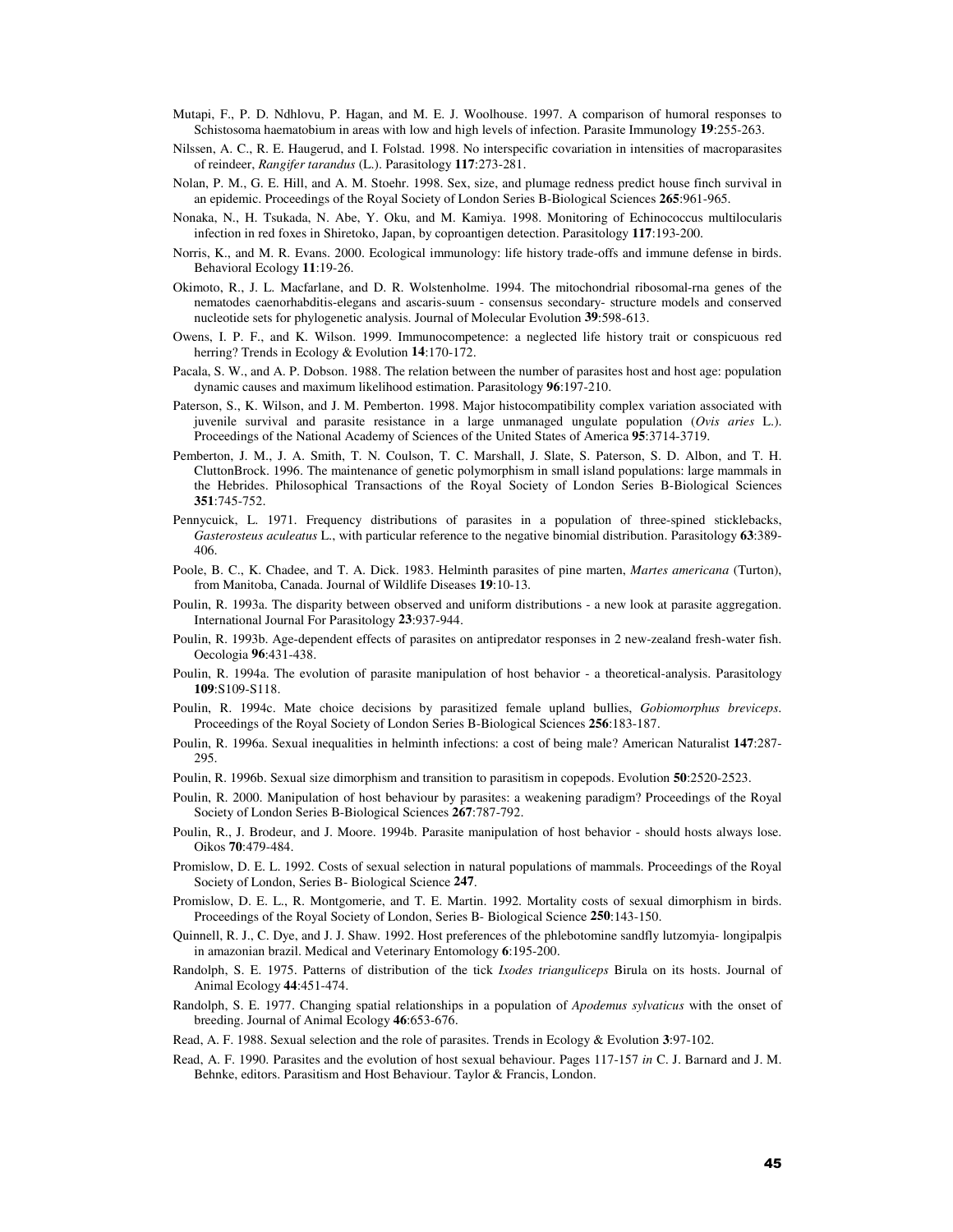Mutapi, F., P. D. Ndhlovu, P. Hagan, and M. E. J. Woolhouse. 1997. A comparison of humoral responses to Schistosoma haematobium in areas with low and high levels of infection. Parasite Immunology **19**:255-263.

Nilssen, A. C., R. E. Haugerud, and I. Folstad. 1998. No interspecific covariation in intensities of macroparasites of reindeer, *Rangifer tarandus* (L.). Parasitology **117**:273-281.

Nolan, P. M., G. E. Hill, and A. M. Stoehr. 1998. Sex, size, and plumage redness predict house finch survival in an epidemic. Proceedings of the Royal Society of London Series B-Biological Sciences **265**:961-965.

Nonaka, N., H. Tsukada, N. Abe, Y. Oku, and M. Kamiya. 1998. Monitoring of Echinococcus multilocularis infection in red foxes in Shiretoko, Japan, by coproantigen detection. Parasitology **117**:193-200.

Norris, K., and M. R. Evans. 2000. Ecological immunology: life history trade-offs and immune defense in birds. Behavioral Ecology **11**:19-26.

Okimoto, R., J. L. Macfarlane, and D. R. Wolstenholme. 1994. The mitochondrial ribosomal-rna genes of the nematodes caenorhabditis-elegans and ascaris-suum - consensus secondary- structure models and conserved nucleotide sets for phylogenetic analysis. Journal of Molecular Evolution **39**:598-613.

Owens, I. P. F., and K. Wilson. 1999. Immunocompetence: a neglected life history trait or conspicuous red herring? Trends in Ecology & Evolution **14**:170-172.

Pacala, S. W., and A. P. Dobson. 1988. The relation between the number of parasites host and host age: population dynamic causes and maximum likelihood estimation. Parasitology **96**:197-210.

Paterson, S., K. Wilson, and J. M. Pemberton. 1998. Major histocompatibility complex variation associated with juvenile survival and parasite resistance in a large unmanaged ungulate population (*Ovis aries* L.). Proceedings of the National Academy of Sciences of the United States of America **95**:3714-3719.

Pemberton, J. M., J. A. Smith, T. N. Coulson, T. C. Marshall, J. Slate, S. Paterson, S. D. Albon, and T. H. CluttonBrock. 1996. The maintenance of genetic polymorphism in small island populations: large mammals in the Hebrides. Philosophical Transactions of the Royal Society of London Series B-Biological Sciences **351**:745-752.

Pennycuick, L. 1971. Frequency distributions of parasites in a population of three-spined sticklebacks, *Gasterosteus aculeatus* L., with particular reference to the negative binomial distribution. Parasitology **63**:389-406.

Poole, B. C., K. Chadee, and T. A. Dick. 1983. Helminth parasites of pine marten, *Martes americana* (Turton), from Manitoba, Canada. Journal of Wildlife Diseases **19**:10-13.

Poulin, R. 1993a. The disparity between observed and uniform distributions - a new look at parasite aggregation. International Journal For Parasitology **23**:937-944.

Poulin, R. 1993b. Age-dependent effects of parasites on antipredator responses in 2 new-zealand fresh-water fish. Oecologia **96**:431-438.

Poulin, R. 1994a. The evolution of parasite manipulation of host behavior - a theoretical-analysis. Parasitology **109**:S109-S118.

Poulin, R. 1994c. Mate choice decisions by parasitized female upland bullies, *Gobiomorphus breviceps*. Proceedings of the Royal Society of London Series B-Biological Sciences **256**:183-187.

Poulin, R. 1996a. Sexual inequalities in helminth infections: a cost of being male? American Naturalist **147**:287-295.

Poulin, R. 1996b. Sexual size dimorphism and transition to parasitism in copepods. Evolution **50**:2520-2523.

Poulin, R. 2000. Manipulation of host behaviour by parasites: a weakening paradigm? Proceedings of the Royal Society of London Series B-Biological Sciences **267**:787-792.

Poulin, R., J. Brodeur, and J. Moore. 1994b. Parasite manipulation of host behavior - should hosts always lose. Oikos **70**:479-484.

Promislow, D. E. L. 1992. Costs of sexual selection in natural populations of mammals. Proceedings of the Royal Society of London, Series B- Biological Science **247**.

Promislow, D. E. L., R. Montgomerie, and T. E. Martin. 1992. Mortality costs of sexual dimorphism in birds. Proceedings of the Royal Society of London, Series B- Biological Science **250**:143-150.

Quinnell, R. J., C. Dye, and J. J. Shaw. 1992. Host preferences of the phlebotomine sandfly lutzomyia- longipalpis in amazonian brazil. Medical and Veterinary Entomology **6**:195-200.

Randolph, S. E. 1975. Patterns of distribution of the tick *Ixodes trianguliceps* Birula on its hosts. Journal of Animal Ecology **44**:451-474.

Randolph, S. E. 1977. Changing spatial relationships in a population of *Apodemus sylvaticus* with the onset of breeding. Journal of Animal Ecology **46**:653-676.

Read, A. F. 1988. Sexual selection and the role of parasites. Trends in Ecology & Evolution **3**:97-102.

Read, A. F. 1990. Parasites and the evolution of host sexual behaviour. Pages 117-157 *in* C. J. Barnard and J. M. Behnke, editors. Parasitism and Host Behaviour. Taylor & Francis, London.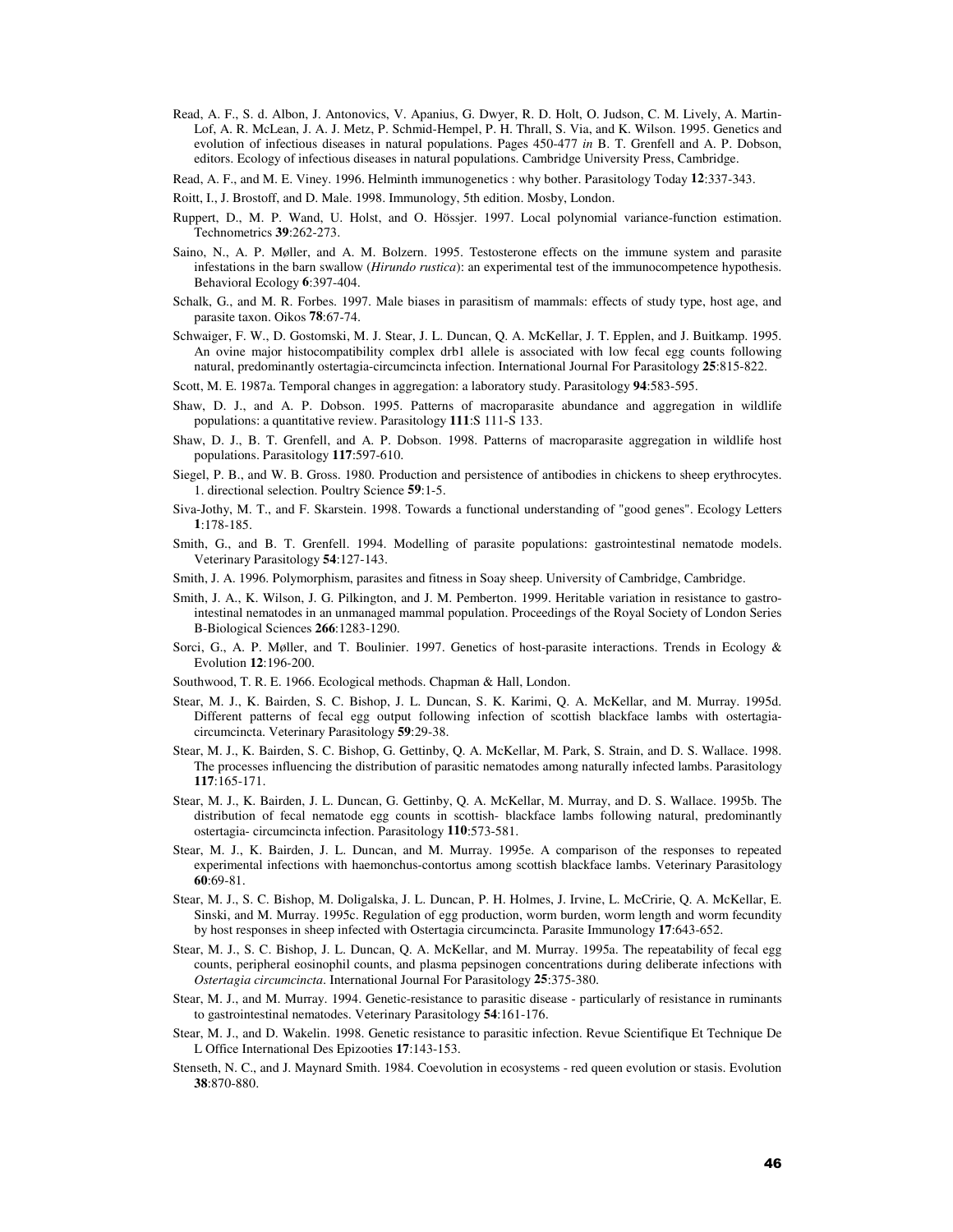Read, A. F., S. d. Albon, J. Antonovics, V. Apanius, G. Dwyer, R. D. Holt, O. Judson, C. M. Lively, A. Martin-Lof, A. R. McLean, J. A. J. Metz, P. Schmid-Hempel, P. H. Thrall, S. Via, and K. Wilson. 1995. Genetics and evolution of infectious diseases in natural populations. Pages 450-477 *in* B. T. Grenfell and A. P. Dobson, editors. Ecology of infectious diseases in natural populations. Cambridge University Press, Cambridge.

Read, A. F., and M. E. Viney. 1996. Helminth immunogenetics : why bother. Parasitology Today **12**:337-343.

Roitt, I., J. Brostoff, and D. Male. 1998. Immunology, 5th edition. Mosby, London.

Ruppert, D., M. P. Wand, U. Holst, and O. Hössjer. 1997. Local polynomial variance-function estimation. Technometrics **39**:262-273.

Saino, N., A. P. Møller, and A. M. Bolzern. 1995. Testosterone effects on the immune system and parasite infestations in the barn swallow (*Hirundo rustica*): an experimental test of the immunocompetence hypothesis. Behavioral Ecology **6**:397-404.

Schalk, G., and M. R. Forbes. 1997. Male biases in parasitism of mammals: effects of study type, host age, and parasite taxon. Oikos **78**:67-74.

Schwaiger, F. W., D. Gostomski, M. J. Stear, J. L. Duncan, Q. A. McKellar, J. T. Epplen, and J. Buitkamp. 1995. An ovine major histocompatibility complex drb1 allele is associated with low fecal egg counts following natural, predominantly ostertagia-circumcincta infection. International Journal For Parasitology **25**:815-822.

Scott, M. E. 1987a. Temporal changes in aggregation: a laboratory study. Parasitology **94**:583-595.

Shaw, D. J., and A. P. Dobson. 1995. Patterns of macroparasite abundance and aggregation in wildlife populations: a quantitative review. Parasitology **111**:S 111-S 133.

Shaw, D. J., B. T. Grenfell, and A. P. Dobson. 1998. Patterns of macroparasite aggregation in wildlife host populations. Parasitology **117**:597-610.

Siegel, P. B., and W. B. Gross. 1980. Production and persistence of antibodies in chickens to sheep erythrocytes. 1. directional selection. Poultry Science **59**:1-5.

Siva-Jothy, M. T., and F. Skarstein. 1998. Towards a functional understanding of "good genes". Ecology Letters **1**:178-185.

Smith, G., and B. T. Grenfell. 1994. Modelling of parasite populations: gastrointestinal nematode models. Veterinary Parasitology **54**:127-143.

Smith, J. A. 1996. Polymorphism, parasites and fitness in Soay sheep. University of Cambridge, Cambridge.

Smith, J. A., K. Wilson, J. G. Pilkington, and J. M. Pemberton. 1999. Heritable variation in resistance to gastro-intestinal nematodes in an unmanaged mammal population. Proceedings of the Royal Society of London Series B-Biological Sciences **266**:1283-1290.

Sorci, G., A. P. Møller, and T. Boulinier. 1997. Genetics of host-parasite interactions. Trends in Ecology & Evolution **12**:196-200.

Southwood, T. R. E. 1966. Ecological methods. Chapman & Hall, London.

Stear, M. J., K. Bairden, S. C. Bishop, J. L. Duncan, S. K. Karimi, Q. A. McKellar, and M. Murray. 1995d. Different patterns of fecal egg output following infection of scottish blackface lambs with ostertagia-circumcincta. Veterinary Parasitology **59**:29-38.

Stear, M. J., K. Bairden, S. C. Bishop, G. Gettinby, Q. A. McKellar, M. Park, S. Strain, and D. S. Wallace. 1998. The processes influencing the distribution of parasitic nematodes among naturally infected lambs. Parasitology **117**:165-171.

Stear, M. J., K. Bairden, J. L. Duncan, G. Gettinby, Q. A. McKellar, M. Murray, and D. S. Wallace. 1995b. The distribution of fecal nematode egg counts in scottish- blackface lambs following natural, predominantly ostertagia- circumcincta infection. Parasitology **110**:573-581.

Stear, M. J., K. Bairden, J. L. Duncan, and M. Murray. 1995e. A comparison of the responses to repeated experimental infections with haemonchus-contortus among scottish blackface lambs. Veterinary Parasitology **60**:69-81.

Stear, M. J., S. C. Bishop, M. Doligalska, J. L. Duncan, P. H. Holmes, J. Irvine, L. McCririe, Q. A. McKellar, E. Sinski, and M. Murray. 1995c. Regulation of egg production, worm burden, worm length and worm fecundity by host responses in sheep infected with Ostertagia circumcincta. Parasite Immunology **17**:643-652.

Stear, M. J., S. C. Bishop, J. L. Duncan, Q. A. McKellar, and M. Murray. 1995a. The repeatability of fecal egg counts, peripheral eosinophil counts, and plasma pepsinogen concentrations during deliberate infections with *Ostertagia circumcincta*. International Journal For Parasitology **25**:375-380.

Stear, M. J., and M. Murray. 1994. Genetic-resistance to parasitic disease - particularly of resistance in ruminants to gastrointestinal nematodes. Veterinary Parasitology **54**:161-176.

Stear, M. J., and D. Wakelin. 1998. Genetic resistance to parasitic infection. Revue Scientifique Et Technique De L Office International Des Epizooties **17**:143-153.

Stenseth, N. C., and J. Maynard Smith. 1984. Coevolution in ecosystems - red queen evolution or stasis. Evolution **38**:870-880.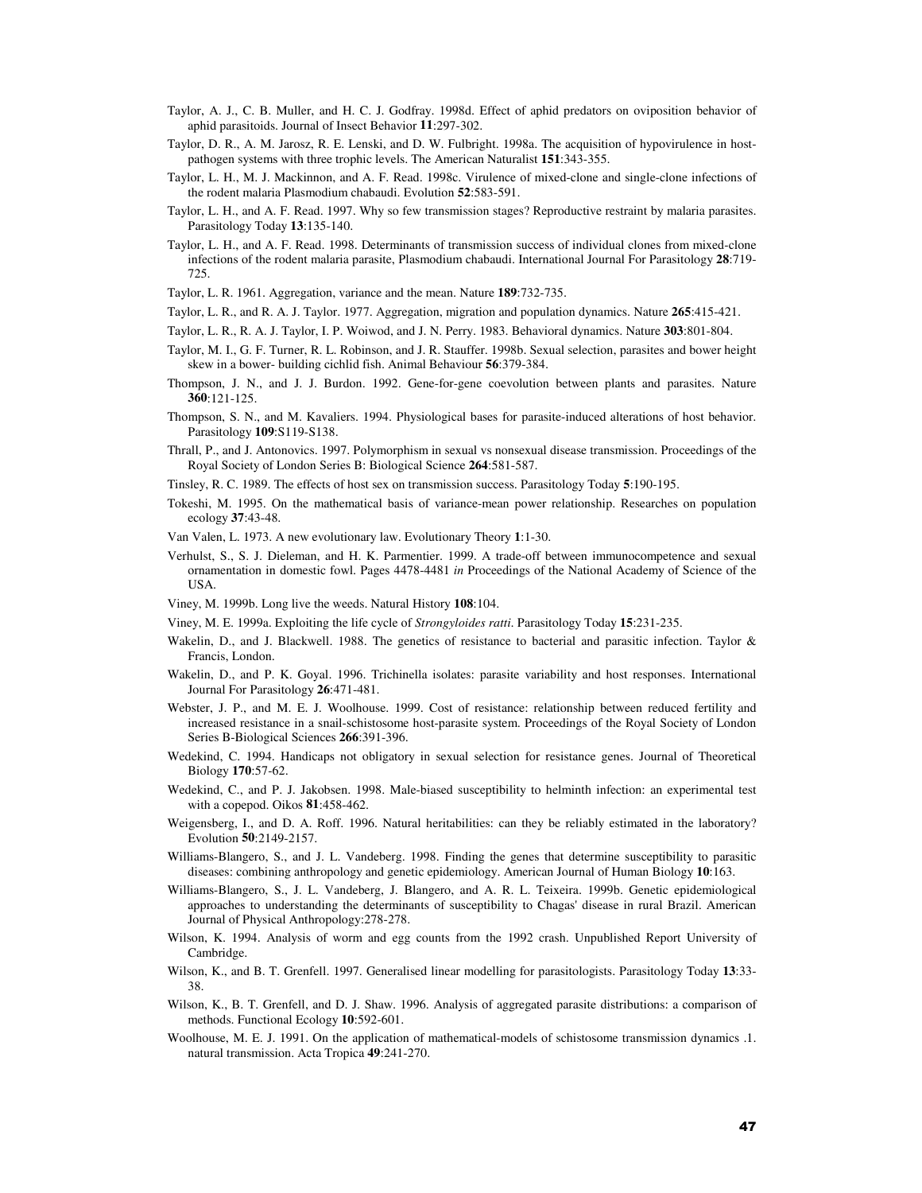Taylor, A. J., C. B. Muller, and H. C. J. Godfray. 1998d. Effect of aphid predators on oviposition behavior of aphid parasitoids. Journal of Insect Behavior **11**:297-302.

Taylor, D. R., A. M. Jarosz, R. E. Lenski, and D. W. Fulbright. 1998a. The acquisition of hypovirulence in host-pathogen systems with three trophic levels. The American Naturalist **151**:343-355.

Taylor, L. H., M. J. Mackinnon, and A. F. Read. 1998c. Virulence of mixed-clone and single-clone infections of the rodent malaria Plasmodium chabaudi. Evolution **52**:583-591.

Taylor, L. H., and A. F. Read. 1997. Why so few transmission stages? Reproductive restraint by malaria parasites. Parasitology Today **13**:135-140.

Taylor, L. H., and A. F. Read. 1998. Determinants of transmission success of individual clones from mixed-clone infections of the rodent malaria parasite, Plasmodium chabaudi. International Journal For Parasitology **28**:719-725.

Taylor, L. R. 1961. Aggregation, variance and the mean. Nature **189**:732-735.

Taylor, L. R., and R. A. J. Taylor. 1977. Aggregation, migration and population dynamics. Nature **265**:415-421.

Taylor, L. R., R. A. J. Taylor, I. P. Woiwod, and J. N. Perry. 1983. Behavioral dynamics. Nature **303**:801-804.

Taylor, M. I., G. F. Turner, R. L. Robinson, and J. R. Stauffer. 1998b. Sexual selection, parasites and bower height skew in a bower- building cichlid fish. Animal Behaviour **56**:379-384.

Thompson, J. N., and J. J. Burdon. 1992. Gene-for-gene coevolution between plants and parasites. Nature **360**:121-125.

Thompson, S. N., and M. Kavaliers. 1994. Physiological bases for parasite-induced alterations of host behavior. Parasitology **109**:S119-S138.

Thrall, P., and J. Antonovics. 1997. Polymorphism in sexual vs nonsexual disease transmission. Proceedings of the Royal Society of London Series B: Biological Science **264**:581-587.

Tinsley, R. C. 1989. The effects of host sex on transmission success. Parasitology Today **5**:190-195.

Tokeshi, M. 1995. On the mathematical basis of variance-mean power relationship. Researches on population ecology **37**:43-48.

Van Valen, L. 1973. A new evolutionary law. Evolutionary Theory **1**:1-30.

Verhulst, S., S. J. Dieleman, and H. K. Parmentier. 1999. A trade-off between immunocompetence and sexual ornamentation in domestic fowl. Pages 4478-4481 *in* Proceedings of the National Academy of Science of the USA.

Viney, M. 1999b. Long live the weeds. Natural History **108**:104.

Viney, M. E. 1999a. Exploiting the life cycle of *Strongyloides ratti*. Parasitology Today **15**:231-235.

Wakelin, D., and J. Blackwell. 1988. The genetics of resistance to bacterial and parasitic infection. Taylor & Francis, London.

Wakelin, D., and P. K. Goyal. 1996. Trichinella isolates: parasite variability and host responses. International Journal For Parasitology **26**:471-481.

Webster, J. P., and M. E. J. Woolhouse. 1999. Cost of resistance: relationship between reduced fertility and increased resistance in a snail-schistosome host-parasite system. Proceedings of the Royal Society of London Series B-Biological Sciences **266**:391-396.

Wedekind, C. 1994. Handicaps not obligatory in sexual selection for resistance genes. Journal of Theoretical Biology **170**:57-62.

Wedekind, C., and P. J. Jakobsen. 1998. Male-biased susceptibility to helminth infection: an experimental test with a copepod. Oikos **81**:458-462.

Weigensberg, I., and D. A. Roff. 1996. Natural heritabilities: can they be reliably estimated in the laboratory? Evolution **50**:2149-2157.

Williams-Blangero, S., and J. L. Vandeberg. 1998. Finding the genes that determine susceptibility to parasitic diseases: combining anthropology and genetic epidemiology. American Journal of Human Biology **10**:163.

Williams-Blangero, S., J. L. Vandeberg, J. Blangero, and A. R. L. Teixeira. 1999b. Genetic epidemiological approaches to understanding the determinants of susceptibility to Chagas' disease in rural Brazil. American Journal of Physical Anthropology:278-278.

Wilson, K. 1994. Analysis of worm and egg counts from the 1992 crash. Unpublished Report University of Cambridge.

Wilson, K., and B. T. Grenfell. 1997. Generalised linear modelling for parasitologists. Parasitology Today **13**:33-38.

Wilson, K., B. T. Grenfell, and D. J. Shaw. 1996. Analysis of aggregated parasite distributions: a comparison of methods. Functional Ecology **10**:592-601.

Woolhouse, M. E. J. 1991. On the application of mathematical-models of schistosome transmission dynamics .1. natural transmission. Acta Tropica **49**:241-270.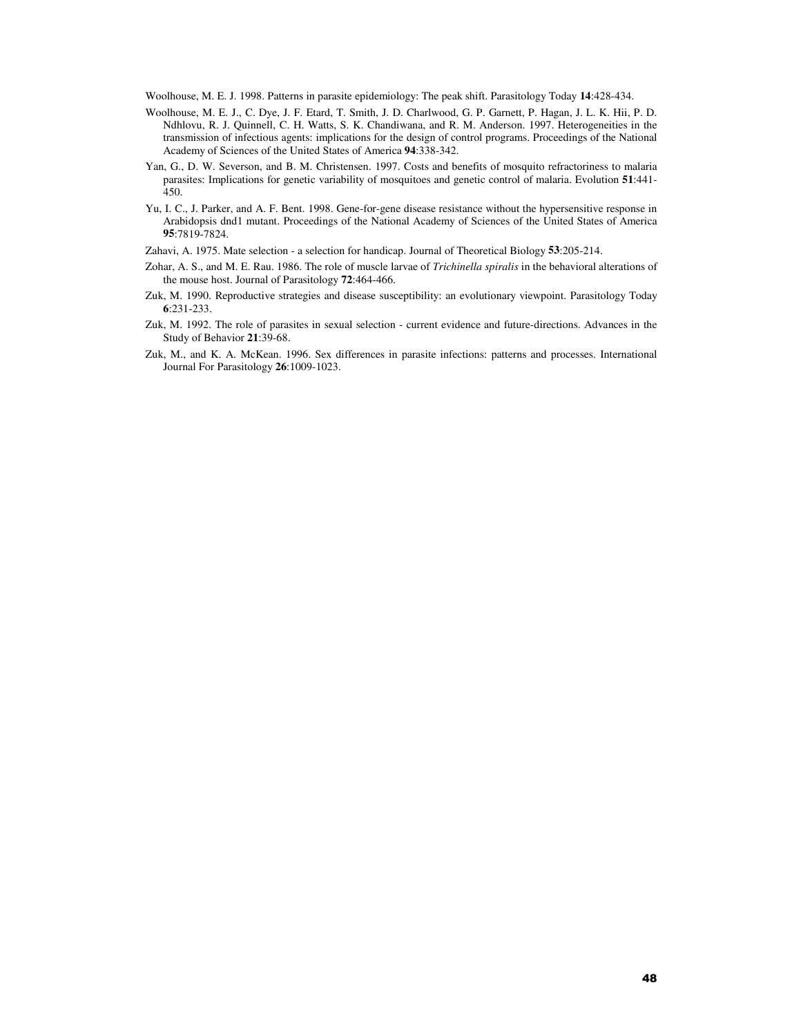Woolhouse, M. E. J. 1998. Patterns in parasite epidemiology: The peak shift. Parasitology Today **14**:428-434.

Woolhouse, M. E. J., C. Dye, J. F. Etard, T. Smith, J. D. Charlwood, G. P. Garnett, P. Hagan, J. L. K. Hii, P. D. Ndhlovu, R. J. Quinnell, C. H. Watts, S. K. Chandiwana, and R. M. Anderson. 1997. Heterogeneities in the transmission of infectious agents: implications for the design of control programs. Proceedings of the National Academy of Sciences of the United States of America **94**:338-342.

Yan, G., D. W. Severson, and B. M. Christensen. 1997. Costs and benefits of mosquito refractoriness to malaria parasites: Implications for genetic variability of mosquitoes and genetic control of malaria. Evolution **51**:441-450.

Yu, I. C., J. Parker, and A. F. Bent. 1998. Gene-for-gene disease resistance without the hypersensitive response in Arabidopsis dnd1 mutant. Proceedings of the National Academy of Sciences of the United States of America **95**:7819-7824.

Zahavi, A. 1975. Mate selection - a selection for handicap. Journal of Theoretical Biology **53**:205-214.

Zohar, A. S., and M. E. Rau. 1986. The role of muscle larvae of *Trichinella spiralis* in the behavioral alterations of the mouse host. Journal of Parasitology **72**:464-466.

Zuk, M. 1990. Reproductive strategies and disease susceptibility: an evolutionary viewpoint. Parasitology Today **6**:231-233.

Zuk, M. 1992. The role of parasites in sexual selection - current evidence and future-directions. Advances in the Study of Behavior **21**:39-68.

Zuk, M., and K. A. McKean. 1996. Sex differences in parasite infections: patterns and processes. International Journal For Parasitology **26**:1009-1023.